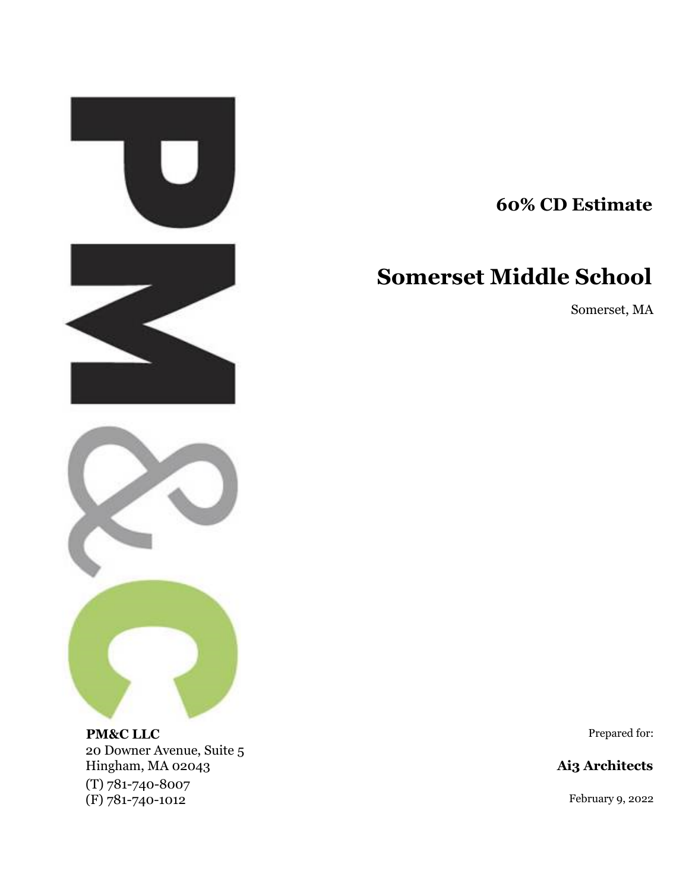## 60% CD Estimate

# Somerset Middle School

Somerset, MA

**PM&C LLC**
20 Downer Avenue, Suite 5
Hingham, MA 02043
(T) 781-740-8007
(F) 781-740-1012

Prepared for:

**Ai3 Architects**

February 9, 2022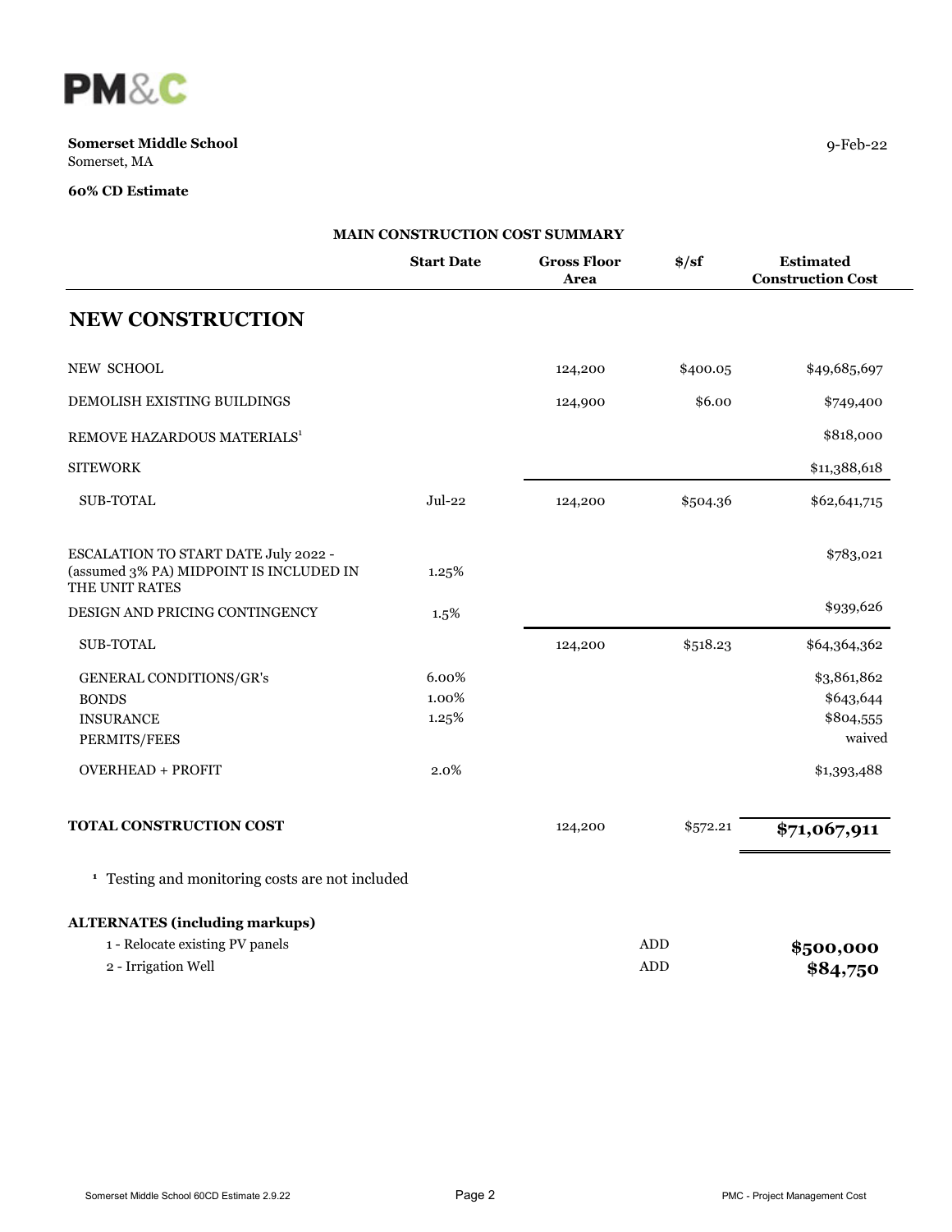**PM&C**

**Somerset Middle School**
Somerset, MA

9-Feb-22

**60% CD Estimate**

**MAIN CONSTRUCTION COST SUMMARY**

| | Start Date | Gross Floor Area | $/sf | Estimated Construction Cost |
|---|---|---|---|---|
| **NEW CONSTRUCTION** | | | | |
| NEW SCHOOL | | 124,200 | $400.05 | $49,685,697 |
| DEMOLISH EXISTING BUILDINGS | | 124,900 | $6.00 | $749,400 |
| REMOVE HAZARDOUS MATERIALS[1] | | | | $818,000 |
| SITEWORK | | | | $11,388,618 |
| SUB-TOTAL | Jul-22 | 124,200 | $504.36 | $62,641,715 |
| ESCALATION TO START DATE July 2022 - (assumed 3% PA) MIDPOINT IS INCLUDED IN THE UNIT RATES | 1.25% | | | $783,021 |
| DESIGN AND PRICING CONTINGENCY | 1.5% | | | $939,626 |
| SUB-TOTAL | | 124,200 | $518.23 | $64,364,362 |
| GENERAL CONDITIONS/GR's | 6.00% | | | $3,861,862 |
| BONDS | 1.00% | | | $643,644 |
| INSURANCE | 1.25% | | | $804,555 |
| PERMITS/FEES | | | | waived |
| OVERHEAD + PROFIT | 2.0% | | | $1,393,488 |
| **TOTAL CONSTRUCTION COST** | | 124,200 | $572.21 | **$71,067,911** |

[1] Testing and monitoring costs are not included

**ALTERNATES (including markups)**

| | | |
|---|---|---|
| 1 - Relocate existing PV panels | ADD | **$500,000** |
| 2 - Irrigation Well | ADD | **$84,750** |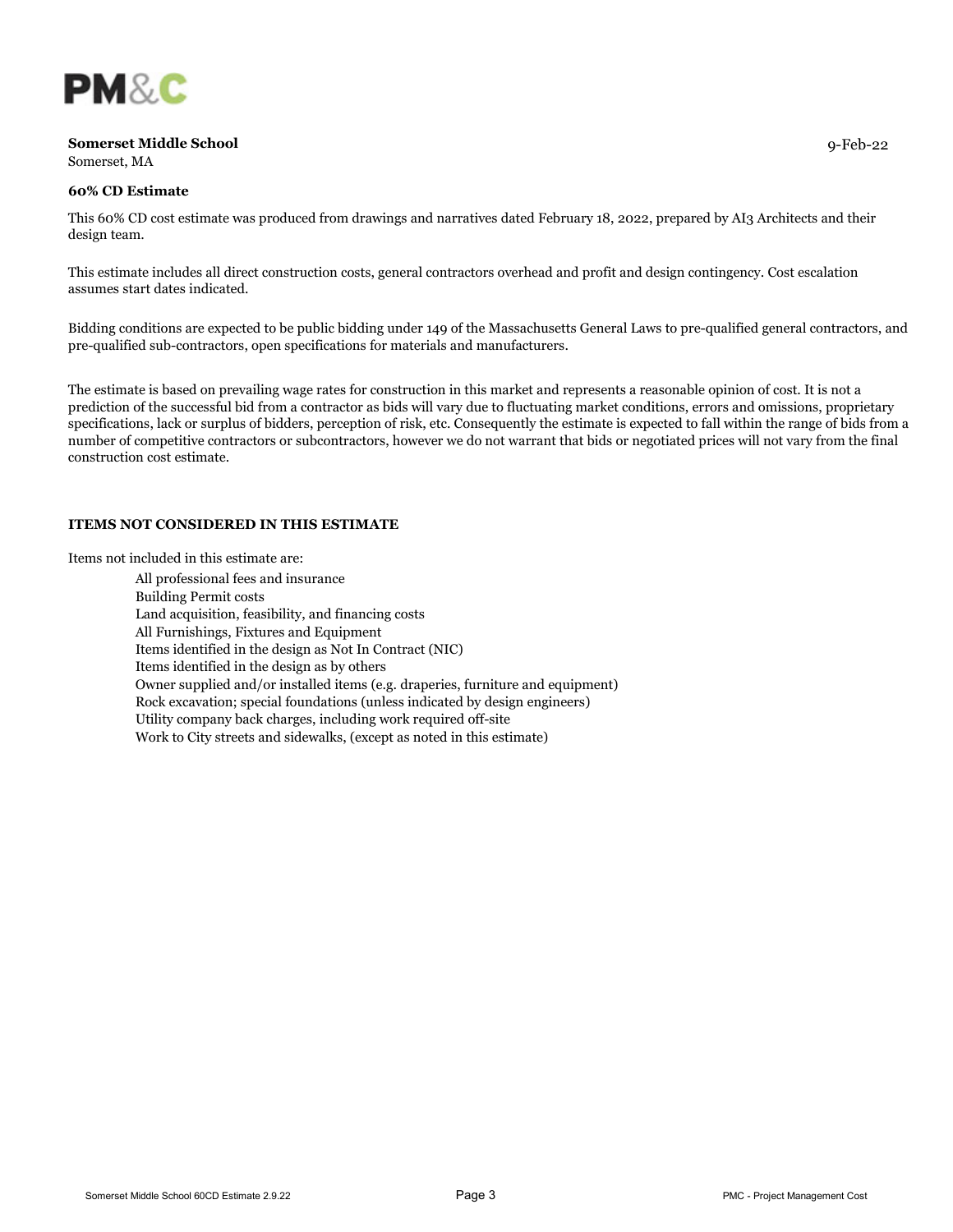PM&C

**Somerset Middle School**
Somerset, MA

9-Feb-22

**60% CD Estimate**

This 60% CD cost estimate was produced from drawings and narratives dated February 18, 2022, prepared by AI3 Architects and their design team.

This estimate includes all direct construction costs, general contractors overhead and profit and design contingency. Cost escalation assumes start dates indicated.

Bidding conditions are expected to be public bidding under 149 of the Massachusetts General Laws to pre-qualified general contractors, and pre-qualified sub-contractors, open specifications for materials and manufacturers.

The estimate is based on prevailing wage rates for construction in this market and represents a reasonable opinion of cost. It is not a prediction of the successful bid from a contractor as bids will vary due to fluctuating market conditions, errors and omissions, proprietary specifications, lack or surplus of bidders, perception of risk, etc. Consequently the estimate is expected to fall within the range of bids from a number of competitive contractors or subcontractors, however we do not warrant that bids or negotiated prices will not vary from the final construction cost estimate.

**ITEMS NOT CONSIDERED IN THIS ESTIMATE**

Items not included in this estimate are:

- All professional fees and insurance
- Building Permit costs
- Land acquisition, feasibility, and financing costs
- All Furnishings, Fixtures and Equipment
- Items identified in the design as Not In Contract (NIC)
- Items identified in the design as by others
- Owner supplied and/or installed items (e.g. draperies, furniture and equipment)
- Rock excavation; special foundations (unless indicated by design engineers)
- Utility company back charges, including work required off-site
- Work to City streets and sidewalks, (except as noted in this estimate)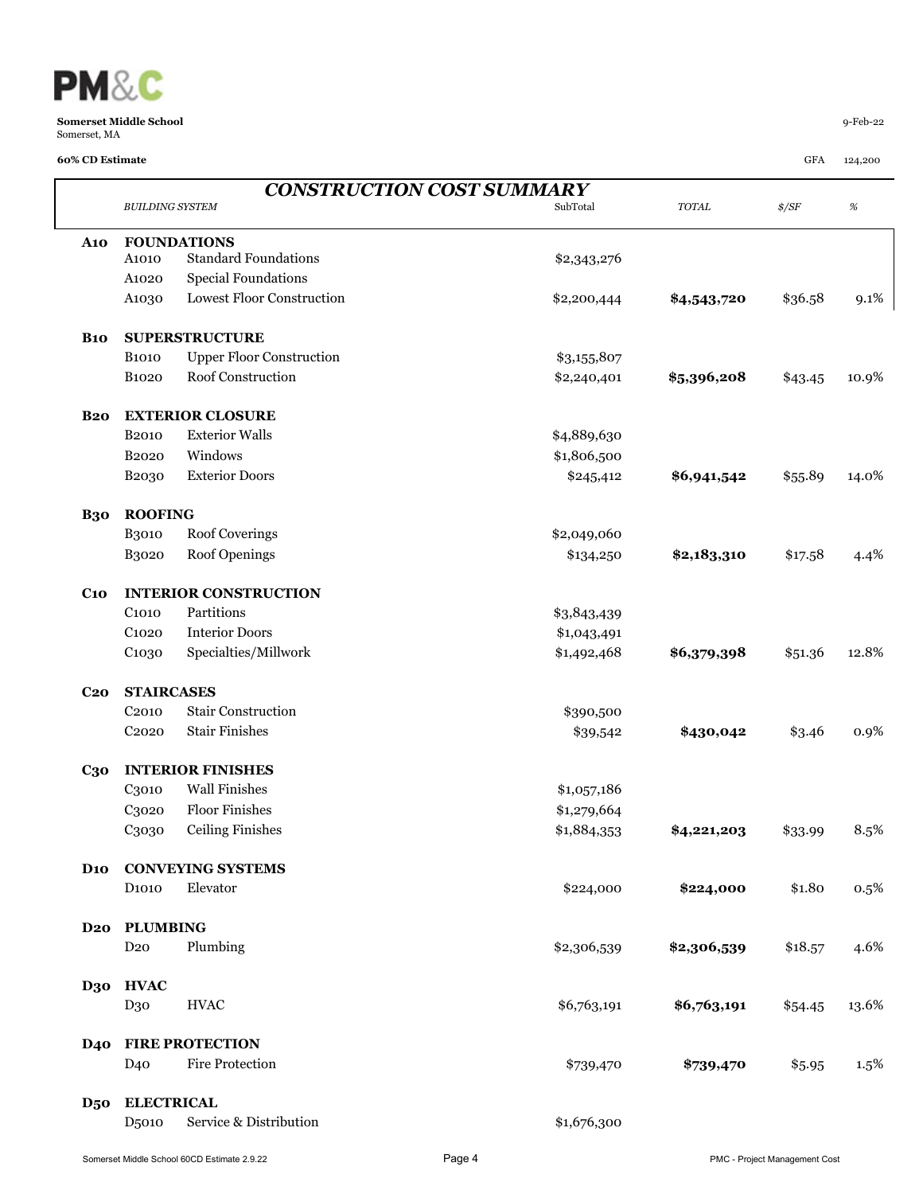**PM&C**

**Somerset Middle School**
Somerset, MA

9-Feb-22

**60% CD Estimate**

GFA 124,200

## *CONSTRUCTION COST SUMMARY*

| | *BUILDING SYSTEM* | | SubTotal | *TOTAL* | *$/SF* | *%* |
|---|---|---|---|---|---|---|
| **A10** | **FOUNDATIONS** | | | | | |
| | A1010 | Standard Foundations | $2,343,276 | | | |
| | A1020 | Special Foundations | | | | |
| | A1030 | Lowest Floor Construction | $2,200,444 | **$4,543,720** | $36.58 | 9.1% |
| **B10** | **SUPERSTRUCTURE** | | | | | |
| | B1010 | Upper Floor Construction | $3,155,807 | | | |
| | B1020 | Roof Construction | $2,240,401 | **$5,396,208** | $43.45 | 10.9% |
| **B20** | **EXTERIOR CLOSURE** | | | | | |
| | B2010 | Exterior Walls | $4,889,630 | | | |
| | B2020 | Windows | $1,806,500 | | | |
| | B2030 | Exterior Doors | $245,412 | **$6,941,542** | $55.89 | 14.0% |
| **B30** | **ROOFING** | | | | | |
| | B3010 | Roof Coverings | $2,049,060 | | | |
| | B3020 | Roof Openings | $134,250 | **$2,183,310** | $17.58 | 4.4% |
| **C10** | **INTERIOR CONSTRUCTION** | | | | | |
| | C1010 | Partitions | $3,843,439 | | | |
| | C1020 | Interior Doors | $1,043,491 | | | |
| | C1030 | Specialties/Millwork | $1,492,468 | **$6,379,398** | $51.36 | 12.8% |
| **C20** | **STAIRCASES** | | | | | |
| | C2010 | Stair Construction | $390,500 | | | |
| | C2020 | Stair Finishes | $39,542 | **$430,042** | $3.46 | 0.9% |
| **C30** | **INTERIOR FINISHES** | | | | | |
| | C3010 | Wall Finishes | $1,057,186 | | | |
| | C3020 | Floor Finishes | $1,279,664 | | | |
| | C3030 | Ceiling Finishes | $1,884,353 | **$4,221,203** | $33.99 | 8.5% |
| **D10** | **CONVEYING SYSTEMS** | | | | | |
| | D1010 | Elevator | $224,000 | **$224,000** | $1.80 | 0.5% |
| **D20** | **PLUMBING** | | | | | |
| | D20 | Plumbing | $2,306,539 | **$2,306,539** | $18.57 | 4.6% |
| **D30** | **HVAC** | | | | | |
| | D30 | HVAC | $6,763,191 | **$6,763,191** | $54.45 | 13.6% |
| **D40** | **FIRE PROTECTION** | | | | | |
| | D40 | Fire Protection | $739,470 | **$739,470** | $5.95 | 1.5% |
| **D50** | **ELECTRICAL** | | | | | |
| | D5010 | Service & Distribution | $1,676,300 | | | |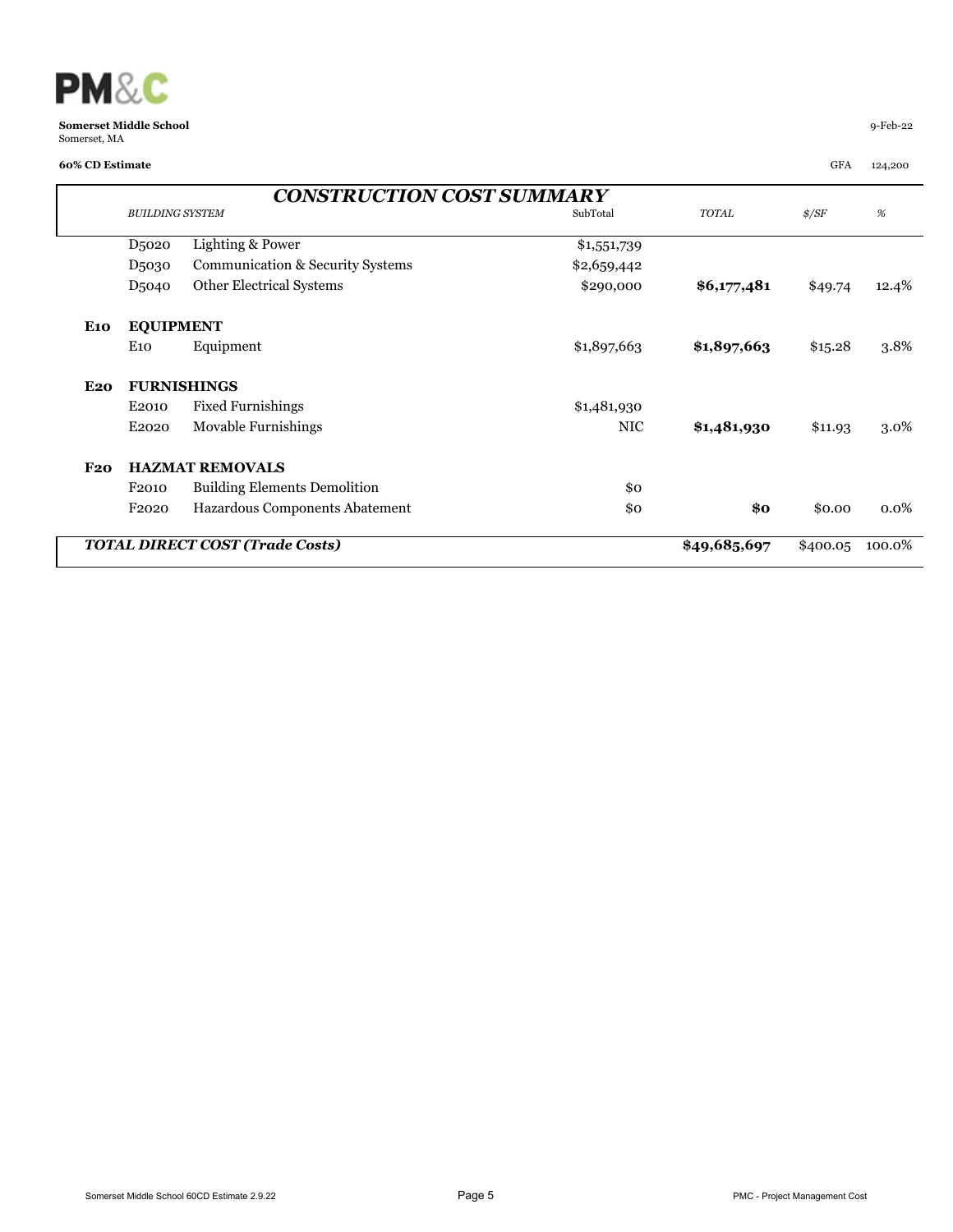**Somerset Middle School**
Somerset, MA

9-Feb-22

**60% CD Estimate**

GFA 124,200

## *CONSTRUCTION COST SUMMARY*

| | *BUILDING SYSTEM* | | SubTotal | *TOTAL* | *$/SF* | *%* |
|---|---|---|---|---|---|---|
| | D5020 | Lighting & Power | $1,551,739 | | | |
| | D5030 | Communication & Security Systems | $2,659,442 | | | |
| | D5040 | Other Electrical Systems | $290,000 | **$6,177,481** | $49.74 | 12.4% |
| **E10** | **EQUIPMENT** | | | | | |
| | E10 | Equipment | $1,897,663 | **$1,897,663** | $15.28 | 3.8% |
| **E20** | **FURNISHINGS** | | | | | |
| | E2010 | Fixed Furnishings | $1,481,930 | | | |
| | E2020 | Movable Furnishings | NIC | **$1,481,930** | $11.93 | 3.0% |
| **F20** | **HAZMAT REMOVALS** | | | | | |
| | F2010 | Building Elements Demolition | $0 | | | |
| | F2020 | Hazardous Components Abatement | $0 | **$0** | $0.00 | 0.0% |
| ***TOTAL DIRECT COST (Trade Costs)*** | | | | **$49,685,697** | $400.05 | 100.0% |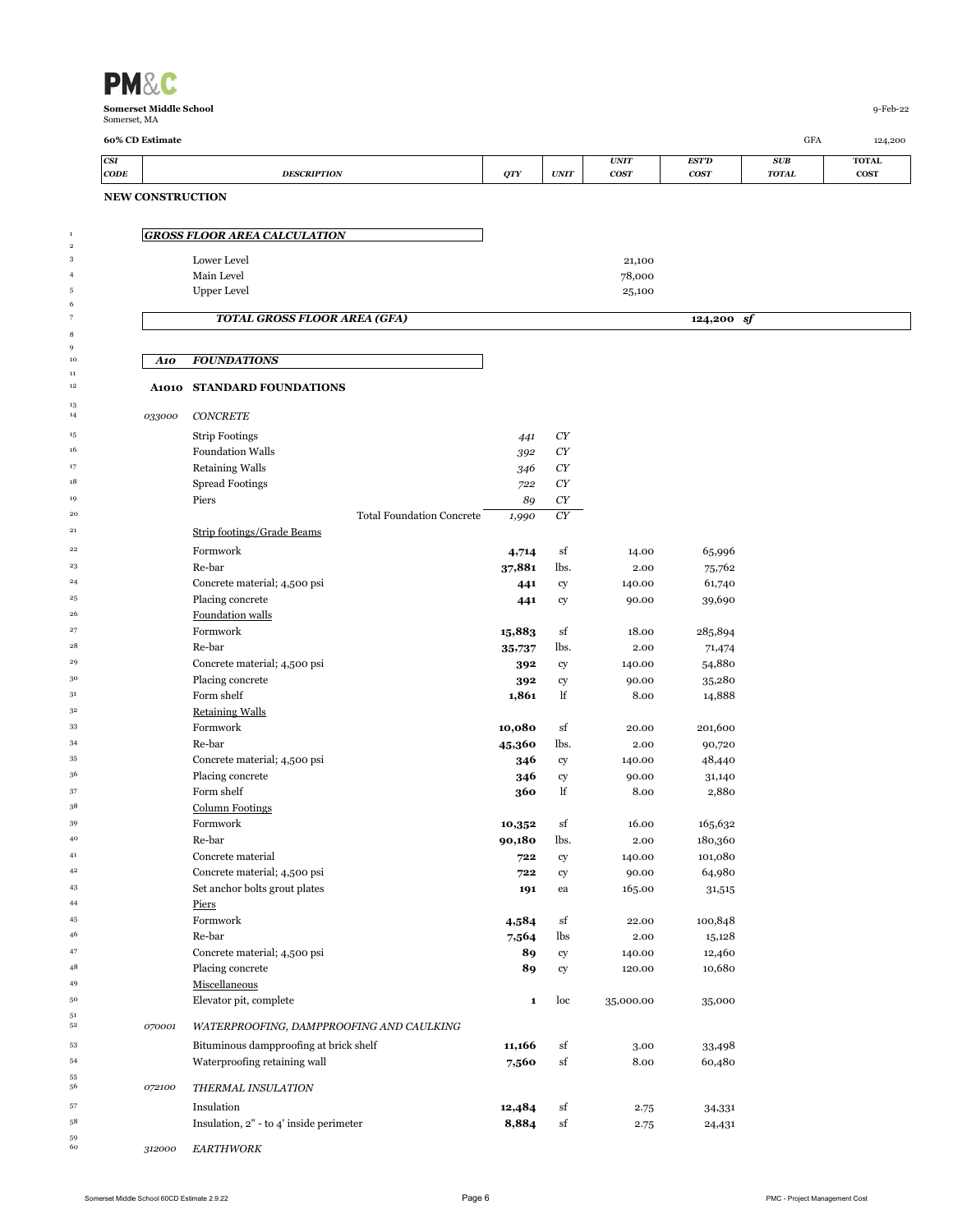**PM&C**

**Somerset Middle School**
Somerset, MA

9-Feb-22

**60% CD Estimate** GFA 124,200

| CSI CODE | DESCRIPTION | QTY | UNIT | UNIT COST | EST'D COST | SUB TOTAL | TOTAL COST |
|---|---|---|---|---|---|---|---|
| **NEW CONSTRUCTION** | | | | | | | |
| | *GROSS FLOOR AREA CALCULATION* | | | | | | |
| | Lower Level | | | 21,100 | | | |
| | Main Level | | | 78,000 | | | |
| | Upper Level | | | 25,100 | | | |
| | ***TOTAL GROSS FLOOR AREA (GFA)*** | | | | **124,200** *sf* | | |
| ***A10*** | ***FOUNDATIONS*** | | | | | | |
| **A1010** | **STANDARD FOUNDATIONS** | | | | | | |
| *033000* | *CONCRETE* | | | | | | |
| | Strip Footings | *441* | *CY* | | | | |
| | Foundation Walls | *392* | *CY* | | | | |
| | Retaining Walls | *346* | *CY* | | | | |
| | Spread Footings | *722* | *CY* | | | | |
| | Piers | *89* | *CY* | | | | |
| | Total Foundation Concrete | *1,990* | *CY* | | | | |
| | Strip footings/Grade Beams | | | | | | |
| | Formwork | **4,714** | sf | 14.00 | 65,996 | | |
| | Re-bar | **37,881** | lbs. | 2.00 | 75,762 | | |
| | Concrete material; 4,500 psi | **441** | cy | 140.00 | 61,740 | | |
| | Placing concrete | **441** | cy | 90.00 | 39,690 | | |
| | Foundation walls | | | | | | |
| | Formwork | **15,883** | sf | 18.00 | 285,894 | | |
| | Re-bar | **35,737** | lbs. | 2.00 | 71,474 | | |
| | Concrete material; 4,500 psi | **392** | cy | 140.00 | 54,880 | | |
| | Placing concrete | **392** | cy | 90.00 | 35,280 | | |
| | Form shelf | **1,861** | lf | 8.00 | 14,888 | | |
| | Retaining Walls | | | | | | |
| | Formwork | **10,080** | sf | 20.00 | 201,600 | | |
| | Re-bar | **45,360** | lbs. | 2.00 | 90,720 | | |
| | Concrete material; 4,500 psi | **346** | cy | 140.00 | 48,440 | | |
| | Placing concrete | **346** | cy | 90.00 | 31,140 | | |
| | Form shelf | **360** | lf | 8.00 | 2,880 | | |
| | Column Footings | | | | | | |
| | Formwork | **10,352** | sf | 16.00 | 165,632 | | |
| | Re-bar | **90,180** | lbs. | 2.00 | 180,360 | | |
| | Concrete material | **722** | cy | 140.00 | 101,080 | | |
| | Concrete material; 4,500 psi | **722** | cy | 90.00 | 64,980 | | |
| | Set anchor bolts grout plates | **191** | ea | 165.00 | 31,515 | | |
| | Piers | | | | | | |
| | Formwork | **4,584** | sf | 22.00 | 100,848 | | |
| | Re-bar | **7,564** | lbs | 2.00 | 15,128 | | |
| | Concrete material; 4,500 psi | **89** | cy | 140.00 | 12,460 | | |
| | Placing concrete | **89** | cy | 120.00 | 10,680 | | |
| | Miscellaneous | | | | | | |
| | Elevator pit, complete | **1** | loc | 35,000.00 | 35,000 | | |
| *070001* | *WATERPROOFING, DAMPPROOFING AND CAULKING* | | | | | | |
| | Bituminous dampproofing at brick shelf | **11,166** | sf | 3.00 | 33,498 | | |
| | Waterproofing retaining wall | **7,560** | sf | 8.00 | 60,480 | | |
| *072100* | *THERMAL INSULATION* | | | | | | |
| | Insulation | **12,484** | sf | 2.75 | 34,331 | | |
| | Insulation, 2" - to 4' inside perimeter | **8,884** | sf | 2.75 | 24,431 | | |
| *312000* | *EARTHWORK* | | | | | | |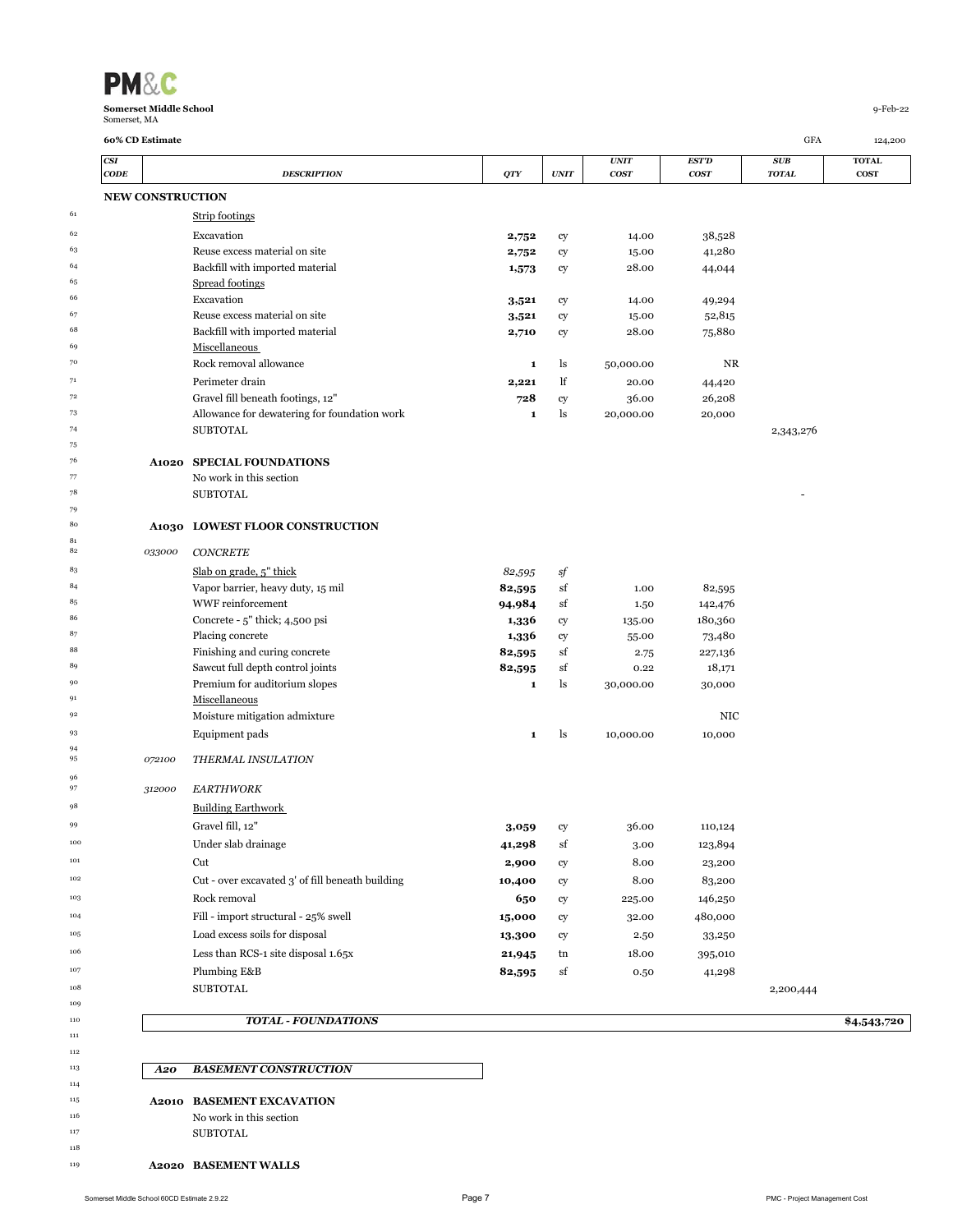**Somerset Middle School**
Somerset, MA

9-Feb-22

**60% CD Estimate** GFA 124,200

| | CSI CODE | DESCRIPTION | QTY | UNIT | UNIT COST | EST'D COST | SUB TOTAL | TOTAL COST |
|---|---|---|---|---|---|---|---|---|
| | **NEW CONSTRUCTION** | | | | | | | |
| 61 | | Strip footings | | | | | | |
| 62 | | Excavation | **2,752** | cy | 14.00 | 38,528 | | |
| 63 | | Reuse excess material on site | **2,752** | cy | 15.00 | 41,280 | | |
| 64 | | Backfill with imported material | **1,573** | cy | 28.00 | 44,044 | | |
| 65 | | Spread footings | | | | | | |
| 66 | | Excavation | **3,521** | cy | 14.00 | 49,294 | | |
| 67 | | Reuse excess material on site | **3,521** | cy | 15.00 | 52,815 | | |
| 68 | | Backfill with imported material | **2,710** | cy | 28.00 | 75,880 | | |
| 69 | | Miscellaneous | | | | | | |
| 70 | | Rock removal allowance | **1** | ls | 50,000.00 | NR | | |
| 71 | | Perimeter drain | **2,221** | lf | 20.00 | 44,420 | | |
| 72 | | Gravel fill beneath footings, 12" | **728** | cy | 36.00 | 26,208 | | |
| 73 | | Allowance for dewatering for foundation work | **1** | ls | 20,000.00 | 20,000 | | |
| 74 | | SUBTOTAL | | | | | 2,343,276 | |
| 75 | | | | | | | | |
| 76 | **A1020** | **SPECIAL FOUNDATIONS** | | | | | | |
| 77 | | No work in this section | | | | | | |
| 78 | | SUBTOTAL | | | | | - | |
| 79 | | | | | | | | |
| 80 | **A1030** | **LOWEST FLOOR CONSTRUCTION** | | | | | | |
| 81-82 | *033000* | *CONCRETE* | | | | | | |
| 83 | | Slab on grade, 5" thick | *82,595* | *sf* | | | | |
| 84 | | Vapor barrier, heavy duty, 15 mil | **82,595** | sf | 1.00 | 82,595 | | |
| 85 | | WWF reinforcement | **94,984** | sf | 1.50 | 142,476 | | |
| 86 | | Concrete - 5" thick; 4,500 psi | **1,336** | cy | 135.00 | 180,360 | | |
| 87 | | Placing concrete | **1,336** | cy | 55.00 | 73,480 | | |
| 88 | | Finishing and curing concrete | **82,595** | sf | 2.75 | 227,136 | | |
| 89 | | Sawcut full depth control joints | **82,595** | sf | 0.22 | 18,171 | | |
| 90 | | Premium for auditorium slopes | **1** | ls | 30,000.00 | 30,000 | | |
| 91 | | Miscellaneous | | | | | | |
| 92 | | Moisture mitigation admixture | | | | NIC | | |
| 93 | | Equipment pads | **1** | ls | 10,000.00 | 10,000 | | |
| 94-95 | *072100* | *THERMAL INSULATION* | | | | | | |
| 96-97 | *312000* | *EARTHWORK* | | | | | | |
| 98 | | Building Earthwork | | | | | | |
| 99 | | Gravel fill, 12" | **3,059** | cy | 36.00 | 110,124 | | |
| 100 | | Under slab drainage | **41,298** | sf | 3.00 | 123,894 | | |
| 101 | | Cut | **2,900** | cy | 8.00 | 23,200 | | |
| 102 | | Cut - over excavated 3' of fill beneath building | **10,400** | cy | 8.00 | 83,200 | | |
| 103 | | Rock removal | **650** | cy | 225.00 | 146,250 | | |
| 104 | | Fill - import structural - 25% swell | **15,000** | cy | 32.00 | 480,000 | | |
| 105 | | Load excess soils for disposal | **13,300** | cy | 2.50 | 33,250 | | |
| 106 | | Less than RCS-1 site disposal 1.65x | **21,945** | tn | 18.00 | 395,010 | | |
| 107 | | Plumbing E&B | **82,595** | sf | 0.50 | 41,298 | | |
| 108 | | SUBTOTAL | | | | | 2,200,444 | |
| 109 | | | | | | | | |
| 110 | | ***TOTAL - FOUNDATIONS*** | | | | | | **$4,543,720** |
| 111-112 | | | | | | | | |
| 113 | ***A20*** | ***BASEMENT CONSTRUCTION*** | | | | | | |
| 114 | | | | | | | | |
| 115 | **A2010** | **BASEMENT EXCAVATION** | | | | | | |
| 116 | | No work in this section | | | | | | |
| 117 | | SUBTOTAL | | | | | | |
| 118 | | | | | | | | |
| 119 | **A2020** | **BASEMENT WALLS** | | | | | | |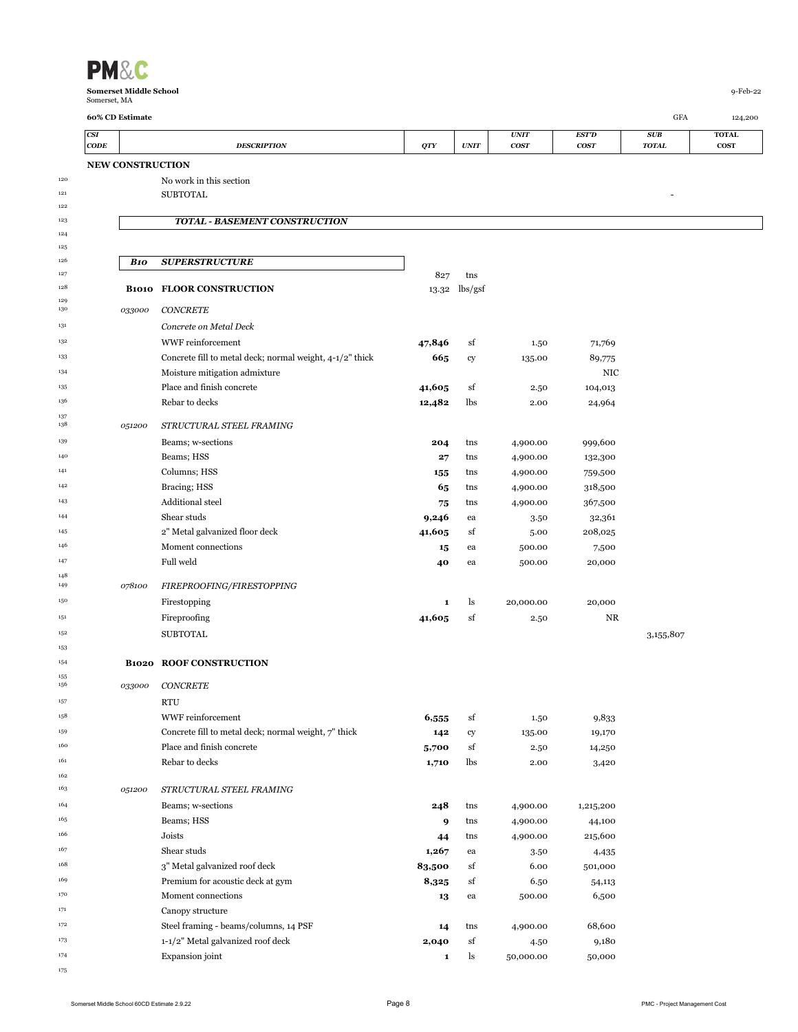**PM&C**

**Somerset Middle School**
Somerset, MA

9-Feb-22

**60% CD Estimate** GFA 124,200

| | CSI CODE | DESCRIPTION | QTY | UNIT | UNIT COST | EST'D COST | SUB TOTAL | TOTAL COST |
|---|---|---|---|---|---|---|---|---|
| | **NEW CONSTRUCTION** | | | | | | | |
| 120 | | No work in this section | | | | | | |
| 121 | | SUBTOTAL | | | | | - | |
| 122 | | | | | | | | |
| 123 | | ***TOTAL - BASEMENT CONSTRUCTION*** | | | | | | |
| 124 | | | | | | | | |
| 125 | | | | | | | | |
| 126 | ***B10*** | ***SUPERSTRUCTURE*** | | | | | | |
| 127 | | | 827 | tns | | | | |
| 128 | **B1010** | **FLOOR CONSTRUCTION** | 13.32 | lbs/gsf | | | | |
| 129 | | | | | | | | |
| 130 | *033000* | *CONCRETE* | | | | | | |
| 131 | | *Concrete on Metal Deck* | | | | | | |
| 132 | | WWF reinforcement | **47,846** | sf | 1.50 | 71,769 | | |
| 133 | | Concrete fill to metal deck; normal weight, 4-1/2" thick | **665** | cy | 135.00 | 89,775 | | |
| 134 | | Moisture mitigation admixture | | | | NIC | | |
| 135 | | Place and finish concrete | **41,605** | sf | 2.50 | 104,013 | | |
| 136 | | Rebar to decks | **12,482** | lbs | 2.00 | 24,964 | | |
| 137 | | | | | | | | |
| 138 | *051200* | *STRUCTURAL STEEL FRAMING* | | | | | | |
| 139 | | Beams; w-sections | **204** | tns | 4,900.00 | 999,600 | | |
| 140 | | Beams; HSS | **27** | tns | 4,900.00 | 132,300 | | |
| 141 | | Columns; HSS | **155** | tns | 4,900.00 | 759,500 | | |
| 142 | | Bracing; HSS | **65** | tns | 4,900.00 | 318,500 | | |
| 143 | | Additional steel | **75** | tns | 4,900.00 | 367,500 | | |
| 144 | | Shear studs | **9,246** | ea | 3.50 | 32,361 | | |
| 145 | | 2" Metal galvanized floor deck | **41,605** | sf | 5.00 | 208,025 | | |
| 146 | | Moment connections | **15** | ea | 500.00 | 7,500 | | |
| 147 | | Full weld | **40** | ea | 500.00 | 20,000 | | |
| 148 | | | | | | | | |
| 149 | *078100* | *FIREPROOFING/FIRESTOPPING* | | | | | | |
| 150 | | Firestopping | **1** | ls | 20,000.00 | 20,000 | | |
| 151 | | Fireproofing | **41,605** | sf | 2.50 | NR | | |
| 152 | | SUBTOTAL | | | | | 3,155,807 | |
| 153 | | | | | | | | |
| 154 | **B1020** | **ROOF CONSTRUCTION** | | | | | | |
| 155 | | | | | | | | |
| 156 | *033000* | *CONCRETE* | | | | | | |
| 157 | | RTU | | | | | | |
| 158 | | WWF reinforcement | **6,555** | sf | 1.50 | 9,833 | | |
| 159 | | Concrete fill to metal deck; normal weight, 7" thick | **142** | cy | 135.00 | 19,170 | | |
| 160 | | Place and finish concrete | **5,700** | sf | 2.50 | 14,250 | | |
| 161 | | Rebar to decks | **1,710** | lbs | 2.00 | 3,420 | | |
| 162 | | | | | | | | |
| 163 | *051200* | *STRUCTURAL STEEL FRAMING* | | | | | | |
| 164 | | Beams; w-sections | **248** | tns | 4,900.00 | 1,215,200 | | |
| 165 | | Beams; HSS | **9** | tns | 4,900.00 | 44,100 | | |
| 166 | | Joists | **44** | tns | 4,900.00 | 215,600 | | |
| 167 | | Shear studs | **1,267** | ea | 3.50 | 4,435 | | |
| 168 | | 3" Metal galvanized roof deck | **83,500** | sf | 6.00 | 501,000 | | |
| 169 | | Premium for acoustic deck at gym | **8,325** | sf | 6.50 | 54,113 | | |
| 170 | | Moment connections | **13** | ea | 500.00 | 6,500 | | |
| 171 | | Canopy structure | | | | | | |
| 172 | | Steel framing - beams/columns, 14 PSF | **14** | tns | 4,900.00 | 68,600 | | |
| 173 | | 1-1/2" Metal galvanized roof deck | **2,040** | sf | 4.50 | 9,180 | | |
| 174 | | Expansion joint | **1** | ls | 50,000.00 | 50,000 | | |
| 175 | | | | | | | | |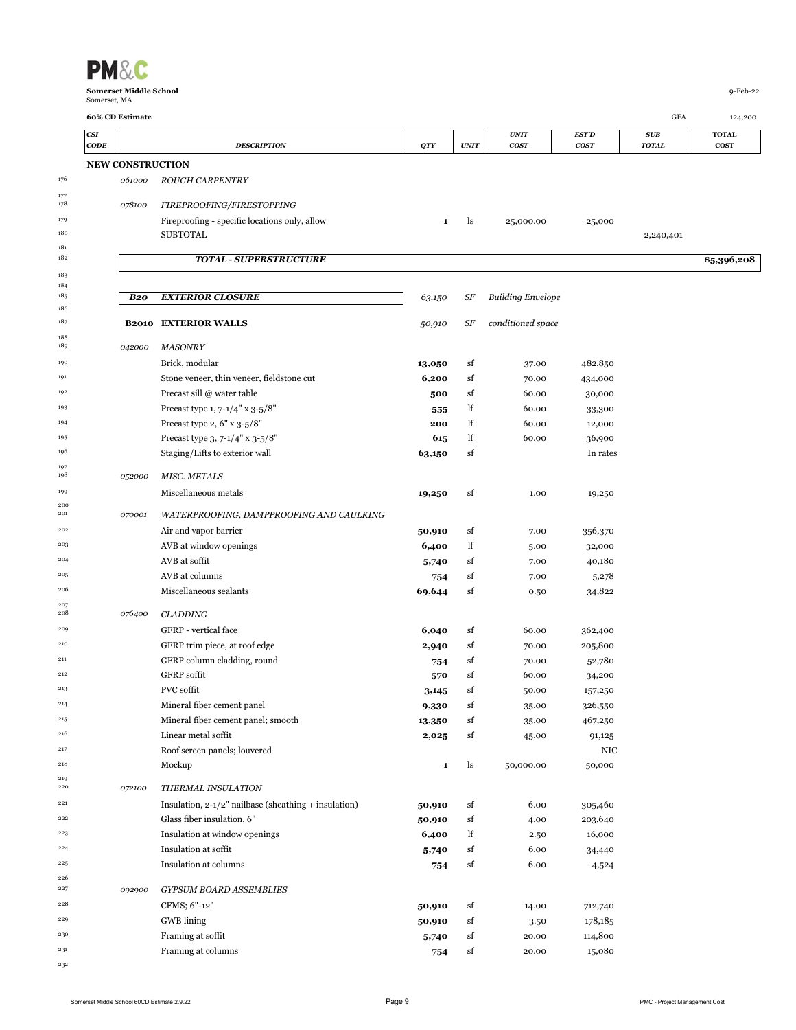**Somerset Middle School**
Somerset, MA

9-Feb-22

**60% CD Estimate** | GFA 124,200

| CSI CODE | DESCRIPTION | QTY | UNIT | UNIT COST | EST'D COST | SUB TOTAL | TOTAL COST |
|---|---|---|---|---|---|---|---|
| **NEW CONSTRUCTION** | | | | | | | |
| *061000* | *ROUGH CARPENTRY* | | | | | | |
| *078100* | *FIREPROOFING/FIRESTOPPING* | | | | | | |
| | Fireproofing - specific locations only, allow | **1** | ls | 25,000.00 | 25,000 | | |
| | SUBTOTAL | | | | | 2,240,401 | |
| | ***TOTAL - SUPERSTRUCTURE*** | | | | | | **$5,396,208** |
| ***B20*** | ***EXTERIOR CLOSURE*** | *63,150* | *SF* | *Building Envelope* | | | |
| **B2010** | **EXTERIOR WALLS** | *50,910* | *SF* | *conditioned space* | | | |
| *042000* | *MASONRY* | | | | | | |
| | Brick, modular | **13,050** | sf | 37.00 | 482,850 | | |
| | Stone veneer, thin veneer, fieldstone cut | **6,200** | sf | 70.00 | 434,000 | | |
| | Precast sill @ water table | **500** | sf | 60.00 | 30,000 | | |
| | Precast type 1, 7-1/4" x 3-5/8" | **555** | lf | 60.00 | 33,300 | | |
| | Precast type 2, 6" x 3-5/8" | **200** | lf | 60.00 | 12,000 | | |
| | Precast type 3, 7-1/4" x 3-5/8" | **615** | lf | 60.00 | 36,900 | | |
| | Staging/Lifts to exterior wall | **63,150** | sf | | In rates | | |
| *052000* | *MISC. METALS* | | | | | | |
| | Miscellaneous metals | **19,250** | sf | 1.00 | 19,250 | | |
| *070001* | *WATERPROOFING, DAMPPROOFING AND CAULKING* | | | | | | |
| | Air and vapor barrier | **50,910** | sf | 7.00 | 356,370 | | |
| | AVB at window openings | **6,400** | lf | 5.00 | 32,000 | | |
| | AVB at soffit | **5,740** | sf | 7.00 | 40,180 | | |
| | AVB at columns | **754** | sf | 7.00 | 5,278 | | |
| | Miscellaneous sealants | **69,644** | sf | 0.50 | 34,822 | | |
| *076400* | *CLADDING* | | | | | | |
| | GFRP - vertical face | **6,040** | sf | 60.00 | 362,400 | | |
| | GFRP trim piece, at roof edge | **2,940** | sf | 70.00 | 205,800 | | |
| | GFRP column cladding, round | **754** | sf | 70.00 | 52,780 | | |
| | GFRP soffit | **570** | sf | 60.00 | 34,200 | | |
| | PVC soffit | **3,145** | sf | 50.00 | 157,250 | | |
| | Mineral fiber cement panel | **9,330** | sf | 35.00 | 326,550 | | |
| | Mineral fiber cement panel; smooth | **13,350** | sf | 35.00 | 467,250 | | |
| | Linear metal soffit | **2,025** | sf | 45.00 | 91,125 | | |
| | Roof screen panels; louvered | | | | NIC | | |
| | Mockup | **1** | ls | 50,000.00 | 50,000 | | |
| *072100* | *THERMAL INSULATION* | | | | | | |
| | Insulation, 2-1/2" nailbase (sheathing + insulation) | **50,910** | sf | 6.00 | 305,460 | | |
| | Glass fiber insulation, 6" | **50,910** | sf | 4.00 | 203,640 | | |
| | Insulation at window openings | **6,400** | lf | 2.50 | 16,000 | | |
| | Insulation at soffit | **5,740** | sf | 6.00 | 34,440 | | |
| | Insulation at columns | **754** | sf | 6.00 | 4,524 | | |
| *092900* | *GYPSUM BOARD ASSEMBLIES* | | | | | | |
| | CFMS; 6"-12" | **50,910** | sf | 14.00 | 712,740 | | |
| | GWB lining | **50,910** | sf | 3.50 | 178,185 | | |
| | Framing at soffit | **5,740** | sf | 20.00 | 114,800 | | |
| | Framing at columns | **754** | sf | 20.00 | 15,080 | | |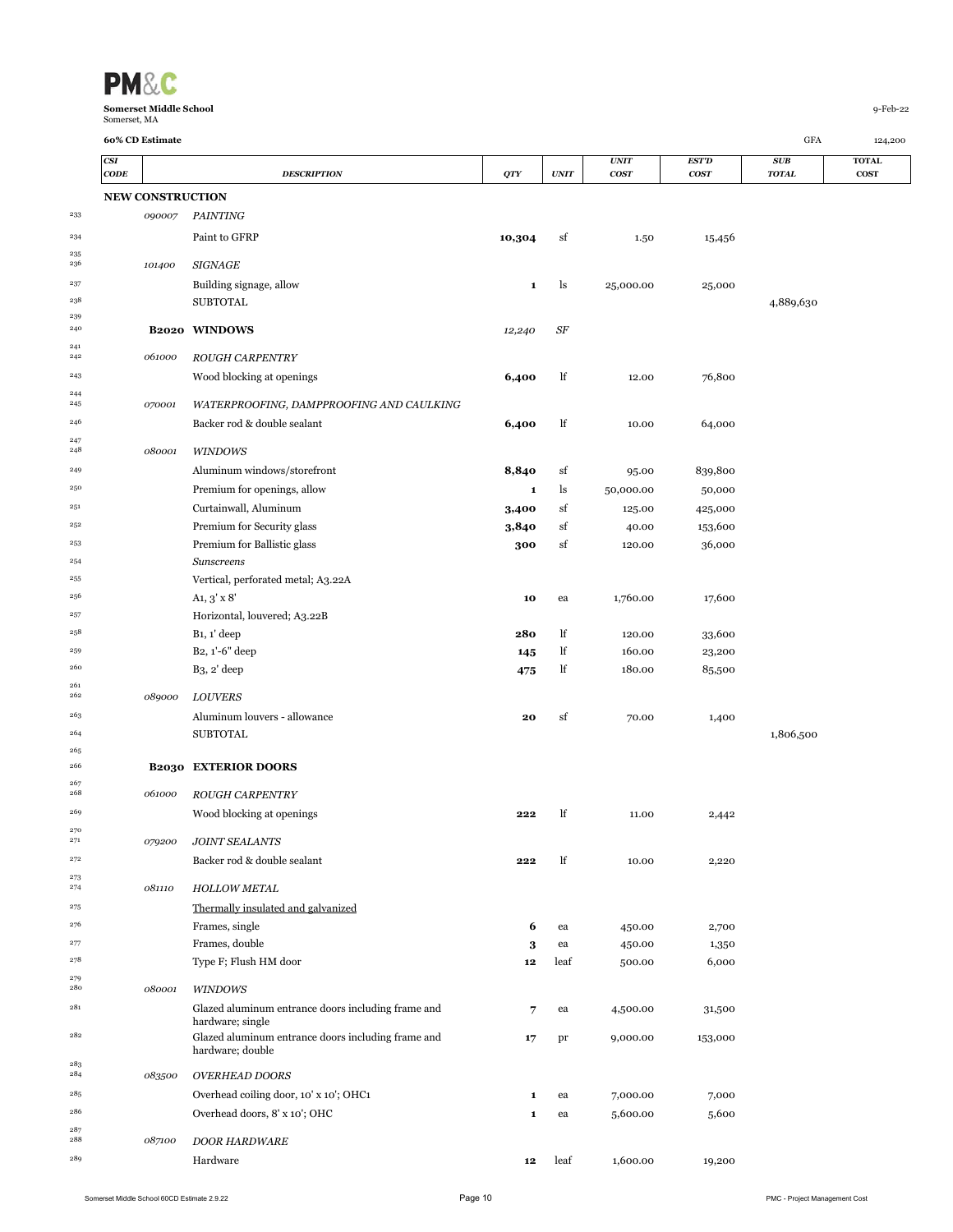**Somerset Middle School**
Somerset, MA

9-Feb-22

**60% CD Estimate** GFA 124,200

| | CSI CODE | DESCRIPTION | QTY | UNIT | UNIT COST | EST'D COST | SUB TOTAL | TOTAL COST |
|---|---|---|---|---|---|---|---|---|
| | **NEW CONSTRUCTION** | | | | | | | |
| 233 | *090007* | *PAINTING* | | | | | | |
| 234 | | Paint to GFRP | **10,304** | sf | 1.50 | 15,456 | | |
| 235 | | | | | | | | |
| 236 | *101400* | *SIGNAGE* | | | | | | |
| 237 | | Building signage, allow | **1** | ls | 25,000.00 | 25,000 | | |
| 238 | | SUBTOTAL | | | | | 4,889,630 | |
| 239 | | | | | | | | |
| 240 | **B2020** | **WINDOWS** | *12,240* | *SF* | | | | |
| 241 | | | | | | | | |
| 242 | *061000* | *ROUGH CARPENTRY* | | | | | | |
| 243 | | Wood blocking at openings | **6,400** | lf | 12.00 | 76,800 | | |
| 244 | | | | | | | | |
| 245 | *070001* | *WATERPROOFING, DAMPPROOFING AND CAULKING* | | | | | | |
| 246 | | Backer rod & double sealant | **6,400** | lf | 10.00 | 64,000 | | |
| 247 | | | | | | | | |
| 248 | *080001* | *WINDOWS* | | | | | | |
| 249 | | Aluminum windows/storefront | **8,840** | sf | 95.00 | 839,800 | | |
| 250 | | Premium for openings, allow | **1** | ls | 50,000.00 | 50,000 | | |
| 251 | | Curtainwall, Aluminum | **3,400** | sf | 125.00 | 425,000 | | |
| 252 | | Premium for Security glass | **3,840** | sf | 40.00 | 153,600 | | |
| 253 | | Premium for Ballistic glass | **300** | sf | 120.00 | 36,000 | | |
| 254 | | *Sunscreens* | | | | | | |
| 255 | | Vertical, perforated metal; A3.22A | | | | | | |
| 256 | | A1, 3' x 8' | **10** | ea | 1,760.00 | 17,600 | | |
| 257 | | Horizontal, louvered; A3.22B | | | | | | |
| 258 | | B1, 1' deep | **280** | lf | 120.00 | 33,600 | | |
| 259 | | B2, 1'-6" deep | **145** | lf | 160.00 | 23,200 | | |
| 260 | | B3, 2' deep | **475** | lf | 180.00 | 85,500 | | |
| 261 | | | | | | | | |
| 262 | *089000* | *LOUVERS* | | | | | | |
| 263 | | Aluminum louvers - allowance | **20** | sf | 70.00 | 1,400 | | |
| 264 | | SUBTOTAL | | | | | 1,806,500 | |
| 265 | | | | | | | | |
| 266 | **B2030** | **EXTERIOR DOORS** | | | | | | |
| 267 | | | | | | | | |
| 268 | *061000* | *ROUGH CARPENTRY* | | | | | | |
| 269 | | Wood blocking at openings | **222** | lf | 11.00 | 2,442 | | |
| 270 | | | | | | | | |
| 271 | *079200* | *JOINT SEALANTS* | | | | | | |
| 272 | | Backer rod & double sealant | **222** | lf | 10.00 | 2,220 | | |
| 273 | | | | | | | | |
| 274 | *081110* | *HOLLOW METAL* | | | | | | |
| 275 | | Thermally insulated and galvanized | | | | | | |
| 276 | | Frames, single | **6** | ea | 450.00 | 2,700 | | |
| 277 | | Frames, double | **3** | ea | 450.00 | 1,350 | | |
| 278 | | Type F; Flush HM door | **12** | leaf | 500.00 | 6,000 | | |
| 279 | | | | | | | | |
| 280 | *080001* | *WINDOWS* | | | | | | |
| 281 | | Glazed aluminum entrance doors including frame and hardware; single | **7** | ea | 4,500.00 | 31,500 | | |
| 282 | | Glazed aluminum entrance doors including frame and hardware; double | **17** | pr | 9,000.00 | 153,000 | | |
| 283 | | | | | | | | |
| 284 | *083500* | *OVERHEAD DOORS* | | | | | | |
| 285 | | Overhead coiling door, 10' x 10'; OHC1 | **1** | ea | 7,000.00 | 7,000 | | |
| 286 | | Overhead doors, 8' x 10'; OHC | **1** | ea | 5,600.00 | 5,600 | | |
| 287 | | | | | | | | |
| 288 | *087100* | *DOOR HARDWARE* | | | | | | |
| 289 | | Hardware | **12** | leaf | 1,600.00 | 19,200 | | |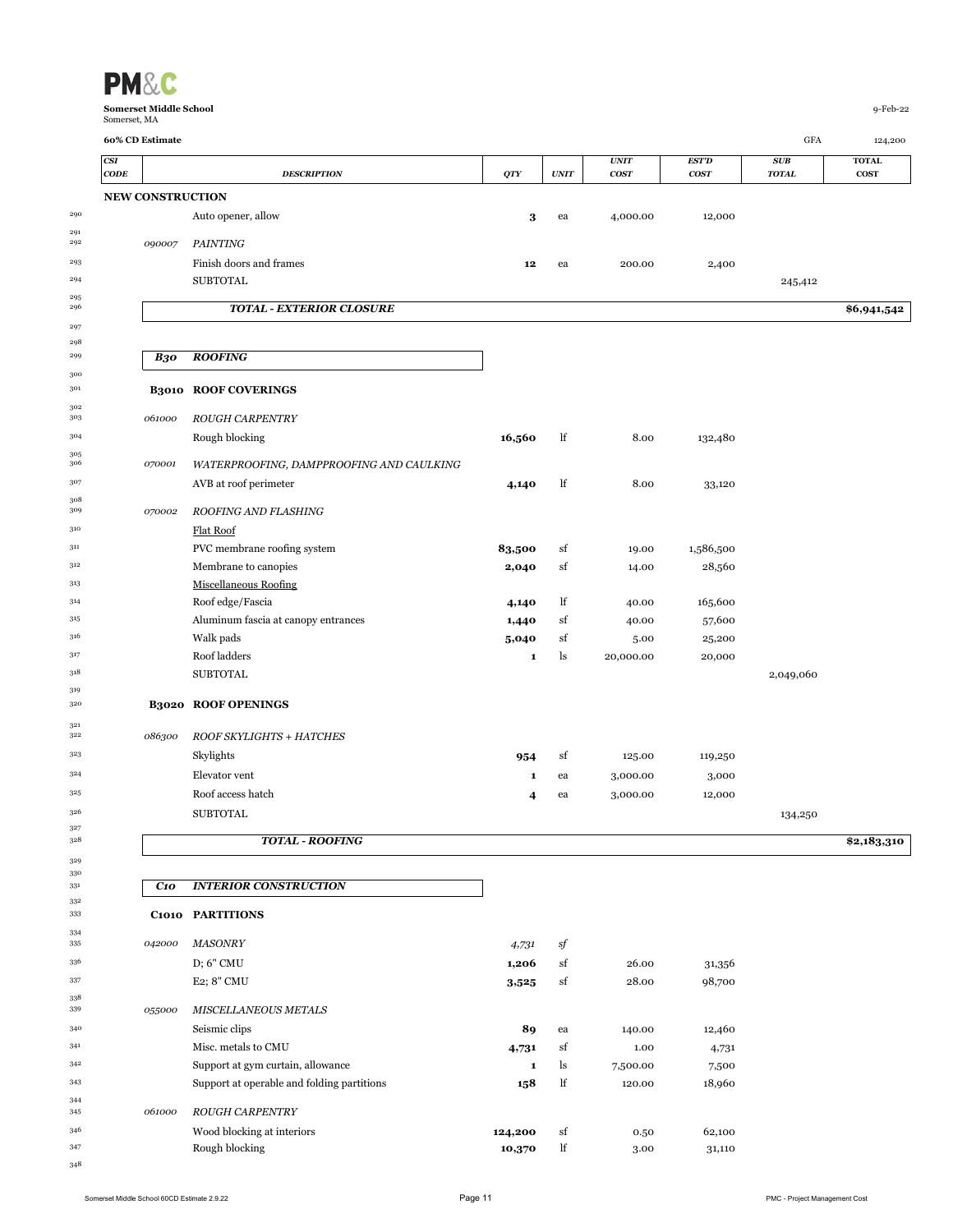**PM&C**

**Somerset Middle School**
Somerset, MA

9-Feb-22

**60% CD Estimate** GFA 124,200

| CSI CODE | DESCRIPTION | QTY | UNIT | UNIT COST | EST'D COST | SUB TOTAL | TOTAL COST |
|---|---|---|---|---|---|---|---|
| **NEW CONSTRUCTION** | | | | | | | |
| | Auto opener, allow | **3** | ea | 4,000.00 | 12,000 | | |
| *090007* | *PAINTING* | | | | | | |
| | Finish doors and frames | **12** | ea | 200.00 | 2,400 | | |
| | SUBTOTAL | | | | | 245,412 | |
| | ***TOTAL - EXTERIOR CLOSURE*** | | | | | | **$6,941,542** |
| ***B30*** | ***ROOFING*** | | | | | | |
| **B3010** | **ROOF COVERINGS** | | | | | | |
| *061000* | *ROUGH CARPENTRY* | | | | | | |
| | Rough blocking | **16,560** | lf | 8.00 | 132,480 | | |
| *070001* | *WATERPROOFING, DAMPPROOFING AND CAULKING* | | | | | | |
| | AVB at roof perimeter | **4,140** | lf | 8.00 | 33,120 | | |
| *070002* | *ROOFING AND FLASHING* | | | | | | |
| | Flat Roof | | | | | | |
| | PVC membrane roofing system | **83,500** | sf | 19.00 | 1,586,500 | | |
| | Membrane to canopies | **2,040** | sf | 14.00 | 28,560 | | |
| | Miscellaneous Roofing | | | | | | |
| | Roof edge/Fascia | **4,140** | lf | 40.00 | 165,600 | | |
| | Aluminum fascia at canopy entrances | **1,440** | sf | 40.00 | 57,600 | | |
| | Walk pads | **5,040** | sf | 5.00 | 25,200 | | |
| | Roof ladders | **1** | ls | 20,000.00 | 20,000 | | |
| | SUBTOTAL | | | | | 2,049,060 | |
| **B3020** | **ROOF OPENINGS** | | | | | | |
| *086300* | *ROOF SKYLIGHTS + HATCHES* | | | | | | |
| | Skylights | **954** | sf | 125.00 | 119,250 | | |
| | Elevator vent | **1** | ea | 3,000.00 | 3,000 | | |
| | Roof access hatch | **4** | ea | 3,000.00 | 12,000 | | |
| | SUBTOTAL | | | | | 134,250 | |
| | ***TOTAL - ROOFING*** | | | | | | **$2,183,310** |
| ***C10*** | ***INTERIOR CONSTRUCTION*** | | | | | | |
| **C1010** | **PARTITIONS** | | | | | | |
| *042000* | *MASONRY* | *4,731* | *sf* | | | | |
| | D; 6" CMU | **1,206** | sf | 26.00 | 31,356 | | |
| | E2; 8" CMU | **3,525** | sf | 28.00 | 98,700 | | |
| *055000* | *MISCELLANEOUS METALS* | | | | | | |
| | Seismic clips | **89** | ea | 140.00 | 12,460 | | |
| | Misc. metals to CMU | **4,731** | sf | 1.00 | 4,731 | | |
| | Support at gym curtain, allowance | **1** | ls | 7,500.00 | 7,500 | | |
| | Support at operable and folding partitions | **158** | lf | 120.00 | 18,960 | | |
| *061000* | *ROUGH CARPENTRY* | | | | | | |
| | Wood blocking at interiors | **124,200** | sf | 0.50 | 62,100 | | |
| | Rough blocking | **10,370** | lf | 3.00 | 31,110 | | |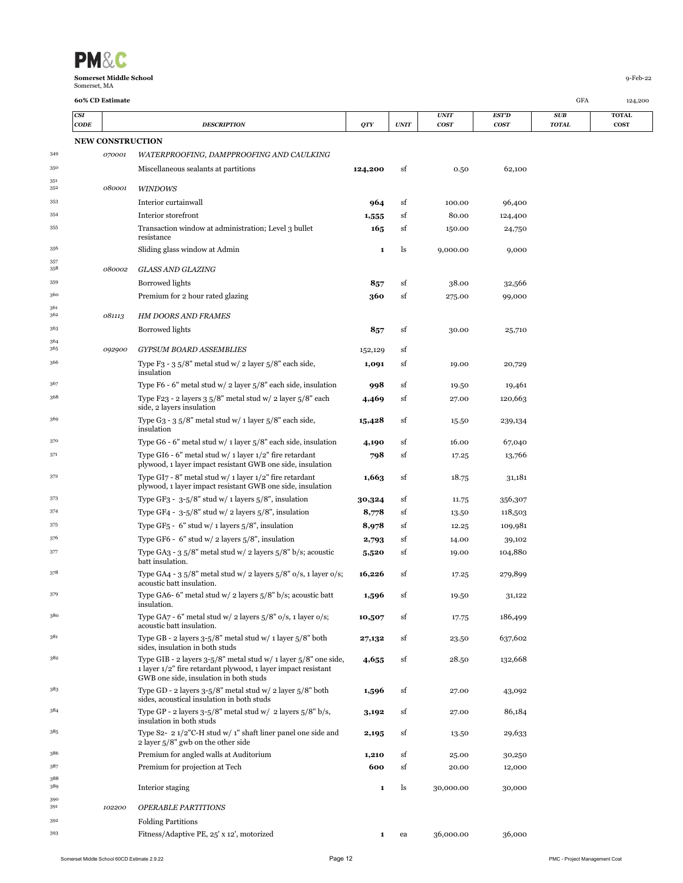**Somerset Middle School**
Somerset, MA

9-Feb-22

**60% CD Estimate**

GFA 124,200

| | CSI CODE | DESCRIPTION | QTY | UNIT | UNIT COST | EST'D COST | SUB TOTAL | TOTAL COST |
|---|---|---|---|---|---|---|---|---|
| | **NEW CONSTRUCTION** | | | | | | | |
| 349 | *070001* | *WATERPROOFING, DAMPPROOFING AND CAULKING* | | | | | | |
| 350 | | Miscellaneous sealants at partitions | **124,200** | sf | 0.50 | 62,100 | | |
| 351 | | | | | | | | |
| 352 | *080001* | *WINDOWS* | | | | | | |
| 353 | | Interior curtainwall | **964** | sf | 100.00 | 96,400 | | |
| 354 | | Interior storefront | **1,555** | sf | 80.00 | 124,400 | | |
| 355 | | Transaction window at administration; Level 3 bullet resistance | **165** | sf | 150.00 | 24,750 | | |
| 356 | | Sliding glass window at Admin | **1** | ls | 9,000.00 | 9,000 | | |
| 357 | | | | | | | | |
| 358 | *080002* | *GLASS AND GLAZING* | | | | | | |
| 359 | | Borrowed lights | **857** | sf | 38.00 | 32,566 | | |
| 360 | | Premium for 2 hour rated glazing | **360** | sf | 275.00 | 99,000 | | |
| 361 | | | | | | | | |
| 362 | *081113* | *HM DOORS AND FRAMES* | | | | | | |
| 363 | | Borrowed lights | **857** | sf | 30.00 | 25,710 | | |
| 364 | | | | | | | | |
| 365 | *092900* | *GYPSUM BOARD ASSEMBLIES* | 152,129 | sf | | | | |
| 366 | | Type F3 - 3 5/8" metal stud w/ 2 layer 5/8" each side, insulation | **1,091** | sf | 19.00 | 20,729 | | |
| 367 | | Type F6 - 6" metal stud w/ 2 layer 5/8" each side, insulation | **998** | sf | 19.50 | 19,461 | | |
| 368 | | Type F23 - 2 layers 3 5/8" metal stud w/ 2 layer 5/8" each side, 2 layers insulation | **4,469** | sf | 27.00 | 120,663 | | |
| 369 | | Type G3 - 3 5/8" metal stud w/ 1 layer 5/8" each side, insulation | **15,428** | sf | 15.50 | 239,134 | | |
| 370 | | Type G6 - 6" metal stud w/ 1 layer 5/8" each side, insulation | **4,190** | sf | 16.00 | 67,040 | | |
| 371 | | Type GI6 - 6" metal stud w/ 1 layer 1/2" fire retardant plywood, 1 layer impact resistant GWB one side, insulation | **798** | sf | 17.25 | 13,766 | | |
| 372 | | Type GI7 - 8" metal stud w/ 1 layer 1/2" fire retardant plywood, 1 layer impact resistant GWB one side, insulation | **1,663** | sf | 18.75 | 31,181 | | |
| 373 | | Type GF3 - 3-5/8" stud w/ 1 layers 5/8", insulation | **30,324** | sf | 11.75 | 356,307 | | |
| 374 | | Type GF4 - 3-5/8" stud w/ 2 layers 5/8", insulation | **8,778** | sf | 13.50 | 118,503 | | |
| 375 | | Type GF5 - 6" stud w/ 1 layers 5/8", insulation | **8,978** | sf | 12.25 | 109,981 | | |
| 376 | | Type GF6 - 6" stud w/ 2 layers 5/8", insulation | **2,793** | sf | 14.00 | 39,102 | | |
| 377 | | Type GA3 - 3 5/8" metal stud w/ 2 layers 5/8" b/s; acoustic batt insulation. | **5,520** | sf | 19.00 | 104,880 | | |
| 378 | | Type GA4 - 3 5/8" metal stud w/ 2 layers 5/8" o/s, 1 layer o/s; acoustic batt insulation. | **16,226** | sf | 17.25 | 279,899 | | |
| 379 | | Type GA6- 6" metal stud w/ 2 layers 5/8" b/s; acoustic batt insulation. | **1,596** | sf | 19.50 | 31,122 | | |
| 380 | | Type GA7 - 6" metal stud w/ 2 layers 5/8" o/s, 1 layer o/s; acoustic batt insulation. | **10,507** | sf | 17.75 | 186,499 | | |
| 381 | | Type GB - 2 layers 3-5/8" metal stud w/ 1 layer 5/8" both sides, insulation in both studs | **27,132** | sf | 23.50 | 637,602 | | |
| 382 | | Type GIB - 2 layers 3-5/8" metal stud w/ 1 layer 5/8" one side, 1 layer 1/2" fire retardant plywood, 1 layer impact resistant GWB one side, insulation in both studs | **4,655** | sf | 28.50 | 132,668 | | |
| 383 | | Type GD - 2 layers 3-5/8" metal stud w/ 2 layer 5/8" both sides, acoustical insulation in both studs | **1,596** | sf | 27.00 | 43,092 | | |
| 384 | | Type GP - 2 layers 3-5/8" metal stud w/ 2 layers 5/8" b/s, insulation in both studs | **3,192** | sf | 27.00 | 86,184 | | |
| 385 | | Type S2- 2 1/2"C-H stud w/ 1" shaft liner panel one side and 2 layer 5/8" gwb on the other side | **2,195** | sf | 13.50 | 29,633 | | |
| 386 | | Premium for angled walls at Auditorium | **1,210** | sf | 25.00 | 30,250 | | |
| 387 | | Premium for projection at Tech | **600** | sf | 20.00 | 12,000 | | |
| 388 | | | | | | | | |
| 389 | | Interior staging | **1** | ls | 30,000.00 | 30,000 | | |
| 390 | | | | | | | | |
| 391 | *102200* | *OPERABLE PARTITIONS* | | | | | | |
| 392 | | Folding Partitions | | | | | | |
| 393 | | Fitness/Adaptive PE, 25' x 12', motorized | **1** | ea | 36,000.00 | 36,000 | | |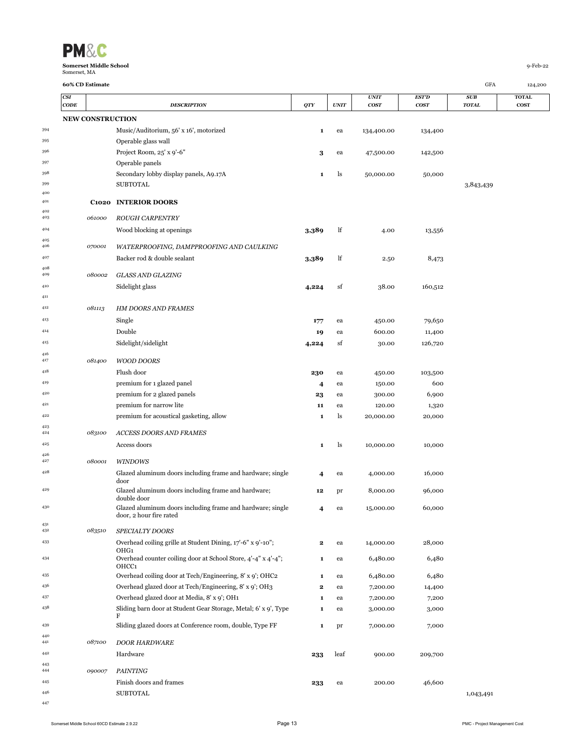**Somerset Middle School**
Somerset, MA

9-Feb-22

**60% CD Estimate**

GFA 124,200

| | CSI CODE | DESCRIPTION | QTY | UNIT | UNIT COST | EST'D COST | SUB TOTAL | TOTAL COST |
|---|---|---|---|---|---|---|---|---|
| | **NEW CONSTRUCTION** | | | | | | | |
| 394 | | Music/Auditorium, 56' x 16', motorized | **1** | ea | 134,400.00 | 134,400 | | |
| 395 | | Operable glass wall | | | | | | |
| 396 | | Project Room, 25' x 9'-6" | **3** | ea | 47,500.00 | 142,500 | | |
| 397 | | Operable panels | | | | | | |
| 398 | | Secondary lobby display panels, A9.17A | **1** | ls | 50,000.00 | 50,000 | | |
| 399 | | SUBTOTAL | | | | | 3,843,439 | |
| 400 | | | | | | | | |
| 401 | **C1020** | **INTERIOR DOORS** | | | | | | |
| 402 | | | | | | | | |
| 403 | *061000* | *ROUGH CARPENTRY* | | | | | | |
| 404 | | Wood blocking at openings | **3,389** | lf | 4.00 | 13,556 | | |
| 405 | | | | | | | | |
| 406 | *070001* | *WATERPROOFING, DAMPPROOFING AND CAULKING* | | | | | | |
| 407 | | Backer rod & double sealant | **3,389** | lf | 2.50 | 8,473 | | |
| 408 | | | | | | | | |
| 409 | *080002* | *GLASS AND GLAZING* | | | | | | |
| 410 | | Sidelight glass | **4,224** | sf | 38.00 | 160,512 | | |
| 411 | | | | | | | | |
| 412 | *081113* | *HM DOORS AND FRAMES* | | | | | | |
| 413 | | Single | **177** | ea | 450.00 | 79,650 | | |
| 414 | | Double | **19** | ea | 600.00 | 11,400 | | |
| 415 | | Sidelight/sidelight | **4,224** | sf | 30.00 | 126,720 | | |
| 416 | | | | | | | | |
| 417 | *081400* | *WOOD DOORS* | | | | | | |
| 418 | | Flush door | **230** | ea | 450.00 | 103,500 | | |
| 419 | | premium for 1 glazed panel | **4** | ea | 150.00 | 600 | | |
| 420 | | premium for 2 glazed panels | **23** | ea | 300.00 | 6,900 | | |
| 421 | | premium for narrow lite | **11** | ea | 120.00 | 1,320 | | |
| 422 | | premium for acoustical gasketing, allow | **1** | ls | 20,000.00 | 20,000 | | |
| 423 | | | | | | | | |
| 424 | *083100* | *ACCESS DOORS AND FRAMES* | | | | | | |
| 425 | | Access doors | **1** | ls | 10,000.00 | 10,000 | | |
| 426 | | | | | | | | |
| 427 | *080001* | *WINDOWS* | | | | | | |
| 428 | | Glazed aluminum doors including frame and hardware; single door | **4** | ea | 4,000.00 | 16,000 | | |
| 429 | | Glazed aluminum doors including frame and hardware; double door | **12** | pr | 8,000.00 | 96,000 | | |
| 430 | | Glazed aluminum doors including frame and hardware; single door, 2 hour fire rated | **4** | ea | 15,000.00 | 60,000 | | |
| 431 | | | | | | | | |
| 432 | *083510* | *SPECIALTY DOORS* | | | | | | |
| 433 | | Overhead coiling grille at Student Dining, 17'-6" x 9'-10"; OHG1 | **2** | ea | 14,000.00 | 28,000 | | |
| 434 | | Overhead counter coiling door at School Store, 4'-4" x 4'-4"; OHCC1 | **1** | ea | 6,480.00 | 6,480 | | |
| 435 | | Overhead coiling door at Tech/Engineering, 8' x 9'; OHC2 | **1** | ea | 6,480.00 | 6,480 | | |
| 436 | | Overhead glazed door at Tech/Engineering, 8' x 9'; OH3 | **2** | ea | 7,200.00 | 14,400 | | |
| 437 | | Overhead glazed door at Media, 8' x 9'; OH1 | **1** | ea | 7,200.00 | 7,200 | | |
| 438 | | Sliding barn door at Student Gear Storage, Metal; 6' x 9', Type F | **1** | ea | 3,000.00 | 3,000 | | |
| 439 | | Sliding glazed doors at Conference room, double, Type FF | **1** | pr | 7,000.00 | 7,000 | | |
| 440 | | | | | | | | |
| 441 | *087100* | *DOOR HARDWARE* | | | | | | |
| 442 | | Hardware | **233** | leaf | 900.00 | 209,700 | | |
| 443 | | | | | | | | |
| 444 | *090007* | *PAINTING* | | | | | | |
| 445 | | Finish doors and frames | **233** | ea | 200.00 | 46,600 | | |
| 446 | | SUBTOTAL | | | | | 1,043,491 | |
| 447 | | | | | | | | |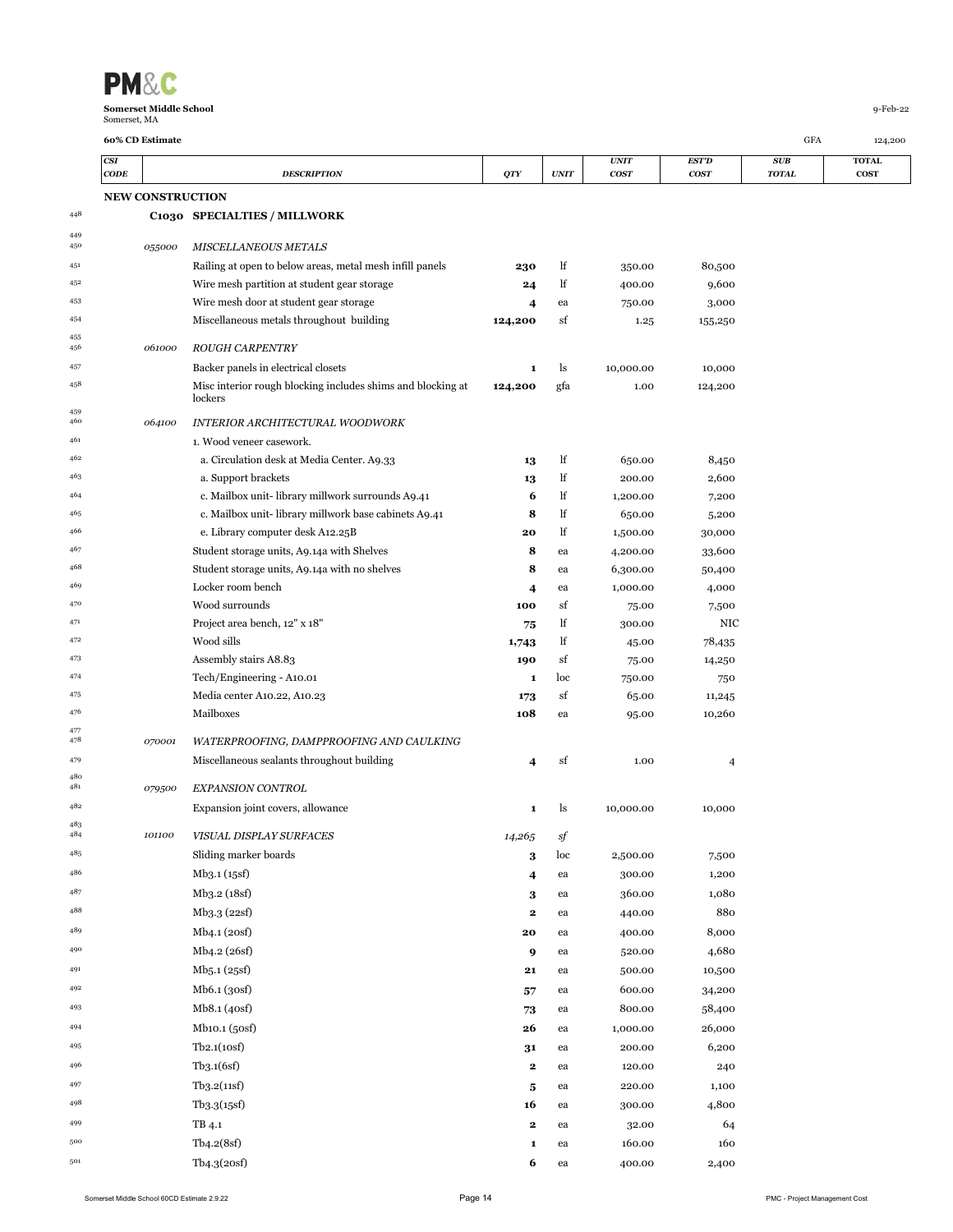**Somerset Middle School**
Somerset, MA

9-Feb-22

**60% CD Estimate**

GFA 124,200

| | CSI CODE | DESCRIPTION | QTY | UNIT | UNIT COST | EST'D COST | SUB TOTAL | TOTAL COST |
|---|---|---|---|---|---|---|---|---|
| | **NEW CONSTRUCTION** | | | | | | | |
| 448 | **C1030** | **SPECIALTIES / MILLWORK** | | | | | | |
| 449 | | | | | | | | |
| 450 | *055000* | *MISCELLANEOUS METALS* | | | | | | |
| 451 | | Railing at open to below areas, metal mesh infill panels | **230** | lf | 350.00 | 80,500 | | |
| 452 | | Wire mesh partition at student gear storage | **24** | lf | 400.00 | 9,600 | | |
| 453 | | Wire mesh door at student gear storage | **4** | ea | 750.00 | 3,000 | | |
| 454 | | Miscellaneous metals throughout building | **124,200** | sf | 1.25 | 155,250 | | |
| 455 | | | | | | | | |
| 456 | *061000* | *ROUGH CARPENTRY* | | | | | | |
| 457 | | Backer panels in electrical closets | **1** | ls | 10,000.00 | 10,000 | | |
| 458 | | Misc interior rough blocking includes shims and blocking at lockers | **124,200** | gfa | 1.00 | 124,200 | | |
| 459 | | | | | | | | |
| 460 | *064100* | *INTERIOR ARCHITECTURAL WOODWORK* | | | | | | |
| 461 | | 1. Wood veneer casework. | | | | | | |
| 462 | | a. Circulation desk at Media Center. A9.33 | **13** | lf | 650.00 | 8,450 | | |
| 463 | | a. Support brackets | **13** | lf | 200.00 | 2,600 | | |
| 464 | | c. Mailbox unit- library millwork surrounds A9.41 | **6** | lf | 1,200.00 | 7,200 | | |
| 465 | | c. Mailbox unit- library millwork base cabinets A9.41 | **8** | lf | 650.00 | 5,200 | | |
| 466 | | e. Library computer desk A12.25B | **20** | lf | 1,500.00 | 30,000 | | |
| 467 | | Student storage units, A9.14a with Shelves | **8** | ea | 4,200.00 | 33,600 | | |
| 468 | | Student storage units, A9.14a with no shelves | **8** | ea | 6,300.00 | 50,400 | | |
| 469 | | Locker room bench | **4** | ea | 1,000.00 | 4,000 | | |
| 470 | | Wood surrounds | **100** | sf | 75.00 | 7,500 | | |
| 471 | | Project area bench, 12" x 18" | **75** | lf | 300.00 | NIC | | |
| 472 | | Wood sills | **1,743** | lf | 45.00 | 78,435 | | |
| 473 | | Assembly stairs A8.83 | **190** | sf | 75.00 | 14,250 | | |
| 474 | | Tech/Engineering - A10.01 | **1** | loc | 750.00 | 750 | | |
| 475 | | Media center A10.22, A10.23 | **173** | sf | 65.00 | 11,245 | | |
| 476 | | Mailboxes | **108** | ea | 95.00 | 10,260 | | |
| 477 | | | | | | | | |
| 478 | *070001* | *WATERPROOFING, DAMPPROOFING AND CAULKING* | | | | | | |
| 479 | | Miscellaneous sealants throughout building | **4** | sf | 1.00 | 4 | | |
| 480 | | | | | | | | |
| 481 | *079500* | *EXPANSION CONTROL* | | | | | | |
| 482 | | Expansion joint covers, allowance | **1** | ls | 10,000.00 | 10,000 | | |
| 483 | | | | | | | | |
| 484 | *101100* | *VISUAL DISPLAY SURFACES* | *14,265* | *sf* | | | | |
| 485 | | Sliding marker boards | **3** | loc | 2,500.00 | 7,500 | | |
| 486 | | Mb3.1 (15sf) | **4** | ea | 300.00 | 1,200 | | |
| 487 | | Mb3.2 (18sf) | **3** | ea | 360.00 | 1,080 | | |
| 488 | | Mb3.3 (22sf) | **2** | ea | 440.00 | 880 | | |
| 489 | | Mb4.1 (20sf) | **20** | ea | 400.00 | 8,000 | | |
| 490 | | Mb4.2 (26sf) | **9** | ea | 520.00 | 4,680 | | |
| 491 | | Mb5.1 (25sf) | **21** | ea | 500.00 | 10,500 | | |
| 492 | | Mb6.1 (30sf) | **57** | ea | 600.00 | 34,200 | | |
| 493 | | Mb8.1 (40sf) | **73** | ea | 800.00 | 58,400 | | |
| 494 | | Mb10.1 (50sf) | **26** | ea | 1,000.00 | 26,000 | | |
| 495 | | Tb2.1(10sf) | **31** | ea | 200.00 | 6,200 | | |
| 496 | | Tb3.1(6sf) | **2** | ea | 120.00 | 240 | | |
| 497 | | Tb3.2(11sf) | **5** | ea | 220.00 | 1,100 | | |
| 498 | | Tb3.3(15sf) | **16** | ea | 300.00 | 4,800 | | |
| 499 | | TB 4.1 | **2** | ea | 32.00 | 64 | | |
| 500 | | Tb4.2(8sf) | **1** | ea | 160.00 | 160 | | |
| 501 | | Tb4.3(20sf) | **6** | ea | 400.00 | 2,400 | | |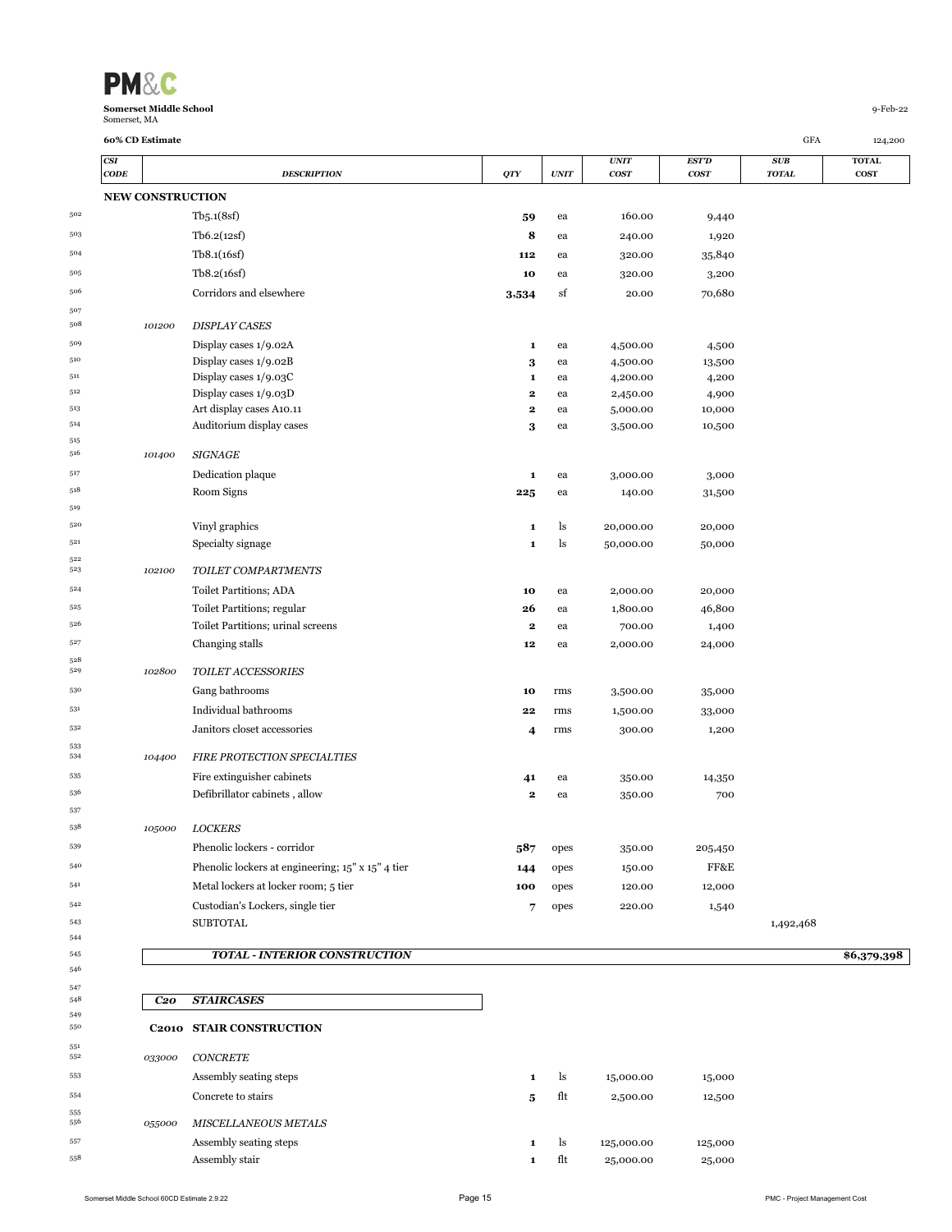**PM&C**

**Somerset Middle School**
Somerset, MA

9-Feb-22

**60% CD Estimate**

GFA 124,200

| CSI CODE | DESCRIPTION | QTY | UNIT | UNIT COST | EST'D COST | SUB TOTAL | TOTAL COST |
|---|---|---|---|---|---|---|---|
| **NEW CONSTRUCTION** | | | | | | | |
| | Tb5.1(8sf) | **59** | ea | 160.00 | 9,440 | | |
| | Tb6.2(12sf) | **8** | ea | 240.00 | 1,920 | | |
| | Tb8.1(16sf) | **112** | ea | 320.00 | 35,840 | | |
| | Tb8.2(16sf) | **10** | ea | 320.00 | 3,200 | | |
| | Corridors and elsewhere | **3,534** | sf | 20.00 | 70,680 | | |
| | | | | | | | |
| *101200* | *DISPLAY CASES* | | | | | | |
| | Display cases 1/9.02A | **1** | ea | 4,500.00 | 4,500 | | |
| | Display cases 1/9.02B | **3** | ea | 4,500.00 | 13,500 | | |
| | Display cases 1/9.03C | **1** | ea | 4,200.00 | 4,200 | | |
| | Display cases 1/9.03D | **2** | ea | 2,450.00 | 4,900 | | |
| | Art display cases A10.11 | **2** | ea | 5,000.00 | 10,000 | | |
| | Auditorium display cases | **3** | ea | 3,500.00 | 10,500 | | |
| | | | | | | | |
| *101400* | *SIGNAGE* | | | | | | |
| | Dedication plaque | **1** | ea | 3,000.00 | 3,000 | | |
| | Room Signs | **225** | ea | 140.00 | 31,500 | | |
| | | | | | | | |
| | Vinyl graphics | **1** | ls | 20,000.00 | 20,000 | | |
| | Specialty signage | **1** | ls | 50,000.00 | 50,000 | | |
| | | | | | | | |
| *102100* | *TOILET COMPARTMENTS* | | | | | | |
| | Toilet Partitions; ADA | **10** | ea | 2,000.00 | 20,000 | | |
| | Toilet Partitions; regular | **26** | ea | 1,800.00 | 46,800 | | |
| | Toilet Partitions; urinal screens | **2** | ea | 700.00 | 1,400 | | |
| | Changing stalls | **12** | ea | 2,000.00 | 24,000 | | |
| | | | | | | | |
| *102800* | *TOILET ACCESSORIES* | | | | | | |
| | Gang bathrooms | **10** | rms | 3,500.00 | 35,000 | | |
| | Individual bathrooms | **22** | rms | 1,500.00 | 33,000 | | |
| | Janitors closet accessories | **4** | rms | 300.00 | 1,200 | | |
| | | | | | | | |
| *104400* | *FIRE PROTECTION SPECIALTIES* | | | | | | |
| | Fire extinguisher cabinets | **41** | ea | 350.00 | 14,350 | | |
| | Defibrillator cabinets , allow | **2** | ea | 350.00 | 700 | | |
| | | | | | | | |
| *105000* | *LOCKERS* | | | | | | |
| | Phenolic lockers - corridor | **587** | opes | 350.00 | 205,450 | | |
| | Phenolic lockers at engineering; 15" x 15" 4 tier | **144** | opes | 150.00 | FF&E | | |
| | Metal lockers at locker room; 5 tier | **100** | opes | 120.00 | 12,000 | | |
| | Custodian's Lockers, single tier | **7** | opes | 220.00 | 1,540 | | |
| | SUBTOTAL | | | | | 1,492,468 | |
| | | | | | | | |
| | ***TOTAL - INTERIOR CONSTRUCTION*** | | | | | | **$6,379,398** |
| | | | | | | | |
| ***C20*** | ***STAIRCASES*** | | | | | | |
| | | | | | | | |
| **C2010** | **STAIR CONSTRUCTION** | | | | | | |
| | | | | | | | |
| *033000* | *CONCRETE* | | | | | | |
| | Assembly seating steps | **1** | ls | 15,000.00 | 15,000 | | |
| | Concrete to stairs | **5** | flt | 2,500.00 | 12,500 | | |
| | | | | | | | |
| *055000* | *MISCELLANEOUS METALS* | | | | | | |
| | Assembly seating steps | **1** | ls | 125,000.00 | 125,000 | | |
| | Assembly stair | **1** | flt | 25,000.00 | 25,000 | | |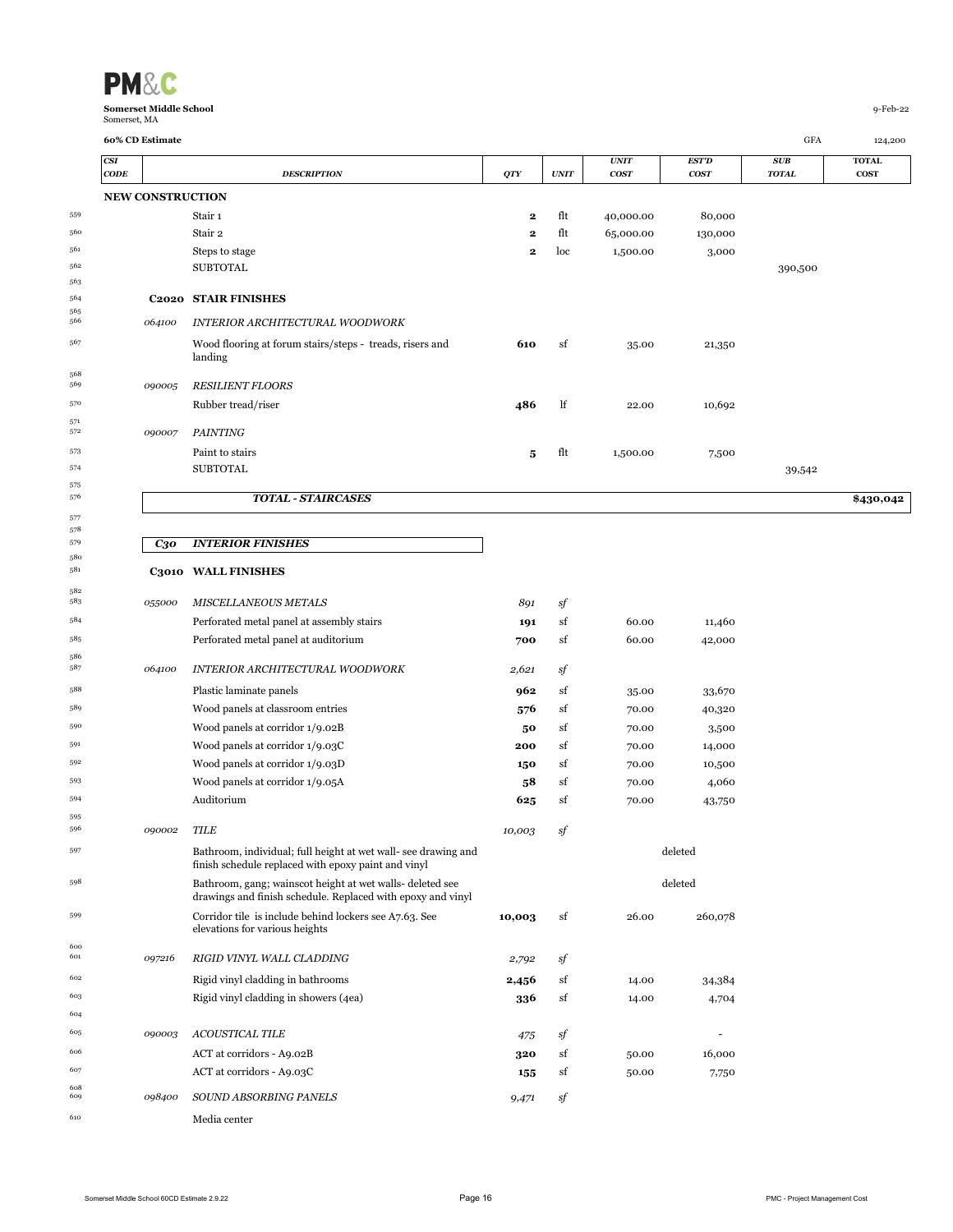**Somerset Middle School**
Somerset, MA

9-Feb-22

**60% CD Estimate** GFA 124,200

| | CSI CODE | DESCRIPTION | QTY | UNIT | UNIT COST | EST'D COST | SUB TOTAL | TOTAL COST |
|---|---|---|---|---|---|---|---|---|
| | **NEW CONSTRUCTION** | | | | | | | |
| 559 | | Stair 1 | **2** | flt | 40,000.00 | 80,000 | | |
| 560 | | Stair 2 | **2** | flt | 65,000.00 | 130,000 | | |
| 561 | | Steps to stage | **2** | loc | 1,500.00 | 3,000 | | |
| 562 | | SUBTOTAL | | | | | 390,500 | |
| 563 | | | | | | | | |
| 564 | **C2020** | **STAIR FINISHES** | | | | | | |
| 565 | | | | | | | | |
| 566 | *064100* | *INTERIOR ARCHITECTURAL WOODWORK* | | | | | | |
| 567 | | Wood flooring at forum stairs/steps - treads, risers and landing | **610** | sf | 35.00 | 21,350 | | |
| 568 | | | | | | | | |
| 569 | *090005* | *RESILIENT FLOORS* | | | | | | |
| 570 | | Rubber tread/riser | **486** | lf | 22.00 | 10,692 | | |
| 571 | | | | | | | | |
| 572 | *090007* | *PAINTING* | | | | | | |
| 573 | | Paint to stairs | **5** | flt | 1,500.00 | 7,500 | | |
| 574 | | SUBTOTAL | | | | | 39,542 | |
| 575 | | | | | | | | |
| 576 | | ***TOTAL - STAIRCASES*** | | | | | | **$430,042** |
| 577 | | | | | | | | |
| 578 | | | | | | | | |
| 579 | ***C30*** | ***INTERIOR FINISHES*** | | | | | | |
| 580 | | | | | | | | |
| 581 | **C3010** | **WALL FINISHES** | | | | | | |
| 582 | | | | | | | | |
| 583 | *055000* | *MISCELLANEOUS METALS* | *891* | *sf* | | | | |
| 584 | | Perforated metal panel at assembly stairs | **191** | sf | 60.00 | 11,460 | | |
| 585 | | Perforated metal panel at auditorium | **700** | sf | 60.00 | 42,000 | | |
| 586 | | | | | | | | |
| 587 | *064100* | *INTERIOR ARCHITECTURAL WOODWORK* | *2,621* | *sf* | | | | |
| 588 | | Plastic laminate panels | **962** | sf | 35.00 | 33,670 | | |
| 589 | | Wood panels at classroom entries | **576** | sf | 70.00 | 40,320 | | |
| 590 | | Wood panels at corridor 1/9.02B | **50** | sf | 70.00 | 3,500 | | |
| 591 | | Wood panels at corridor 1/9.03C | **200** | sf | 70.00 | 14,000 | | |
| 592 | | Wood panels at corridor 1/9.03D | **150** | sf | 70.00 | 10,500 | | |
| 593 | | Wood panels at corridor 1/9.05A | **58** | sf | 70.00 | 4,060 | | |
| 594 | | Auditorium | **625** | sf | 70.00 | 43,750 | | |
| 595 | | | | | | | | |
| 596 | *090002* | *TILE* | *10,003* | *sf* | | | | |
| 597 | | Bathroom, individual; full height at wet wall- see drawing and finish schedule replaced with epoxy paint and vinyl | | | | deleted | | |
| 598 | | Bathroom, gang; wainscot height at wet walls- deleted see drawings and finish schedule. Replaced with epoxy and vinyl | | | | deleted | | |
| 599 | | Corridor tile is include behind lockers see A7.63. See elevations for various heights | **10,003** | sf | 26.00 | 260,078 | | |
| 600 | | | | | | | | |
| 601 | *097216* | *RIGID VINYL WALL CLADDING* | *2,792* | *sf* | | | | |
| 602 | | Rigid vinyl cladding in bathrooms | **2,456** | sf | 14.00 | 34,384 | | |
| 603 | | Rigid vinyl cladding in showers (4ea) | **336** | sf | 14.00 | 4,704 | | |
| 604 | | | | | | | | |
| 605 | *090003* | *ACOUSTICAL TILE* | *475* | *sf* | | - | | |
| 606 | | ACT at corridors - A9.02B | **320** | sf | 50.00 | 16,000 | | |
| 607 | | ACT at corridors - A9.03C | **155** | sf | 50.00 | 7,750 | | |
| 608 | | | | | | | | |
| 609 | *098400* | *SOUND ABSORBING PANELS* | *9,471* | *sf* | | | | |
| 610 | | Media center | | | | | | |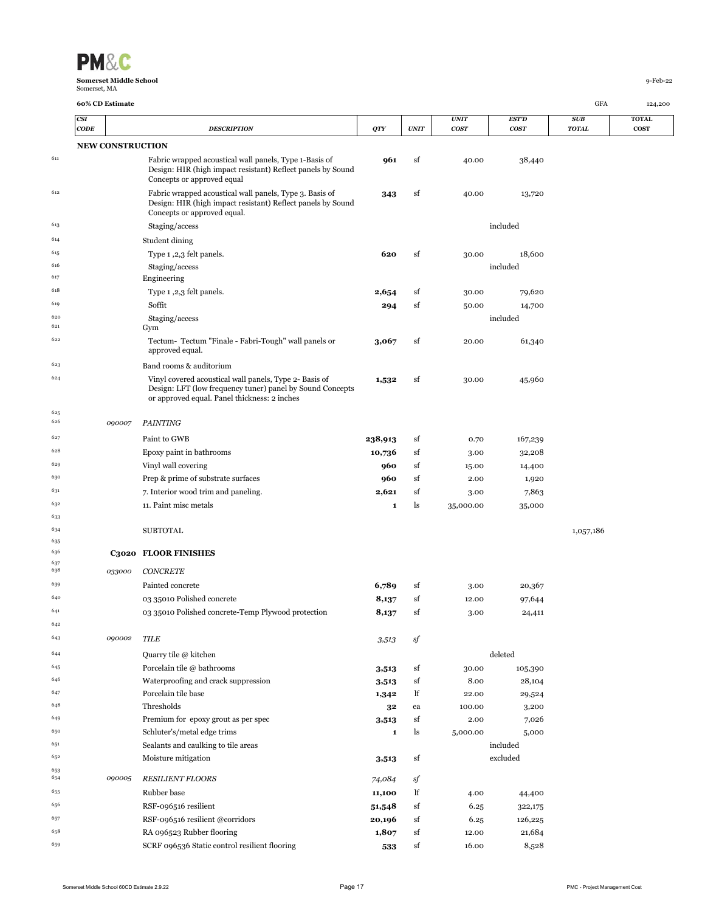**Somerset Middle School**
Somerset, MA

9-Feb-22

**60% CD Estimate**

GFA 124,200

| CSI CODE | DESCRIPTION | QTY | UNIT | UNIT COST | EST'D COST | SUB TOTAL | TOTAL COST |
|---|---|---|---|---|---|---|---|
| **NEW CONSTRUCTION** | | | | | | | |
| | Fabric wrapped acoustical wall panels, Type 1-Basis of Design: HIR (high impact resistant) Reflect panels by Sound Concepts or approved equal | **961** | sf | 40.00 | 38,440 | | |
| | Fabric wrapped acoustical wall panels, Type 3. Basis of Design: HIR (high impact resistant) Reflect panels by Sound Concepts or approved equal. | **343** | sf | 40.00 | 13,720 | | |
| | Staging/access | | | | included | | |
| | Student dining | | | | | | |
| | Type 1 ,2,3 felt panels. | **620** | sf | 30.00 | 18,600 | | |
| | Staging/access | | | | included | | |
| | Engineering | | | | | | |
| | Type 1 ,2,3 felt panels. | **2,654** | sf | 30.00 | 79,620 | | |
| | Soffit | **294** | sf | 50.00 | 14,700 | | |
| | Staging/access | | | | included | | |
| | Gym | | | | | | |
| | Tectum- Tectum "Finale - Fabri-Tough" wall panels or approved equal. | **3,067** | sf | 20.00 | 61,340 | | |
| | Band rooms & auditorium | | | | | | |
| | Vinyl covered acoustical wall panels, Type 2- Basis of Design: LFT (low frequency tuner) panel by Sound Concepts or approved equal. Panel thickness: 2 inches | **1,532** | sf | 30.00 | 45,960 | | |
| | | | | | | | |
| *090007* | *PAINTING* | | | | | | |
| | Paint to GWB | **238,913** | sf | 0.70 | 167,239 | | |
| | Epoxy paint in bathrooms | **10,736** | sf | 3.00 | 32,208 | | |
| | Vinyl wall covering | **960** | sf | 15.00 | 14,400 | | |
| | Prep & prime of substrate surfaces | **960** | sf | 2.00 | 1,920 | | |
| | 7. Interior wood trim and paneling. | **2,621** | sf | 3.00 | 7,863 | | |
| | 11. Paint misc metals | **1** | ls | 35,000.00 | 35,000 | | |
| | | | | | | | |
| | SUBTOTAL | | | | | 1,057,186 | |
| | | | | | | | |
| **C3020** | **FLOOR FINISHES** | | | | | | |
| | | | | | | | |
| *033000* | *CONCRETE* | | | | | | |
| | Painted concrete | **6,789** | sf | 3.00 | 20,367 | | |
| | 03 35010 Polished concrete | **8,137** | sf | 12.00 | 97,644 | | |
| | 03 35010 Polished concrete-Temp Plywood protection | **8,137** | sf | 3.00 | 24,411 | | |
| | | | | | | | |
| *090002* | *TILE* | *3,513* | *sf* | | | | |
| | Quarry tile @ kitchen | | | | deleted | | |
| | Porcelain tile @ bathrooms | **3,513** | sf | 30.00 | 105,390 | | |
| | Waterproofing and crack suppression | **3,513** | sf | 8.00 | 28,104 | | |
| | Porcelain tile base | **1,342** | lf | 22.00 | 29,524 | | |
| | Thresholds | **32** | ea | 100.00 | 3,200 | | |
| | Premium for epoxy grout as per spec | **3,513** | sf | 2.00 | 7,026 | | |
| | Schluter's/metal edge trims | **1** | ls | 5,000.00 | 5,000 | | |
| | Sealants and caulking to tile areas | | | | included | | |
| | Moisture mitigation | **3,513** | sf | | excluded | | |
| | | | | | | | |
| *090005* | *RESILIENT FLOORS* | *74,084* | *sf* | | | | |
| | Rubber base | **11,100** | lf | 4.00 | 44,400 | | |
| | RSF-096516 resilient | **51,548** | sf | 6.25 | 322,175 | | |
| | RSF-096516 resilient @corridors | **20,196** | sf | 6.25 | 126,225 | | |
| | RA 096523 Rubber flooring | **1,807** | sf | 12.00 | 21,684 | | |
| | SCRF 096536 Static control resilient flooring | **533** | sf | 16.00 | 8,528 | | |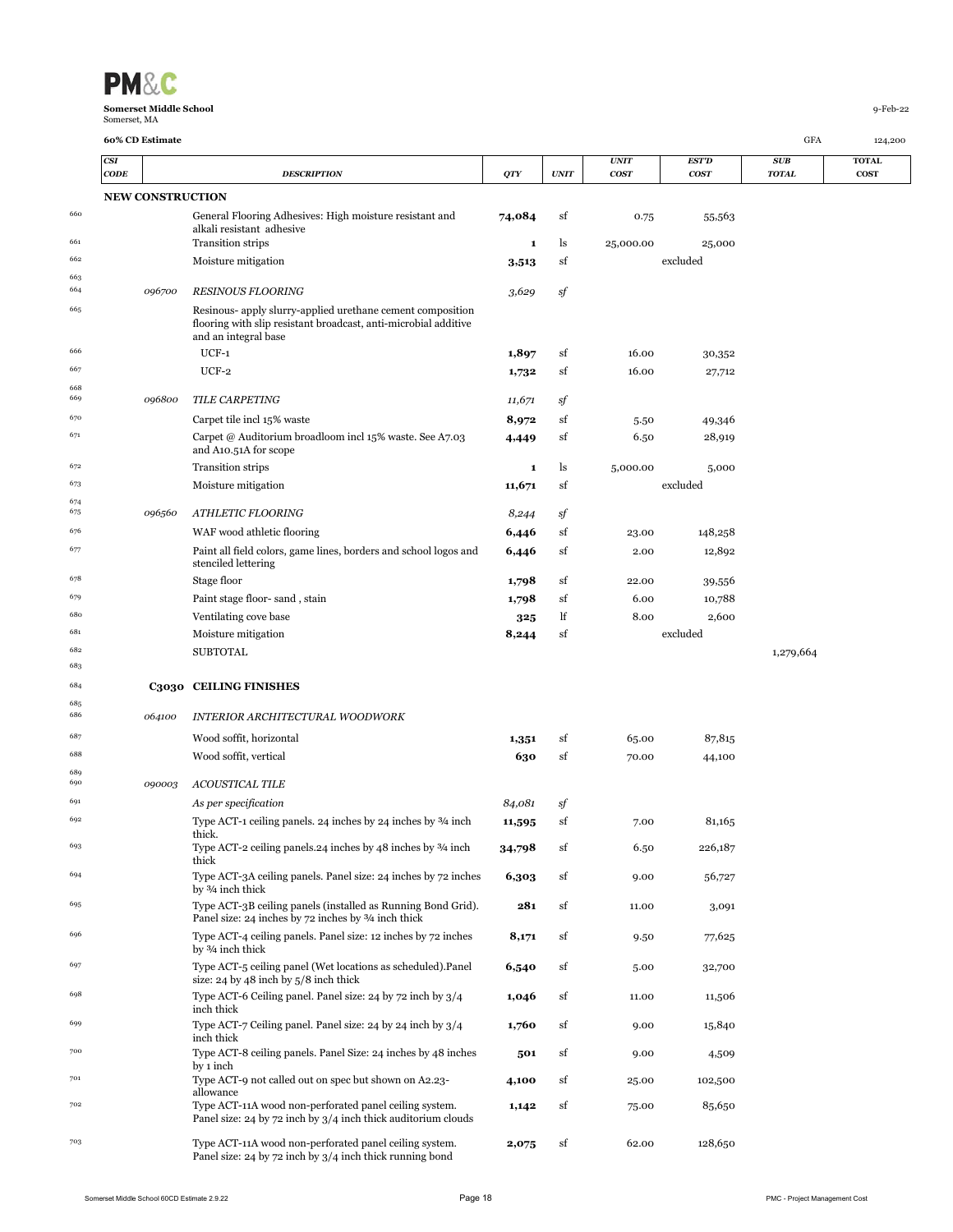**Somerset Middle School**
Somerset, MA

9-Feb-22

**60% CD Estimate** GFA 124,200

| | CSI CODE | DESCRIPTION | QTY | UNIT | UNIT COST | EST'D COST | SUB TOTAL | TOTAL COST |
|---|---|---|---|---|---|---|---|---|
| | **NEW CONSTRUCTION** | | | | | | | |
| 660 | | General Flooring Adhesives: High moisture resistant and alkali resistant adhesive | **74,084** | sf | 0.75 | 55,563 | | |
| 661 | | Transition strips | **1** | ls | 25,000.00 | 25,000 | | |
| 662 | | Moisture mitigation | **3,513** | sf | | excluded | | |
| 663 | | | | | | | | |
| 664 | *096700* | *RESINOUS FLOORING* | *3,629* | *sf* | | | | |
| 665 | | Resinous- apply slurry-applied urethane cement composition flooring with slip resistant broadcast, anti-microbial additive and an integral base | | | | | | |
| 666 | | UCF-1 | **1,897** | sf | 16.00 | 30,352 | | |
| 667 | | UCF-2 | **1,732** | sf | 16.00 | 27,712 | | |
| 668 | | | | | | | | |
| 669 | *096800* | *TILE CARPETING* | *11,671* | *sf* | | | | |
| 670 | | Carpet tile incl 15% waste | **8,972** | sf | 5.50 | 49,346 | | |
| 671 | | Carpet @ Auditorium broadloom incl 15% waste. See A7.03 and A10.51A for scope | **4,449** | sf | 6.50 | 28,919 | | |
| 672 | | Transition strips | **1** | ls | 5,000.00 | 5,000 | | |
| 673 | | Moisture mitigation | **11,671** | sf | | excluded | | |
| 674 | | | | | | | | |
| 675 | *096560* | *ATHLETIC FLOORING* | *8,244* | *sf* | | | | |
| 676 | | WAF wood athletic flooring | **6,446** | sf | 23.00 | 148,258 | | |
| 677 | | Paint all field colors, game lines, borders and school logos and stenciled lettering | **6,446** | sf | 2.00 | 12,892 | | |
| 678 | | Stage floor | **1,798** | sf | 22.00 | 39,556 | | |
| 679 | | Paint stage floor- sand , stain | **1,798** | sf | 6.00 | 10,788 | | |
| 680 | | Ventilating cove base | **325** | lf | 8.00 | 2,600 | | |
| 681 | | Moisture mitigation | **8,244** | sf | | excluded | | |
| 682 | | SUBTOTAL | | | | | 1,279,664 | |
| 683 | | | | | | | | |
| 684 | **C3030** | **CEILING FINISHES** | | | | | | |
| 685 | | | | | | | | |
| 686 | *064100* | *INTERIOR ARCHITECTURAL WOODWORK* | | | | | | |
| 687 | | Wood soffit, horizontal | **1,351** | sf | 65.00 | 87,815 | | |
| 688 | | Wood soffit, vertical | **630** | sf | 70.00 | 44,100 | | |
| 689 | | | | | | | | |
| 690 | *090003* | *ACOUSTICAL TILE* | | | | | | |
| 691 | | *As per specification* | *84,081* | *sf* | | | | |
| 692 | | Type ACT-1 ceiling panels. 24 inches by 24 inches by ¾ inch thick. | **11,595** | sf | 7.00 | 81,165 | | |
| 693 | | Type ACT-2 ceiling panels.24 inches by 48 inches by ¾ inch thick | **34,798** | sf | 6.50 | 226,187 | | |
| 694 | | Type ACT-3A ceiling panels. Panel size: 24 inches by 72 inches by ¾ inch thick | **6,303** | sf | 9.00 | 56,727 | | |
| 695 | | Type ACT-3B ceiling panels (installed as Running Bond Grid). Panel size: 24 inches by 72 inches by ¾ inch thick | **281** | sf | 11.00 | 3,091 | | |
| 696 | | Type ACT-4 ceiling panels. Panel size: 12 inches by 72 inches by ¾ inch thick | **8,171** | sf | 9.50 | 77,625 | | |
| 697 | | Type ACT-5 ceiling panel (Wet locations as scheduled).Panel size: 24 by 48 inch by 5/8 inch thick | **6,540** | sf | 5.00 | 32,700 | | |
| 698 | | Type ACT-6 Ceiling panel. Panel size: 24 by 72 inch by 3/4 inch thick | **1,046** | sf | 11.00 | 11,506 | | |
| 699 | | Type ACT-7 Ceiling panel. Panel size: 24 by 24 inch by 3/4 inch thick | **1,760** | sf | 9.00 | 15,840 | | |
| 700 | | Type ACT-8 ceiling panels. Panel Size: 24 inches by 48 inches by 1 inch | **501** | sf | 9.00 | 4,509 | | |
| 701 | | Type ACT-9 not called out on spec but shown on A2.23- allowance | **4,100** | sf | 25.00 | 102,500 | | |
| 702 | | Type ACT-11A wood non-perforated panel ceiling system. Panel size: 24 by 72 inch by 3/4 inch thick auditorium clouds | **1,142** | sf | 75.00 | 85,650 | | |
| 703 | | Type ACT-11A wood non-perforated panel ceiling system. Panel size: 24 by 72 inch by 3/4 inch thick running bond | **2,075** | sf | 62.00 | 128,650 | | |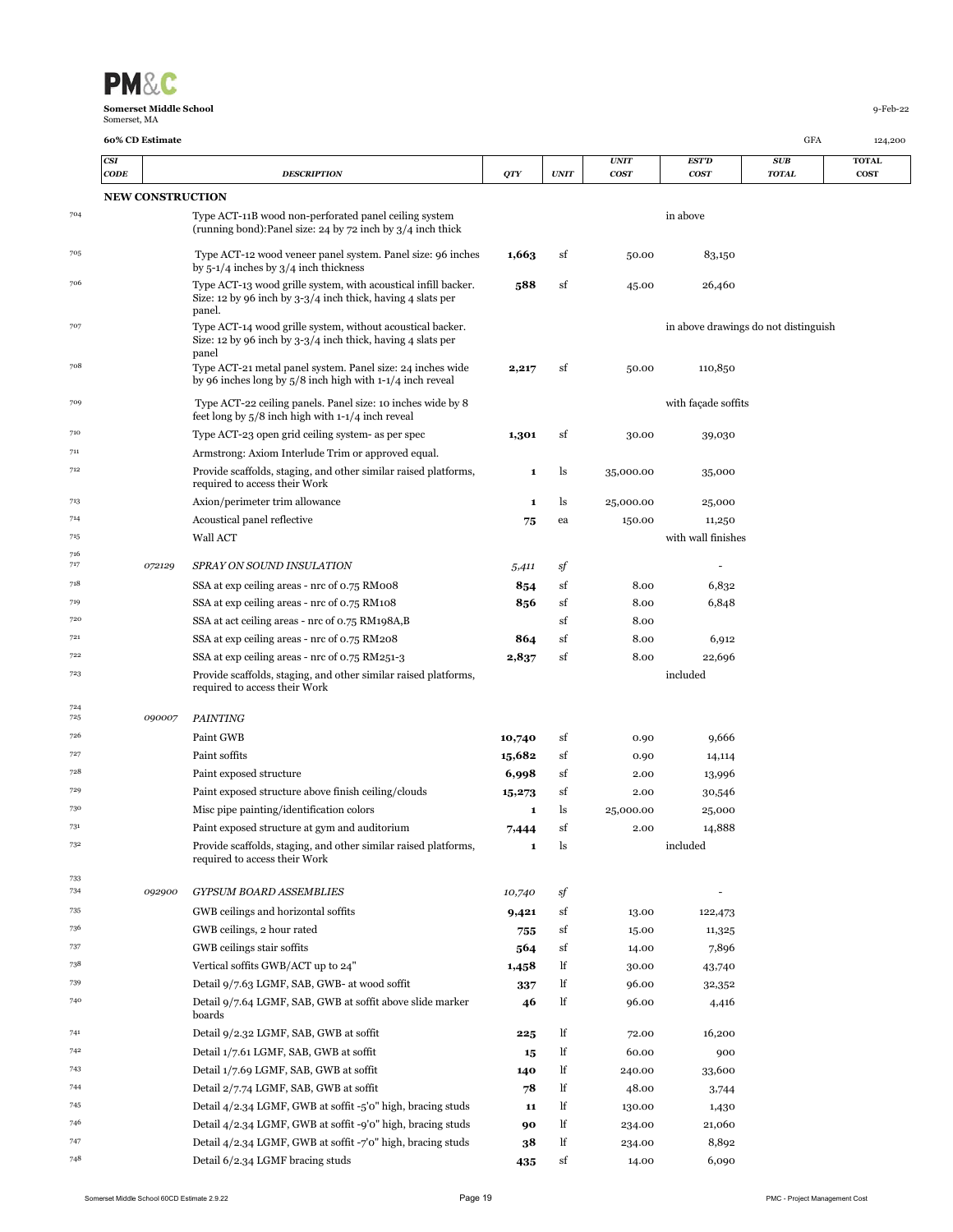**PM&C**

**Somerset Middle School**
Somerset, MA

9-Feb-22

**60% CD Estimate**

GFA 124,200

| | CSI CODE | DESCRIPTION | QTY | UNIT | UNIT COST | EST'D COST | SUB TOTAL | TOTAL COST |
|---|---|---|---|---|---|---|---|---|
| | **NEW CONSTRUCTION** | | | | | | | |
| 704 | | Type ACT-11B wood non-perforated panel ceiling system (running bond):Panel size: 24 by 72 inch by 3/4 inch thick | | | | in above | | |
| 705 | | Type ACT-12 wood veneer panel system. Panel size: 96 inches by 5-1/4 inches by 3/4 inch thickness | **1,663** | sf | 50.00 | 83,150 | | |
| 706 | | Type ACT-13 wood grille system, with acoustical infill backer. Size: 12 by 96 inch by 3-3/4 inch thick, having 4 slats per panel. | **588** | sf | 45.00 | 26,460 | | |
| 707 | | Type ACT-14 wood grille system, without acoustical backer. Size: 12 by 96 inch by 3-3/4 inch thick, having 4 slats per panel | | | | in above drawings do not distinguish | | |
| 708 | | Type ACT-21 metal panel system. Panel size: 24 inches wide by 96 inches long by 5/8 inch high with 1-1/4 inch reveal | **2,217** | sf | 50.00 | 110,850 | | |
| 709 | | Type ACT-22 ceiling panels. Panel size: 10 inches wide by 8 feet long by 5/8 inch high with 1-1/4 inch reveal | | | | with façade soffits | | |
| 710 | | Type ACT-23 open grid ceiling system- as per spec | **1,301** | sf | 30.00 | 39,030 | | |
| 711 | | Armstrong: Axiom Interlude Trim or approved equal. | | | | | | |
| 712 | | Provide scaffolds, staging, and other similar raised platforms, required to access their Work | **1** | ls | 35,000.00 | 35,000 | | |
| 713 | | Axion/perimeter trim allowance | **1** | ls | 25,000.00 | 25,000 | | |
| 714 | | Acoustical panel reflective | **75** | ea | 150.00 | 11,250 | | |
| 715 | | Wall ACT | | | | with wall finishes | | |
| 716 | | | | | | | | |
| 717 | *072129* | *SPRAY ON SOUND INSULATION* | *5,411* | *sf* | | - | | |
| 718 | | SSA at exp ceiling areas - nrc of 0.75 RM008 | **854** | sf | 8.00 | 6,832 | | |
| 719 | | SSA at exp ceiling areas - nrc of 0.75 RM108 | **856** | sf | 8.00 | 6,848 | | |
| 720 | | SSA at act ceiling areas - nrc of 0.75 RM198A,B | | sf | 8.00 | | | |
| 721 | | SSA at exp ceiling areas - nrc of 0.75 RM208 | **864** | sf | 8.00 | 6,912 | | |
| 722 | | SSA at exp ceiling areas - nrc of 0.75 RM251-3 | **2,837** | sf | 8.00 | 22,696 | | |
| 723 | | Provide scaffolds, staging, and other similar raised platforms, required to access their Work | | | | included | | |
| 724 | | | | | | | | |
| 725 | *090007* | *PAINTING* | | | | | | |
| 726 | | Paint GWB | **10,740** | sf | 0.90 | 9,666 | | |
| 727 | | Paint soffits | **15,682** | sf | 0.90 | 14,114 | | |
| 728 | | Paint exposed structure | **6,998** | sf | 2.00 | 13,996 | | |
| 729 | | Paint exposed structure above finish ceiling/clouds | **15,273** | sf | 2.00 | 30,546 | | |
| 730 | | Misc pipe painting/identification colors | **1** | ls | 25,000.00 | 25,000 | | |
| 731 | | Paint exposed structure at gym and auditorium | **7,444** | sf | 2.00 | 14,888 | | |
| 732 | | Provide scaffolds, staging, and other similar raised platforms, required to access their Work | **1** | ls | | included | | |
| 733 | | | | | | | | |
| 734 | *092900* | *GYPSUM BOARD ASSEMBLIES* | *10,740* | *sf* | | - | | |
| 735 | | GWB ceilings and horizontal soffits | **9,421** | sf | 13.00 | 122,473 | | |
| 736 | | GWB ceilings, 2 hour rated | **755** | sf | 15.00 | 11,325 | | |
| 737 | | GWB ceilings stair soffits | **564** | sf | 14.00 | 7,896 | | |
| 738 | | Vertical soffits GWB/ACT up to 24" | **1,458** | lf | 30.00 | 43,740 | | |
| 739 | | Detail 9/7.63 LGMF, SAB, GWB- at wood soffit | **337** | lf | 96.00 | 32,352 | | |
| 740 | | Detail 9/7.64 LGMF, SAB, GWB at soffit above slide marker boards | **46** | lf | 96.00 | 4,416 | | |
| 741 | | Detail 9/2.32 LGMF, SAB, GWB at soffit | **225** | lf | 72.00 | 16,200 | | |
| 742 | | Detail 1/7.61 LGMF, SAB, GWB at soffit | **15** | lf | 60.00 | 900 | | |
| 743 | | Detail 1/7.69 LGMF, SAB, GWB at soffit | **140** | lf | 240.00 | 33,600 | | |
| 744 | | Detail 2/7.74 LGMF, SAB, GWB at soffit | **78** | lf | 48.00 | 3,744 | | |
| 745 | | Detail 4/2.34 LGMF, GWB at soffit -5'0" high, bracing studs | **11** | lf | 130.00 | 1,430 | | |
| 746 | | Detail 4/2.34 LGMF, GWB at soffit -9'0" high, bracing studs | **90** | lf | 234.00 | 21,060 | | |
| 747 | | Detail 4/2.34 LGMF, GWB at soffit -7'0" high, bracing studs | **38** | lf | 234.00 | 8,892 | | |
| 748 | | Detail 6/2.34 LGMF bracing studs | **435** | sf | 14.00 | 6,090 | | |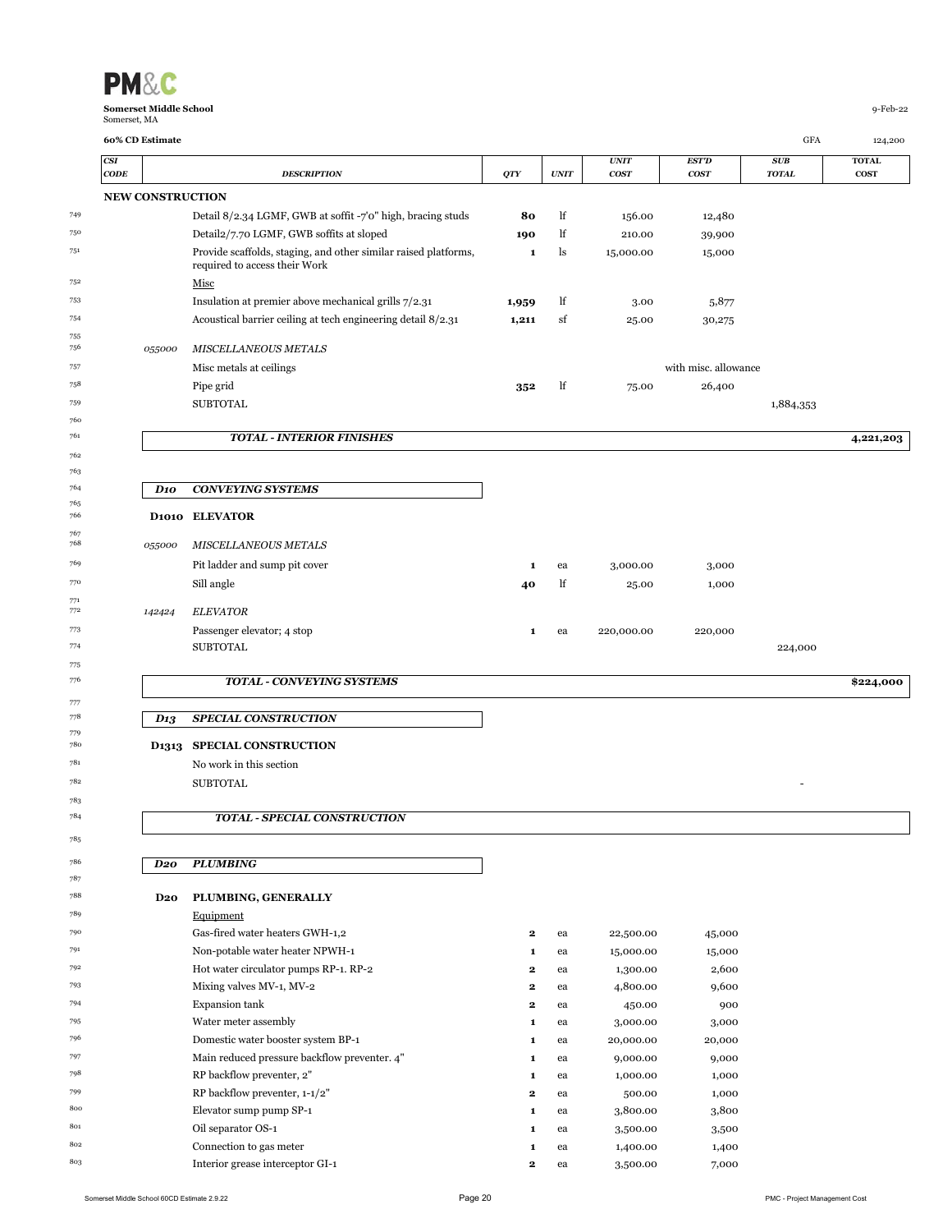**Somerset Middle School**
Somerset, MA

9-Feb-22

**60% CD Estimate** GFA 124,200

| | CSI CODE | DESCRIPTION | QTY | UNIT | UNIT COST | EST'D COST | SUB TOTAL | TOTAL COST |
|---|---|---|---|---|---|---|---|---|
| | **NEW CONSTRUCTION** | | | | | | | |
| 749 | | Detail 8/2.34 LGMF, GWB at soffit -7'0" high, bracing studs | **80** | lf | 156.00 | 12,480 | | |
| 750 | | Detail2/7.70 LGMF, GWB soffits at sloped | **190** | lf | 210.00 | 39,900 | | |
| 751 | | Provide scaffolds, staging, and other similar raised platforms, required to access their Work | **1** | ls | 15,000.00 | 15,000 | | |
| 752 | | Misc | | | | | | |
| 753 | | Insulation at premier above mechanical grills 7/2.31 | **1,959** | lf | 3.00 | 5,877 | | |
| 754 | | Acoustical barrier ceiling at tech engineering detail 8/2.31 | **1,211** | sf | 25.00 | 30,275 | | |
| 755 | | | | | | | | |
| 756 | *055000* | *MISCELLANEOUS METALS* | | | | | | |
| 757 | | Misc metals at ceilings | | | | with misc. allowance | | |
| 758 | | Pipe grid | **352** | lf | 75.00 | 26,400 | | |
| 759 | | SUBTOTAL | | | | | 1,884,353 | |
| 760 | | | | | | | | |
| 761 | | ***TOTAL - INTERIOR FINISHES*** | | | | | | **4,221,203** |
| 762 | | | | | | | | |
| 763 | | | | | | | | |
| 764 | ***D10*** | ***CONVEYING SYSTEMS*** | | | | | | |
| 765 | | | | | | | | |
| 766 | **D1010** | **ELEVATOR** | | | | | | |
| 767 | | | | | | | | |
| 768 | *055000* | *MISCELLANEOUS METALS* | | | | | | |
| 769 | | Pit ladder and sump pit cover | **1** | ea | 3,000.00 | 3,000 | | |
| 770 | | Sill angle | **40** | lf | 25.00 | 1,000 | | |
| 771 | | | | | | | | |
| 772 | *142424* | *ELEVATOR* | | | | | | |
| 773 | | Passenger elevator; 4 stop | **1** | ea | 220,000.00 | 220,000 | | |
| 774 | | SUBTOTAL | | | | | 224,000 | |
| 775 | | | | | | | | |
| 776 | | ***TOTAL - CONVEYING SYSTEMS*** | | | | | | **$224,000** |
| 777 | | | | | | | | |
| 778 | ***D13*** | ***SPECIAL CONSTRUCTION*** | | | | | | |
| 779 | | | | | | | | |
| 780 | **D1313** | **SPECIAL CONSTRUCTION** | | | | | | |
| 781 | | No work in this section | | | | | | |
| 782 | | SUBTOTAL | | | | | - | |
| 783 | | | | | | | | |
| 784 | | ***TOTAL - SPECIAL CONSTRUCTION*** | | | | | | |
| 785 | | | | | | | | |
| 786 | ***D20*** | ***PLUMBING*** | | | | | | |
| 787 | | | | | | | | |
| 788 | **D20** | **PLUMBING, GENERALLY** | | | | | | |
| 789 | | Equipment | | | | | | |
| 790 | | Gas-fired water heaters GWH-1,2 | **2** | ea | 22,500.00 | 45,000 | | |
| 791 | | Non-potable water heater NPWH-1 | **1** | ea | 15,000.00 | 15,000 | | |
| 792 | | Hot water circulator pumps RP-1. RP-2 | **2** | ea | 1,300.00 | 2,600 | | |
| 793 | | Mixing valves MV-1, MV-2 | **2** | ea | 4,800.00 | 9,600 | | |
| 794 | | Expansion tank | **2** | ea | 450.00 | 900 | | |
| 795 | | Water meter assembly | **1** | ea | 3,000.00 | 3,000 | | |
| 796 | | Domestic water booster system BP-1 | **1** | ea | 20,000.00 | 20,000 | | |
| 797 | | Main reduced pressure backflow preventer. 4" | **1** | ea | 9,000.00 | 9,000 | | |
| 798 | | RP backflow preventer, 2" | **1** | ea | 1,000.00 | 1,000 | | |
| 799 | | RP backflow preventer, 1-1/2" | **2** | ea | 500.00 | 1,000 | | |
| 800 | | Elevator sump pump SP-1 | **1** | ea | 3,800.00 | 3,800 | | |
| 801 | | Oil separator OS-1 | **1** | ea | 3,500.00 | 3,500 | | |
| 802 | | Connection to gas meter | **1** | ea | 1,400.00 | 1,400 | | |
| 803 | | Interior grease interceptor GI-1 | **2** | ea | 3,500.00 | 7,000 | | |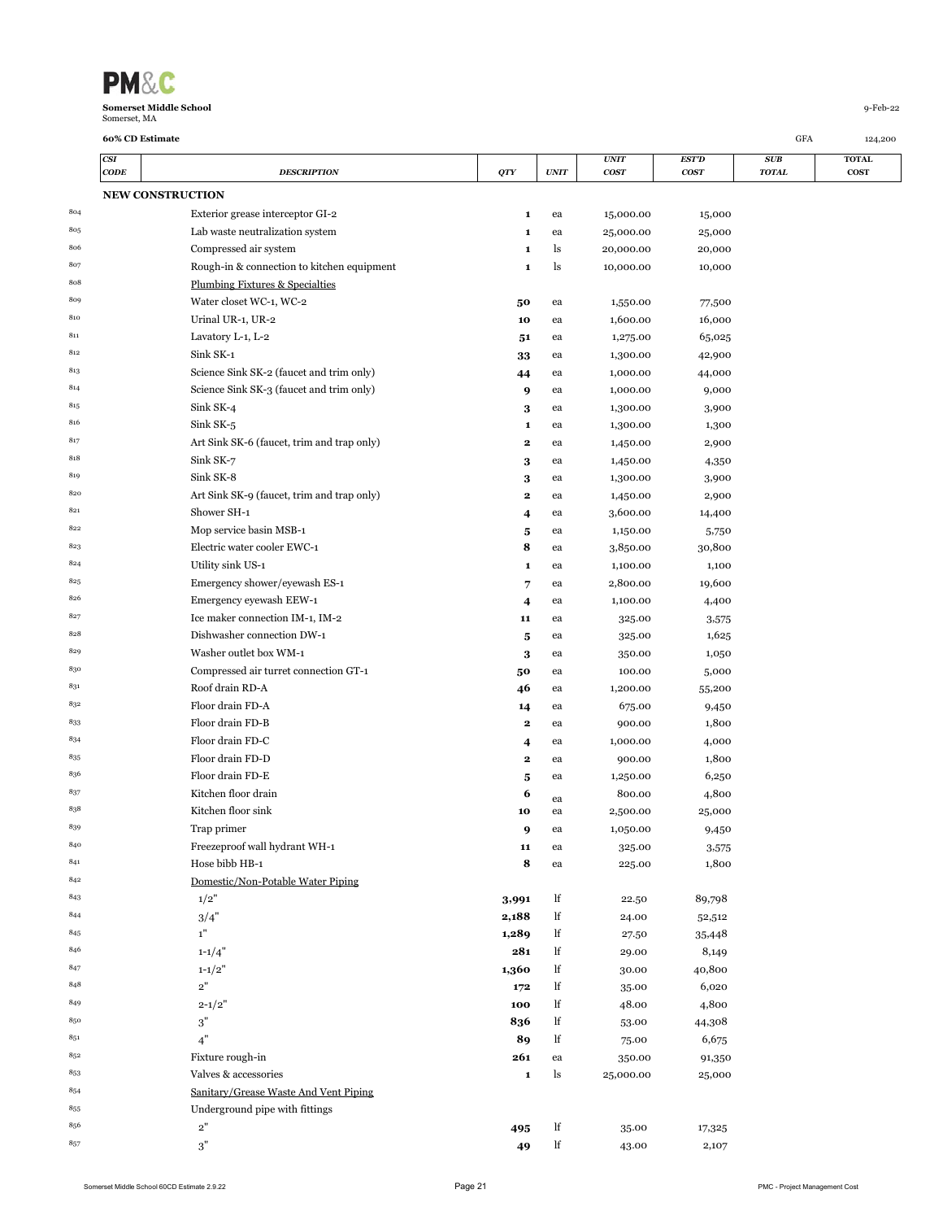**PM&C**

**Somerset Middle School**
Somerset, MA

9-Feb-22

**60% CD Estimate**

GFA 124,200

| | CSI CODE | DESCRIPTION | QTY | UNIT | UNIT COST | EST'D COST | SUB TOTAL | TOTAL COST |
|---|---|---|---|---|---|---|---|---|
| | **NEW CONSTRUCTION** | | | | | | | |
| 804 | | Exterior grease interceptor GI-2 | 1 | ea | 15,000.00 | 15,000 | | |
| 805 | | Lab waste neutralization system | 1 | ea | 25,000.00 | 25,000 | | |
| 806 | | Compressed air system | 1 | ls | 20,000.00 | 20,000 | | |
| 807 | | Rough-in & connection to kitchen equipment | 1 | ls | 10,000.00 | 10,000 | | |
| 808 | | Plumbing Fixtures & Specialties | | | | | | |
| 809 | | Water closet WC-1, WC-2 | 50 | ea | 1,550.00 | 77,500 | | |
| 810 | | Urinal UR-1, UR-2 | 10 | ea | 1,600.00 | 16,000 | | |
| 811 | | Lavatory L-1, L-2 | 51 | ea | 1,275.00 | 65,025 | | |
| 812 | | Sink SK-1 | 33 | ea | 1,300.00 | 42,900 | | |
| 813 | | Science Sink SK-2 (faucet and trim only) | 44 | ea | 1,000.00 | 44,000 | | |
| 814 | | Science Sink SK-3 (faucet and trim only) | 9 | ea | 1,000.00 | 9,000 | | |
| 815 | | Sink SK-4 | 3 | ea | 1,300.00 | 3,900 | | |
| 816 | | Sink SK-5 | 1 | ea | 1,300.00 | 1,300 | | |
| 817 | | Art Sink SK-6 (faucet, trim and trap only) | 2 | ea | 1,450.00 | 2,900 | | |
| 818 | | Sink SK-7 | 3 | ea | 1,450.00 | 4,350 | | |
| 819 | | Sink SK-8 | 3 | ea | 1,300.00 | 3,900 | | |
| 820 | | Art Sink SK-9 (faucet, trim and trap only) | 2 | ea | 1,450.00 | 2,900 | | |
| 821 | | Shower SH-1 | 4 | ea | 3,600.00 | 14,400 | | |
| 822 | | Mop service basin MSB-1 | 5 | ea | 1,150.00 | 5,750 | | |
| 823 | | Electric water cooler EWC-1 | 8 | ea | 3,850.00 | 30,800 | | |
| 824 | | Utility sink US-1 | 1 | ea | 1,100.00 | 1,100 | | |
| 825 | | Emergency shower/eyewash ES-1 | 7 | ea | 2,800.00 | 19,600 | | |
| 826 | | Emergency eyewash EEW-1 | 4 | ea | 1,100.00 | 4,400 | | |
| 827 | | Ice maker connection IM-1, IM-2 | 11 | ea | 325.00 | 3,575 | | |
| 828 | | Dishwasher connection DW-1 | 5 | ea | 325.00 | 1,625 | | |
| 829 | | Washer outlet box WM-1 | 3 | ea | 350.00 | 1,050 | | |
| 830 | | Compressed air turret connection GT-1 | 50 | ea | 100.00 | 5,000 | | |
| 831 | | Roof drain RD-A | 46 | ea | 1,200.00 | 55,200 | | |
| 832 | | Floor drain FD-A | 14 | ea | 675.00 | 9,450 | | |
| 833 | | Floor drain FD-B | 2 | ea | 900.00 | 1,800 | | |
| 834 | | Floor drain FD-C | 4 | ea | 1,000.00 | 4,000 | | |
| 835 | | Floor drain FD-D | 2 | ea | 900.00 | 1,800 | | |
| 836 | | Floor drain FD-E | 5 | ea | 1,250.00 | 6,250 | | |
| 837 | | Kitchen floor drain | 6 | ea | 800.00 | 4,800 | | |
| 838 | | Kitchen floor sink | 10 | ea | 2,500.00 | 25,000 | | |
| 839 | | Trap primer | 9 | ea | 1,050.00 | 9,450 | | |
| 840 | | Freezeproof wall hydrant WH-1 | 11 | ea | 325.00 | 3,575 | | |
| 841 | | Hose bibb HB-1 | 8 | ea | 225.00 | 1,800 | | |
| 842 | | Domestic/Non-Potable Water Piping | | | | | | |
| 843 | | 1/2" | 3,991 | lf | 22.50 | 89,798 | | |
| 844 | | 3/4" | 2,188 | lf | 24.00 | 52,512 | | |
| 845 | | 1" | 1,289 | lf | 27.50 | 35,448 | | |
| 846 | | 1-1/4" | 281 | lf | 29.00 | 8,149 | | |
| 847 | | 1-1/2" | 1,360 | lf | 30.00 | 40,800 | | |
| 848 | | 2" | 172 | lf | 35.00 | 6,020 | | |
| 849 | | 2-1/2" | 100 | lf | 48.00 | 4,800 | | |
| 850 | | 3" | 836 | lf | 53.00 | 44,308 | | |
| 851 | | 4" | 89 | lf | 75.00 | 6,675 | | |
| 852 | | Fixture rough-in | 261 | ea | 350.00 | 91,350 | | |
| 853 | | Valves & accessories | 1 | ls | 25,000.00 | 25,000 | | |
| 854 | | Sanitary/Grease Waste And Vent Piping | | | | | | |
| 855 | | Underground pipe with fittings | | | | | | |
| 856 | | 2" | 495 | lf | 35.00 | 17,325 | | |
| 857 | | 3" | 49 | lf | 43.00 | 2,107 | | |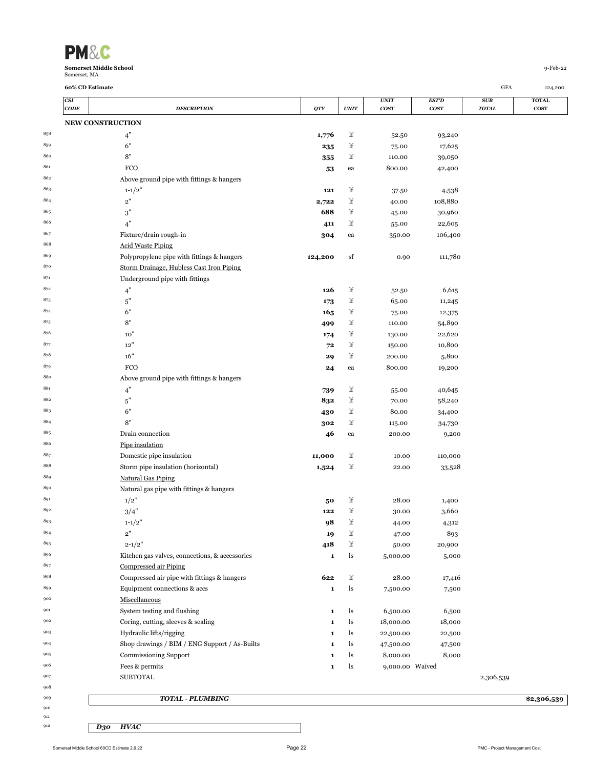**Somerset Middle School**
Somerset, MA

9-Feb-22

**60% CD Estimate**

GFA 124,200

| CSI CODE | DESCRIPTION | QTY | UNIT | UNIT COST | EST'D COST | SUB TOTAL | TOTAL COST |
|---|---|---|---|---|---|---|---|
| | **NEW CONSTRUCTION** | | | | | | |
| | 4" | **1,776** | lf | 52.50 | 93,240 | | |
| | 6" | **235** | lf | 75.00 | 17,625 | | |
| | 8" | **355** | lf | 110.00 | 39,050 | | |
| | FCO | **53** | ea | 800.00 | 42,400 | | |
| | Above ground pipe with fittings & hangers | | | | | | |
| | 1-1/2" | **121** | lf | 37.50 | 4,538 | | |
| | 2" | **2,722** | lf | 40.00 | 108,880 | | |
| | 3" | **688** | lf | 45.00 | 30,960 | | |
| | 4" | **411** | lf | 55.00 | 22,605 | | |
| | Fixture/drain rough-in | **304** | ea | 350.00 | 106,400 | | |
| | Acid Waste Piping | | | | | | |
| | Polypropylene pipe with fittings & hangers | **124,200** | sf | 0.90 | 111,780 | | |
| | Storm Drainage, Hubless Cast Iron Piping | | | | | | |
| | Underground pipe with fittings | | | | | | |
| | 4" | **126** | lf | 52.50 | 6,615 | | |
| | 5" | **173** | lf | 65.00 | 11,245 | | |
| | 6" | **165** | lf | 75.00 | 12,375 | | |
| | 8" | **499** | lf | 110.00 | 54,890 | | |
| | 10" | **174** | lf | 130.00 | 22,620 | | |
| | 12" | **72** | lf | 150.00 | 10,800 | | |
| | 16" | **29** | lf | 200.00 | 5,800 | | |
| | FCO | **24** | ea | 800.00 | 19,200 | | |
| | Above ground pipe with fittings & hangers | | | | | | |
| | 4" | **739** | lf | 55.00 | 40,645 | | |
| | 5" | **832** | lf | 70.00 | 58,240 | | |
| | 6" | **430** | lf | 80.00 | 34,400 | | |
| | 8" | **302** | lf | 115.00 | 34,730 | | |
| | Drain connection | **46** | ea | 200.00 | 9,200 | | |
| | Pipe insulation | | | | | | |
| | Domestic pipe insulation | **11,000** | lf | 10.00 | 110,000 | | |
| | Storm pipe insulation (horizontal) | **1,524** | lf | 22.00 | 33,528 | | |
| | Natural Gas Piping | | | | | | |
| | Natural gas pipe with fittings & hangers | | | | | | |
| | 1/2" | **50** | lf | 28.00 | 1,400 | | |
| | 3/4" | **122** | lf | 30.00 | 3,660 | | |
| | 1-1/2" | **98** | lf | 44.00 | 4,312 | | |
| | 2" | **19** | lf | 47.00 | 893 | | |
| | 2-1/2" | **418** | lf | 50.00 | 20,900 | | |
| | Kitchen gas valves, connections, & accessories | **1** | ls | 5,000.00 | 5,000 | | |
| | Compressed air Piping | | | | | | |
| | Compressed air pipe with fittings & hangers | **622** | lf | 28.00 | 17,416 | | |
| | Equipment connections & accs | **1** | ls | 7,500.00 | 7,500 | | |
| | Miscellaneous | | | | | | |
| | System testing and flushing | **1** | ls | 6,500.00 | 6,500 | | |
| | Coring, cutting, sleeves & sealing | **1** | ls | 18,000.00 | 18,000 | | |
| | Hydraulic lifts/rigging | **1** | ls | 22,500.00 | 22,500 | | |
| | Shop drawings / BIM / ENG Support / As-Builts | **1** | ls | 47,500.00 | 47,500 | | |
| | Commissioning Support | **1** | ls | 8,000.00 | 8,000 | | |
| | Fees & permits | **1** | ls | 9,000.00 | Waived | | |
| | SUBTOTAL | | | | | 2,306,539 | |
| | ***TOTAL - PLUMBING*** | | | | | | **$2,306,539** |

***D30 HVAC***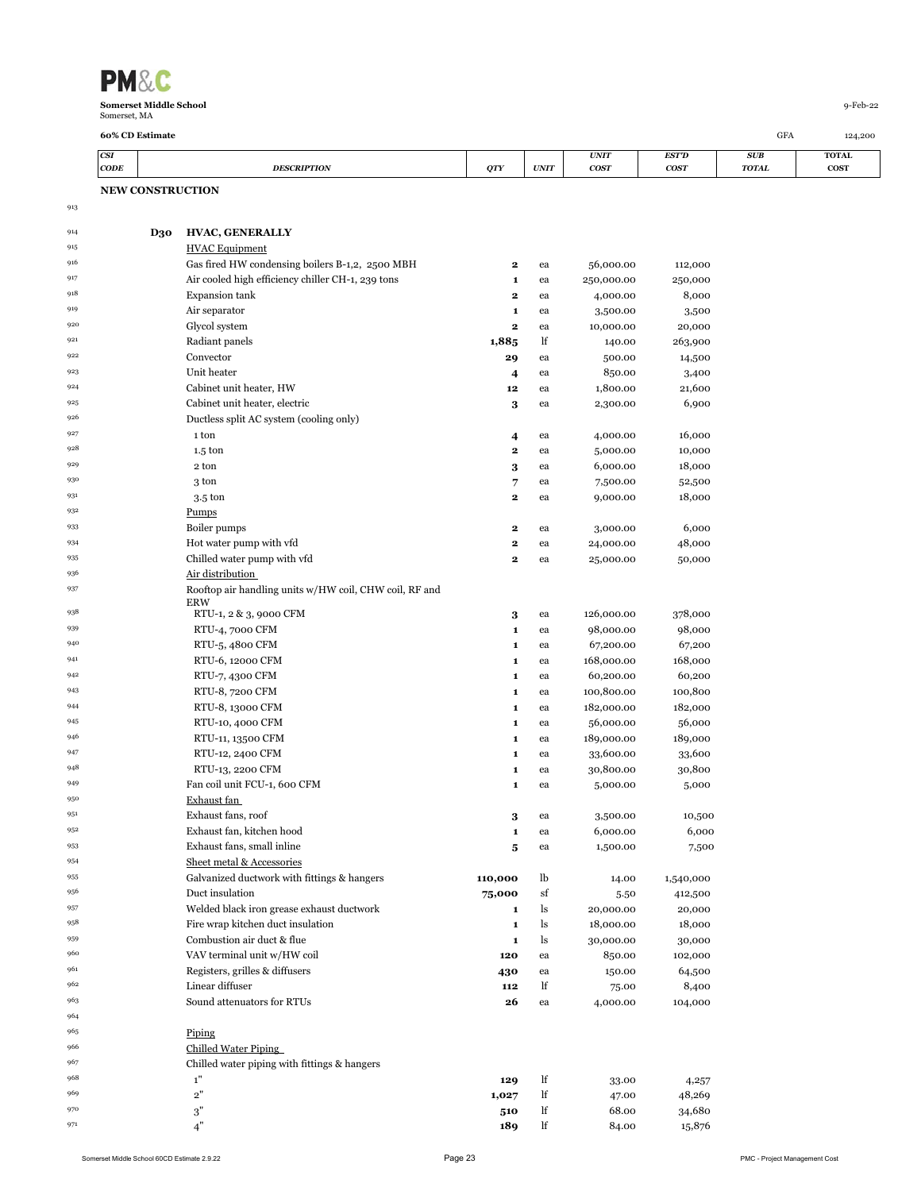**PM&C**

**Somerset Middle School**
Somerset, MA

9-Feb-22

**60% CD Estimate**

GFA 124,200

| | CSI CODE | DESCRIPTION | QTY | UNIT | UNIT COST | EST'D COST | SUB TOTAL | TOTAL COST |
|---|---|---|---|---|---|---|---|---|
| | **NEW CONSTRUCTION** | | | | | | | |
| 913 | | | | | | | | |
| 914 | **D30** | **HVAC, GENERALLY** | | | | | | |
| 915 | | HVAC Equipment | | | | | | |
| 916 | | Gas fired HW condensing boilers B-1,2, 2500 MBH | 2 | ea | 56,000.00 | 112,000 | | |
| 917 | | Air cooled high efficiency chiller CH-1, 239 tons | 1 | ea | 250,000.00 | 250,000 | | |
| 918 | | Expansion tank | 2 | ea | 4,000.00 | 8,000 | | |
| 919 | | Air separator | 1 | ea | 3,500.00 | 3,500 | | |
| 920 | | Glycol system | 2 | ea | 10,000.00 | 20,000 | | |
| 921 | | Radiant panels | 1,885 | lf | 140.00 | 263,900 | | |
| 922 | | Convector | 29 | ea | 500.00 | 14,500 | | |
| 923 | | Unit heater | 4 | ea | 850.00 | 3,400 | | |
| 924 | | Cabinet unit heater, HW | 12 | ea | 1,800.00 | 21,600 | | |
| 925 | | Cabinet unit heater, electric | 3 | ea | 2,300.00 | 6,900 | | |
| 926 | | Ductless split AC system (cooling only) | | | | | | |
| 927 | | 1 ton | 4 | ea | 4,000.00 | 16,000 | | |
| 928 | | 1.5 ton | 2 | ea | 5,000.00 | 10,000 | | |
| 929 | | 2 ton | 3 | ea | 6,000.00 | 18,000 | | |
| 930 | | 3 ton | 7 | ea | 7,500.00 | 52,500 | | |
| 931 | | 3.5 ton | 2 | ea | 9,000.00 | 18,000 | | |
| 932 | | Pumps | | | | | | |
| 933 | | Boiler pumps | 2 | ea | 3,000.00 | 6,000 | | |
| 934 | | Hot water pump with vfd | 2 | ea | 24,000.00 | 48,000 | | |
| 935 | | Chilled water pump with vfd | 2 | ea | 25,000.00 | 50,000 | | |
| 936 | | Air distribution | | | | | | |
| 937 | | Rooftop air handling units w/HW coil, CHW coil, RF and ERW | | | | | | |
| 938 | | RTU-1, 2 & 3, 9000 CFM | 3 | ea | 126,000.00 | 378,000 | | |
| 939 | | RTU-4, 7000 CFM | 1 | ea | 98,000.00 | 98,000 | | |
| 940 | | RTU-5, 4800 CFM | 1 | ea | 67,200.00 | 67,200 | | |
| 941 | | RTU-6, 12000 CFM | 1 | ea | 168,000.00 | 168,000 | | |
| 942 | | RTU-7, 4300 CFM | 1 | ea | 60,200.00 | 60,200 | | |
| 943 | | RTU-8, 7200 CFM | 1 | ea | 100,800.00 | 100,800 | | |
| 944 | | RTU-8, 13000 CFM | 1 | ea | 182,000.00 | 182,000 | | |
| 945 | | RTU-10, 4000 CFM | 1 | ea | 56,000.00 | 56,000 | | |
| 946 | | RTU-11, 13500 CFM | 1 | ea | 189,000.00 | 189,000 | | |
| 947 | | RTU-12, 2400 CFM | 1 | ea | 33,600.00 | 33,600 | | |
| 948 | | RTU-13, 2200 CFM | 1 | ea | 30,800.00 | 30,800 | | |
| 949 | | Fan coil unit FCU-1, 600 CFM | 1 | ea | 5,000.00 | 5,000 | | |
| 950 | | Exhaust fan | | | | | | |
| 951 | | Exhaust fans, roof | 3 | ea | 3,500.00 | 10,500 | | |
| 952 | | Exhaust fan, kitchen hood | 1 | ea | 6,000.00 | 6,000 | | |
| 953 | | Exhaust fans, small inline | 5 | ea | 1,500.00 | 7,500 | | |
| 954 | | Sheet metal & Accessories | | | | | | |
| 955 | | Galvanized ductwork with fittings & hangers | 110,000 | lb | 14.00 | 1,540,000 | | |
| 956 | | Duct insulation | 75,000 | sf | 5.50 | 412,500 | | |
| 957 | | Welded black iron grease exhaust ductwork | 1 | ls | 20,000.00 | 20,000 | | |
| 958 | | Fire wrap kitchen duct insulation | 1 | ls | 18,000.00 | 18,000 | | |
| 959 | | Combustion air duct & flue | 1 | ls | 30,000.00 | 30,000 | | |
| 960 | | VAV terminal unit w/HW coil | 120 | ea | 850.00 | 102,000 | | |
| 961 | | Registers, grilles & diffusers | 430 | ea | 150.00 | 64,500 | | |
| 962 | | Linear diffuser | 112 | lf | 75.00 | 8,400 | | |
| 963 | | Sound attenuators for RTUs | 26 | ea | 4,000.00 | 104,000 | | |
| 964 | | | | | | | | |
| 965 | | Piping | | | | | | |
| 966 | | Chilled Water Piping | | | | | | |
| 967 | | Chilled water piping with fittings & hangers | | | | | | |
| 968 | | 1" | 129 | lf | 33.00 | 4,257 | | |
| 969 | | 2" | 1,027 | lf | 47.00 | 48,269 | | |
| 970 | | 3" | 510 | lf | 68.00 | 34,680 | | |
| 971 | | 4" | 189 | lf | 84.00 | 15,876 | | |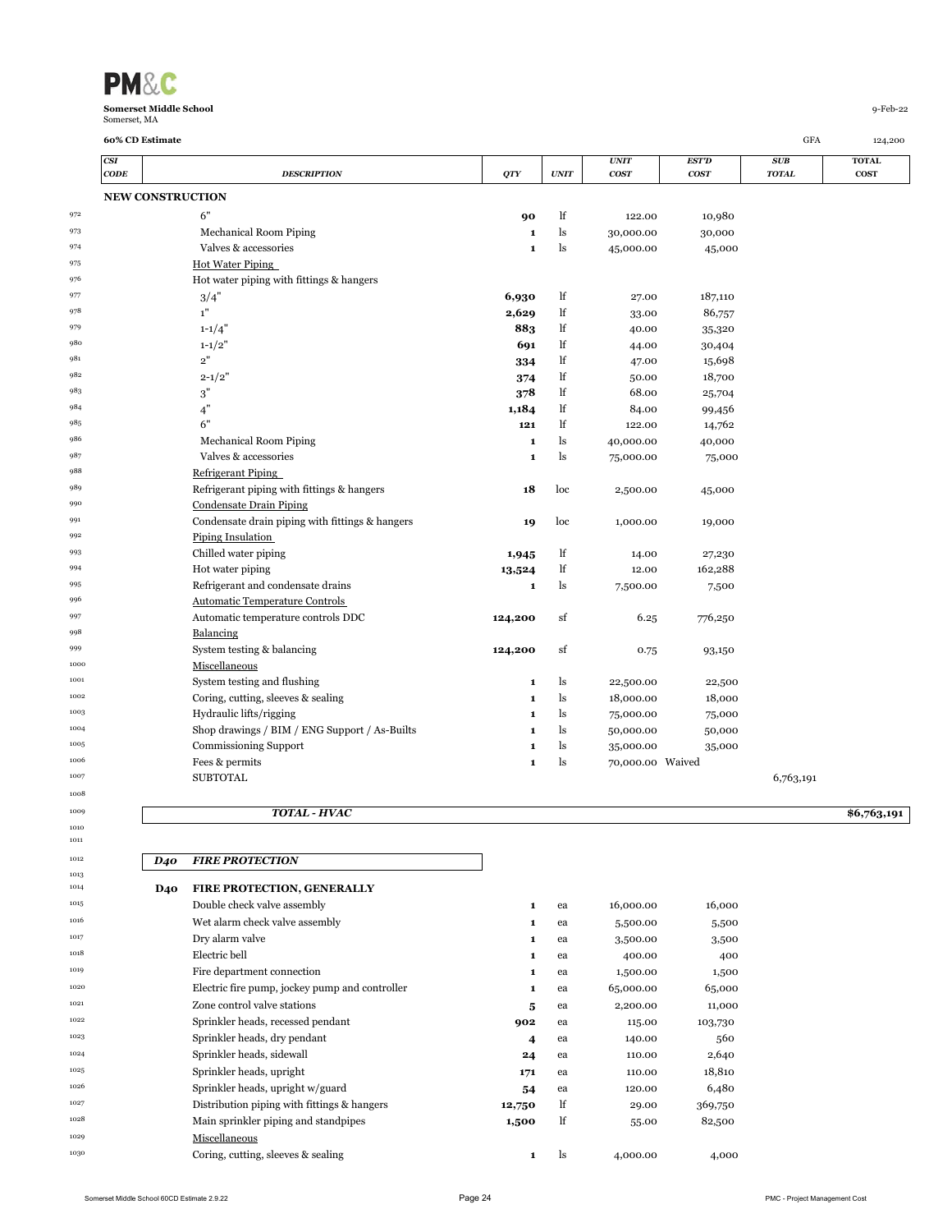**Somerset Middle School**
Somerset, MA

9-Feb-22

**60% CD Estimate** GFA 124,200

| CSI CODE | DESCRIPTION | QTY | UNIT | UNIT COST | EST'D COST | SUB TOTAL | TOTAL COST |
|---|---|---|---|---|---|---|---|
| | **NEW CONSTRUCTION** | | | | | | |
| | 6" | **90** | lf | 122.00 | 10,980 | | |
| | Mechanical Room Piping | **1** | ls | 30,000.00 | 30,000 | | |
| | Valves & accessories | **1** | ls | 45,000.00 | 45,000 | | |
| | Hot Water Piping | | | | | | |
| | Hot water piping with fittings & hangers | | | | | | |
| | 3/4" | **6,930** | lf | 27.00 | 187,110 | | |
| | 1" | **2,629** | lf | 33.00 | 86,757 | | |
| | 1-1/4" | **883** | lf | 40.00 | 35,320 | | |
| | 1-1/2" | **691** | lf | 44.00 | 30,404 | | |
| | 2" | **334** | lf | 47.00 | 15,698 | | |
| | 2-1/2" | **374** | lf | 50.00 | 18,700 | | |
| | 3" | **378** | lf | 68.00 | 25,704 | | |
| | 4" | **1,184** | lf | 84.00 | 99,456 | | |
| | 6" | **121** | lf | 122.00 | 14,762 | | |
| | Mechanical Room Piping | **1** | ls | 40,000.00 | 40,000 | | |
| | Valves & accessories | **1** | ls | 75,000.00 | 75,000 | | |
| | Refrigerant Piping | | | | | | |
| | Refrigerant piping with fittings & hangers | **18** | loc | 2,500.00 | 45,000 | | |
| | Condensate Drain Piping | | | | | | |
| | Condensate drain piping with fittings & hangers | **19** | loc | 1,000.00 | 19,000 | | |
| | Piping Insulation | | | | | | |
| | Chilled water piping | **1,945** | lf | 14.00 | 27,230 | | |
| | Hot water piping | **13,524** | lf | 12.00 | 162,288 | | |
| | Refrigerant and condensate drains | **1** | ls | 7,500.00 | 7,500 | | |
| | Automatic Temperature Controls | | | | | | |
| | Automatic temperature controls DDC | **124,200** | sf | 6.25 | 776,250 | | |
| | Balancing | | | | | | |
| | System testing & balancing | **124,200** | sf | 0.75 | 93,150 | | |
| | Miscellaneous | | | | | | |
| | System testing and flushing | **1** | ls | 22,500.00 | 22,500 | | |
| | Coring, cutting, sleeves & sealing | **1** | ls | 18,000.00 | 18,000 | | |
| | Hydraulic lifts/rigging | **1** | ls | 75,000.00 | 75,000 | | |
| | Shop drawings / BIM / ENG Support / As-Builts | **1** | ls | 50,000.00 | 50,000 | | |
| | Commissioning Support | **1** | ls | 35,000.00 | 35,000 | | |
| | Fees & permits | **1** | ls | 70,000.00 | Waived | | |
| | SUBTOTAL | | | | | 6,763,191 | |
| | ***TOTAL - HVAC*** | | | | | | **$6,763,191** |
| ***D40*** | ***FIRE PROTECTION*** | | | | | | |
| **D40** | **FIRE PROTECTION, GENERALLY** | | | | | | |
| | Double check valve assembly | **1** | ea | 16,000.00 | 16,000 | | |
| | Wet alarm check valve assembly | **1** | ea | 5,500.00 | 5,500 | | |
| | Dry alarm valve | **1** | ea | 3,500.00 | 3,500 | | |
| | Electric bell | **1** | ea | 400.00 | 400 | | |
| | Fire department connection | **1** | ea | 1,500.00 | 1,500 | | |
| | Electric fire pump, jockey pump and controller | **1** | ea | 65,000.00 | 65,000 | | |
| | Zone control valve stations | **5** | ea | 2,200.00 | 11,000 | | |
| | Sprinkler heads, recessed pendant | **902** | ea | 115.00 | 103,730 | | |
| | Sprinkler heads, dry pendant | **4** | ea | 140.00 | 560 | | |
| | Sprinkler heads, sidewall | **24** | ea | 110.00 | 2,640 | | |
| | Sprinkler heads, upright | **171** | ea | 110.00 | 18,810 | | |
| | Sprinkler heads, upright w/guard | **54** | ea | 120.00 | 6,480 | | |
| | Distribution piping with fittings & hangers | **12,750** | lf | 29.00 | 369,750 | | |
| | Main sprinkler piping and standpipes | **1,500** | lf | 55.00 | 82,500 | | |
| | Miscellaneous | | | | | | |
| | Coring, cutting, sleeves & sealing | **1** | ls | 4,000.00 | 4,000 | | |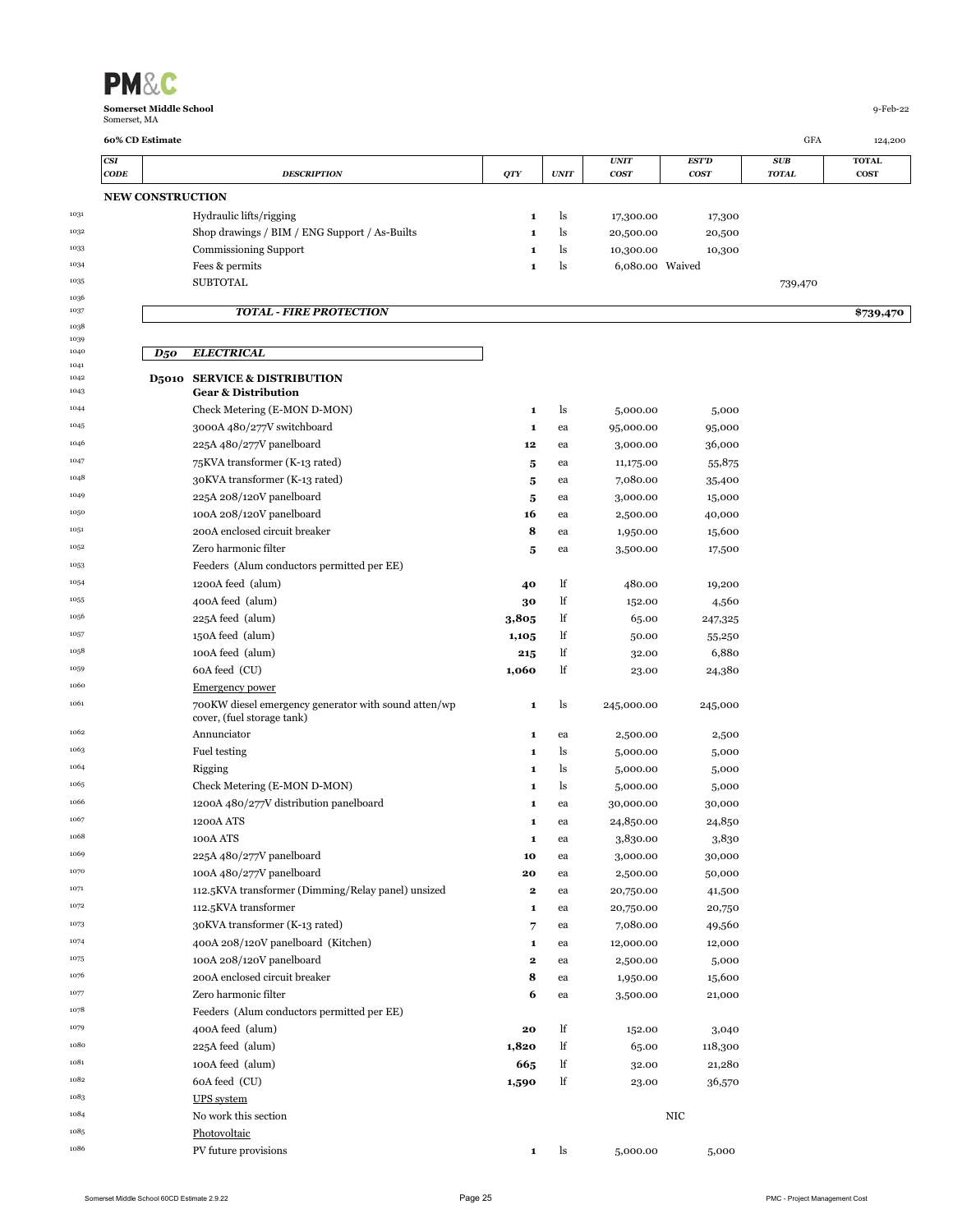**PM&C**

**Somerset Middle School**
Somerset, MA

9-Feb-22

**60% CD Estimate** — GFA 124,200

| | CSI CODE | DESCRIPTION | QTY | UNIT | UNIT COST | EST'D COST | SUB TOTAL | TOTAL COST |
|---|---|---|---|---|---|---|---|---|
| | **NEW CONSTRUCTION** | | | | | | | |
| 1031 | | Hydraulic lifts/rigging | 1 | ls | 17,300.00 | 17,300 | | |
| 1032 | | Shop drawings / BIM / ENG Support / As-Builts | 1 | ls | 20,500.00 | 20,500 | | |
| 1033 | | Commissioning Support | 1 | ls | 10,300.00 | 10,300 | | |
| 1034 | | Fees & permits | 1 | ls | 6,080.00 | Waived | | |
| 1035 | | SUBTOTAL | | | | | 739,470 | |
| 1036 | | | | | | | | |
| 1037 | | ***TOTAL - FIRE PROTECTION*** | | | | | | **$739,470** |
| 1038 | | | | | | | | |
| 1039 | | | | | | | | |
| 1040 | ***D50*** | ***ELECTRICAL*** | | | | | | |
| 1041 | | | | | | | | |
| 1042 | **D5010** | **SERVICE & DISTRIBUTION** | | | | | | |
| 1043 | | **Gear & Distribution** | | | | | | |
| 1044 | | Check Metering (E-MON D-MON) | 1 | ls | 5,000.00 | 5,000 | | |
| 1045 | | 3000A 480/277V switchboard | 1 | ea | 95,000.00 | 95,000 | | |
| 1046 | | 225A 480/277V panelboard | 12 | ea | 3,000.00 | 36,000 | | |
| 1047 | | 75KVA transformer (K-13 rated) | 5 | ea | 11,175.00 | 55,875 | | |
| 1048 | | 30KVA transformer (K-13 rated) | 5 | ea | 7,080.00 | 35,400 | | |
| 1049 | | 225A 208/120V panelboard | 5 | ea | 3,000.00 | 15,000 | | |
| 1050 | | 100A 208/120V panelboard | 16 | ea | 2,500.00 | 40,000 | | |
| 1051 | | 200A enclosed circuit breaker | 8 | ea | 1,950.00 | 15,600 | | |
| 1052 | | Zero harmonic filter | 5 | ea | 3,500.00 | 17,500 | | |
| 1053 | | Feeders (Alum conductors permitted per EE) | | | | | | |
| 1054 | | 1200A feed (alum) | 40 | lf | 480.00 | 19,200 | | |
| 1055 | | 400A feed (alum) | 30 | lf | 152.00 | 4,560 | | |
| 1056 | | 225A feed (alum) | 3,805 | lf | 65.00 | 247,325 | | |
| 1057 | | 150A feed (alum) | 1,105 | lf | 50.00 | 55,250 | | |
| 1058 | | 100A feed (alum) | 215 | lf | 32.00 | 6,880 | | |
| 1059 | | 60A feed (CU) | 1,060 | lf | 23.00 | 24,380 | | |
| 1060 | | Emergency power | | | | | | |
| 1061 | | 700KW diesel emergency generator with sound atten/wp cover, (fuel storage tank) | 1 | ls | 245,000.00 | 245,000 | | |
| 1062 | | Annunciator | 1 | ea | 2,500.00 | 2,500 | | |
| 1063 | | Fuel testing | 1 | ls | 5,000.00 | 5,000 | | |
| 1064 | | Rigging | 1 | ls | 5,000.00 | 5,000 | | |
| 1065 | | Check Metering (E-MON D-MON) | 1 | ls | 5,000.00 | 5,000 | | |
| 1066 | | 1200A 480/277V distribution panelboard | 1 | ea | 30,000.00 | 30,000 | | |
| 1067 | | 1200A ATS | 1 | ea | 24,850.00 | 24,850 | | |
| 1068 | | 100A ATS | 1 | ea | 3,830.00 | 3,830 | | |
| 1069 | | 225A 480/277V panelboard | 10 | ea | 3,000.00 | 30,000 | | |
| 1070 | | 100A 480/277V panelboard | 20 | ea | 2,500.00 | 50,000 | | |
| 1071 | | 112.5KVA transformer (Dimming/Relay panel) unsized | 2 | ea | 20,750.00 | 41,500 | | |
| 1072 | | 112.5KVA transformer | 1 | ea | 20,750.00 | 20,750 | | |
| 1073 | | 30KVA transformer (K-13 rated) | 7 | ea | 7,080.00 | 49,560 | | |
| 1074 | | 400A 208/120V panelboard (Kitchen) | 1 | ea | 12,000.00 | 12,000 | | |
| 1075 | | 100A 208/120V panelboard | 2 | ea | 2,500.00 | 5,000 | | |
| 1076 | | 200A enclosed circuit breaker | 8 | ea | 1,950.00 | 15,600 | | |
| 1077 | | Zero harmonic filter | 6 | ea | 3,500.00 | 21,000 | | |
| 1078 | | Feeders (Alum conductors permitted per EE) | | | | | | |
| 1079 | | 400A feed (alum) | 20 | lf | 152.00 | 3,040 | | |
| 1080 | | 225A feed (alum) | 1,820 | lf | 65.00 | 118,300 | | |
| 1081 | | 100A feed (alum) | 665 | lf | 32.00 | 21,280 | | |
| 1082 | | 60A feed (CU) | 1,590 | lf | 23.00 | 36,570 | | |
| 1083 | | UPS system | | | | | | |
| 1084 | | No work this section | | | | NIC | | |
| 1085 | | Photovoltaic | | | | | | |
| 1086 | | PV future provisions | 1 | ls | 5,000.00 | 5,000 | | |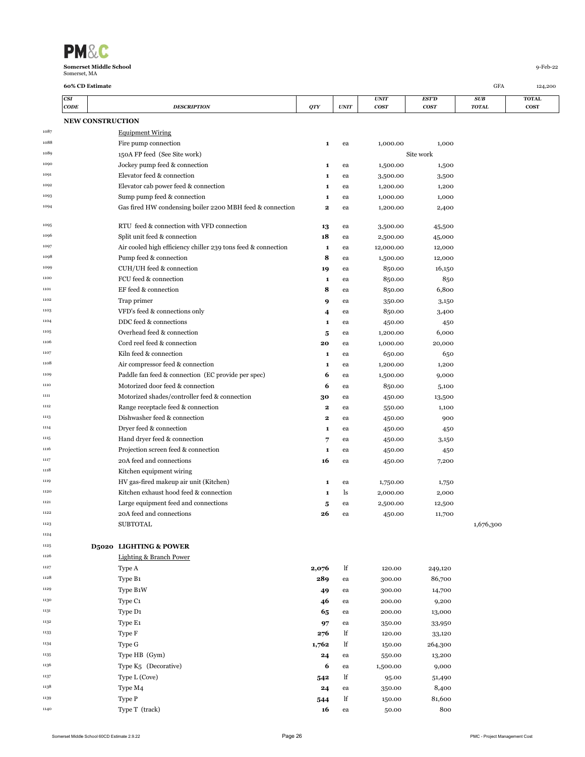**Somerset Middle School**
Somerset, MA

9-Feb-22

**60% CD Estimate**

GFA 124,200

| | CSI CODE | DESCRIPTION | QTY | UNIT | UNIT COST | EST'D COST | SUB TOTAL | TOTAL COST |
|---|---|---|---|---|---|---|---|---|
| | **NEW CONSTRUCTION** | | | | | | | |
| 1087 | | Equipment Wiring | | | | | | |
| 1088 | | Fire pump connection | 1 | ea | 1,000.00 | 1,000 | | |
| 1089 | | 150A FP feed (See Site work) | | | | Site work | | |
| 1090 | | Jockey pump feed & connection | 1 | ea | 1,500.00 | 1,500 | | |
| 1091 | | Elevator feed & connection | 1 | ea | 3,500.00 | 3,500 | | |
| 1092 | | Elevator cab power feed & connection | 1 | ea | 1,200.00 | 1,200 | | |
| 1093 | | Sump pump feed & connection | 1 | ea | 1,000.00 | 1,000 | | |
| 1094 | | Gas fired HW condensing boiler 2200 MBH feed & connection | 2 | ea | 1,200.00 | 2,400 | | |
| 1095 | | RTU feed & connection with VFD connection | 13 | ea | 3,500.00 | 45,500 | | |
| 1096 | | Split unit feed & connection | 18 | ea | 2,500.00 | 45,000 | | |
| 1097 | | Air cooled high efficiency chiller 239 tons feed & connection | 1 | ea | 12,000.00 | 12,000 | | |
| 1098 | | Pump feed & connection | 8 | ea | 1,500.00 | 12,000 | | |
| 1099 | | CUH/UH feed & connection | 19 | ea | 850.00 | 16,150 | | |
| 1100 | | FCU feed & connection | 1 | ea | 850.00 | 850 | | |
| 1101 | | EF feed & connection | 8 | ea | 850.00 | 6,800 | | |
| 1102 | | Trap primer | 9 | ea | 350.00 | 3,150 | | |
| 1103 | | VFD's feed & connections only | 4 | ea | 850.00 | 3,400 | | |
| 1104 | | DDC feed & connections | 1 | ea | 450.00 | 450 | | |
| 1105 | | Overhead feed & connection | 5 | ea | 1,200.00 | 6,000 | | |
| 1106 | | Cord reel feed & connection | 20 | ea | 1,000.00 | 20,000 | | |
| 1107 | | Kiln feed & connection | 1 | ea | 650.00 | 650 | | |
| 1108 | | Air compressor feed & connection | 1 | ea | 1,200.00 | 1,200 | | |
| 1109 | | Paddle fan feed & connection (EC provide per spec) | 6 | ea | 1,500.00 | 9,000 | | |
| 1110 | | Motorized door feed & connection | 6 | ea | 850.00 | 5,100 | | |
| 1111 | | Motorized shades/controller feed & connection | 30 | ea | 450.00 | 13,500 | | |
| 1112 | | Range receptacle feed & connection | 2 | ea | 550.00 | 1,100 | | |
| 1113 | | Dishwasher feed & connection | 2 | ea | 450.00 | 900 | | |
| 1114 | | Dryer feed & connection | 1 | ea | 450.00 | 450 | | |
| 1115 | | Hand dryer feed & connection | 7 | ea | 450.00 | 3,150 | | |
| 1116 | | Projection screen feed & connection | 1 | ea | 450.00 | 450 | | |
| 1117 | | 20A feed and connections | 16 | ea | 450.00 | 7,200 | | |
| 1118 | | Kitchen equipment wiring | | | | | | |
| 1119 | | HV gas-fired makeup air unit (Kitchen) | 1 | ea | 1,750.00 | 1,750 | | |
| 1120 | | Kitchen exhaust hood feed & connection | 1 | ls | 2,000.00 | 2,000 | | |
| 1121 | | Large equipment feed and connections | 5 | ea | 2,500.00 | 12,500 | | |
| 1122 | | 20A feed and connections | 26 | ea | 450.00 | 11,700 | | |
| 1123 | | SUBTOTAL | | | | | 1,676,300 | |
| 1124 | | | | | | | | |
| 1125 | **D5020** | **LIGHTING & POWER** | | | | | | |
| 1126 | | Lighting & Branch Power | | | | | | |
| 1127 | | Type A | 2,076 | lf | 120.00 | 249,120 | | |
| 1128 | | Type B1 | 289 | ea | 300.00 | 86,700 | | |
| 1129 | | Type B1W | 49 | ea | 300.00 | 14,700 | | |
| 1130 | | Type C1 | 46 | ea | 200.00 | 9,200 | | |
| 1131 | | Type D1 | 65 | ea | 200.00 | 13,000 | | |
| 1132 | | Type E1 | 97 | ea | 350.00 | 33,950 | | |
| 1133 | | Type F | 276 | lf | 120.00 | 33,120 | | |
| 1134 | | Type G | 1,762 | lf | 150.00 | 264,300 | | |
| 1135 | | Type HB (Gym) | 24 | ea | 550.00 | 13,200 | | |
| 1136 | | Type K5 (Decorative) | 6 | ea | 1,500.00 | 9,000 | | |
| 1137 | | Type L (Cove) | 542 | lf | 95.00 | 51,490 | | |
| 1138 | | Type M4 | 24 | ea | 350.00 | 8,400 | | |
| 1139 | | Type P | 544 | lf | 150.00 | 81,600 | | |
| 1140 | | Type T (track) | 16 | ea | 50.00 | 800 | | |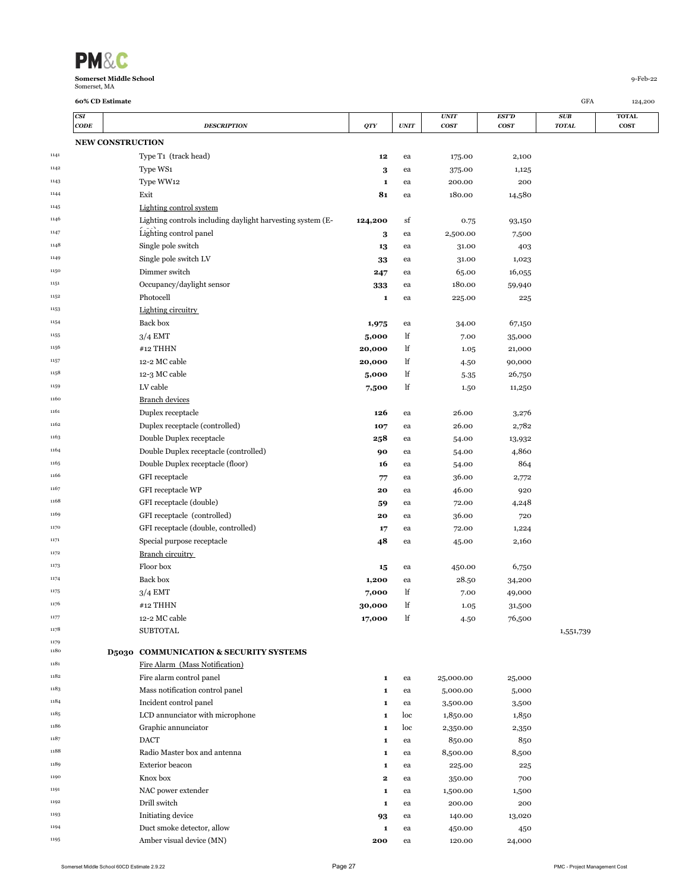**PM&C**

**Somerset Middle School**
Somerset, MA

9-Feb-22

**60% CD Estimate** GFA 124,200

| | CSI CODE | DESCRIPTION | QTY | UNIT | UNIT COST | EST'D COST | SUB TOTAL | TOTAL COST |
|---|---|---|---|---|---|---|---|---|
| | **NEW CONSTRUCTION** | | | | | | | |
| 1141 | | Type T1 (track head) | **12** | ea | 175.00 | 2,100 | | |
| 1142 | | Type WS1 | **3** | ea | 375.00 | 1,125 | | |
| 1143 | | Type WW12 | **1** | ea | 200.00 | 200 | | |
| 1144 | | Exit | **81** | ea | 180.00 | 14,580 | | |
| 1145 | | Lighting control system | | | | | | |
| 1146 | | Lighting controls including daylight harvesting system (E-...) | **124,200** | sf | 0.75 | 93,150 | | |
| 1147 | | Lighting control panel | **3** | ea | 2,500.00 | 7,500 | | |
| 1148 | | Single pole switch | **13** | ea | 31.00 | 403 | | |
| 1149 | | Single pole switch LV | **33** | ea | 31.00 | 1,023 | | |
| 1150 | | Dimmer switch | **247** | ea | 65.00 | 16,055 | | |
| 1151 | | Occupancy/daylight sensor | **333** | ea | 180.00 | 59,940 | | |
| 1152 | | Photocell | **1** | ea | 225.00 | 225 | | |
| 1153 | | Lighting circuitry | | | | | | |
| 1154 | | Back box | **1,975** | ea | 34.00 | 67,150 | | |
| 1155 | | 3/4 EMT | **5,000** | lf | 7.00 | 35,000 | | |
| 1156 | | #12 THHN | **20,000** | lf | 1.05 | 21,000 | | |
| 1157 | | 12-2 MC cable | **20,000** | lf | 4.50 | 90,000 | | |
| 1158 | | 12-3 MC cable | **5,000** | lf | 5.35 | 26,750 | | |
| 1159 | | LV cable | **7,500** | lf | 1.50 | 11,250 | | |
| 1160 | | Branch devices | | | | | | |
| 1161 | | Duplex receptacle | **126** | ea | 26.00 | 3,276 | | |
| 1162 | | Duplex receptacle (controlled) | **107** | ea | 26.00 | 2,782 | | |
| 1163 | | Double Duplex receptacle | **258** | ea | 54.00 | 13,932 | | |
| 1164 | | Double Duplex receptacle (controlled) | **90** | ea | 54.00 | 4,860 | | |
| 1165 | | Double Duplex receptacle (floor) | **16** | ea | 54.00 | 864 | | |
| 1166 | | GFI receptacle | **77** | ea | 36.00 | 2,772 | | |
| 1167 | | GFI receptacle WP | **20** | ea | 46.00 | 920 | | |
| 1168 | | GFI receptacle (double) | **59** | ea | 72.00 | 4,248 | | |
| 1169 | | GFI receptacle (controlled) | **20** | ea | 36.00 | 720 | | |
| 1170 | | GFI receptacle (double, controlled) | **17** | ea | 72.00 | 1,224 | | |
| 1171 | | Special purpose receptacle | **48** | ea | 45.00 | 2,160 | | |
| 1172 | | Branch circuitry | | | | | | |
| 1173 | | Floor box | **15** | ea | 450.00 | 6,750 | | |
| 1174 | | Back box | **1,200** | ea | 28.50 | 34,200 | | |
| 1175 | | 3/4 EMT | **7,000** | lf | 7.00 | 49,000 | | |
| 1176 | | #12 THHN | **30,000** | lf | 1.05 | 31,500 | | |
| 1177 | | 12-2 MC cable | **17,000** | lf | 4.50 | 76,500 | | |
| 1178 | | SUBTOTAL | | | | | 1,551,739 | |
| 1179 | | | | | | | | |
| 1180 | **D5030** | **COMMUNICATION & SECURITY SYSTEMS** | | | | | | |
| 1181 | | Fire Alarm (Mass Notification) | | | | | | |
| 1182 | | Fire alarm control panel | **1** | ea | 25,000.00 | 25,000 | | |
| 1183 | | Mass notification control panel | **1** | ea | 5,000.00 | 5,000 | | |
| 1184 | | Incident control panel | **1** | ea | 3,500.00 | 3,500 | | |
| 1185 | | LCD annunciator with microphone | **1** | loc | 1,850.00 | 1,850 | | |
| 1186 | | Graphic annunciator | **1** | loc | 2,350.00 | 2,350 | | |
| 1187 | | DACT | **1** | ea | 850.00 | 850 | | |
| 1188 | | Radio Master box and antenna | **1** | ea | 8,500.00 | 8,500 | | |
| 1189 | | Exterior beacon | **1** | ea | 225.00 | 225 | | |
| 1190 | | Knox box | **2** | ea | 350.00 | 700 | | |
| 1191 | | NAC power extender | **1** | ea | 1,500.00 | 1,500 | | |
| 1192 | | Drill switch | **1** | ea | 200.00 | 200 | | |
| 1193 | | Initiating device | **93** | ea | 140.00 | 13,020 | | |
| 1194 | | Duct smoke detector, allow | **1** | ea | 450.00 | 450 | | |
| 1195 | | Amber visual device (MN) | **200** | ea | 120.00 | 24,000 | | |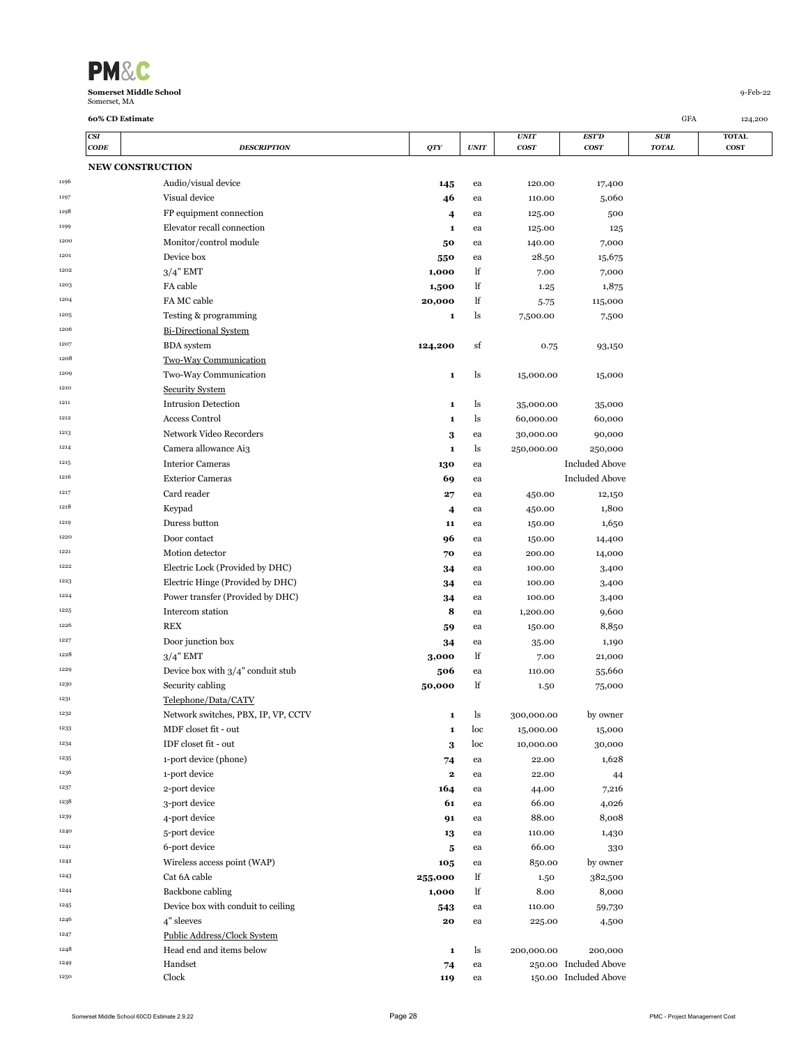**Somerset Middle School**
Somerset, MA

9-Feb-22

**60% CD Estimate**

GFA 124,200

| | CSI CODE | DESCRIPTION | QTY | UNIT | UNIT COST | EST'D COST | SUB TOTAL | TOTAL COST |
|---|---|---|---|---|---|---|---|---|
| | **NEW CONSTRUCTION** | | | | | | | |
| 1196 | | Audio/visual device | **145** | ea | 120.00 | 17,400 | | |
| 1197 | | Visual device | **46** | ea | 110.00 | 5,060 | | |
| 1198 | | FP equipment connection | **4** | ea | 125.00 | 500 | | |
| 1199 | | Elevator recall connection | **1** | ea | 125.00 | 125 | | |
| 1200 | | Monitor/control module | **50** | ea | 140.00 | 7,000 | | |
| 1201 | | Device box | **550** | ea | 28.50 | 15,675 | | |
| 1202 | | 3/4" EMT | **1,000** | lf | 7.00 | 7,000 | | |
| 1203 | | FA cable | **1,500** | lf | 1.25 | 1,875 | | |
| 1204 | | FA MC cable | **20,000** | lf | 5.75 | 115,000 | | |
| 1205 | | Testing & programming | **1** | ls | 7,500.00 | 7,500 | | |
| 1206 | | <u>Bi-Directional System</u> | | | | | | |
| 1207 | | BDA system | **124,200** | sf | 0.75 | 93,150 | | |
| 1208 | | <u>Two-Way Communication</u> | | | | | | |
| 1209 | | Two-Way Communication | **1** | ls | 15,000.00 | 15,000 | | |
| 1210 | | <u>Security System</u> | | | | | | |
| 1211 | | Intrusion Detection | **1** | ls | 35,000.00 | 35,000 | | |
| 1212 | | Access Control | **1** | ls | 60,000.00 | 60,000 | | |
| 1213 | | Network Video Recorders | **3** | ea | 30,000.00 | 90,000 | | |
| 1214 | | Camera allowance Ai3 | **1** | ls | 250,000.00 | 250,000 | | |
| 1215 | | Interior Cameras | **130** | ea | | Included Above | | |
| 1216 | | Exterior Cameras | **69** | ea | | Included Above | | |
| 1217 | | Card reader | **27** | ea | 450.00 | 12,150 | | |
| 1218 | | Keypad | **4** | ea | 450.00 | 1,800 | | |
| 1219 | | Duress button | **11** | ea | 150.00 | 1,650 | | |
| 1220 | | Door contact | **96** | ea | 150.00 | 14,400 | | |
| 1221 | | Motion detector | **70** | ea | 200.00 | 14,000 | | |
| 1222 | | Electric Lock (Provided by DHC) | **34** | ea | 100.00 | 3,400 | | |
| 1223 | | Electric Hinge (Provided by DHC) | **34** | ea | 100.00 | 3,400 | | |
| 1224 | | Power transfer (Provided by DHC) | **34** | ea | 100.00 | 3,400 | | |
| 1225 | | Intercom station | **8** | ea | 1,200.00 | 9,600 | | |
| 1226 | | REX | **59** | ea | 150.00 | 8,850 | | |
| 1227 | | Door junction box | **34** | ea | 35.00 | 1,190 | | |
| 1228 | | 3/4" EMT | **3,000** | lf | 7.00 | 21,000 | | |
| 1229 | | Device box with 3/4" conduit stub | **506** | ea | 110.00 | 55,660 | | |
| 1230 | | Security cabling | **50,000** | lf | 1.50 | 75,000 | | |
| 1231 | | <u>Telephone/Data/CATV</u> | | | | | | |
| 1232 | | Network switches, PBX, IP, VP, CCTV | **1** | ls | 300,000.00 | by owner | | |
| 1233 | | MDF closet fit - out | **1** | loc | 15,000.00 | 15,000 | | |
| 1234 | | IDF closet fit - out | **3** | loc | 10,000.00 | 30,000 | | |
| 1235 | | 1-port device (phone) | **74** | ea | 22.00 | 1,628 | | |
| 1236 | | 1-port device | **2** | ea | 22.00 | 44 | | |
| 1237 | | 2-port device | **164** | ea | 44.00 | 7,216 | | |
| 1238 | | 3-port device | **61** | ea | 66.00 | 4,026 | | |
| 1239 | | 4-port device | **91** | ea | 88.00 | 8,008 | | |
| 1240 | | 5-port device | **13** | ea | 110.00 | 1,430 | | |
| 1241 | | 6-port device | **5** | ea | 66.00 | 330 | | |
| 1242 | | Wireless access point (WAP) | **105** | ea | 850.00 | by owner | | |
| 1243 | | Cat 6A cable | **255,000** | lf | 1.50 | 382,500 | | |
| 1244 | | Backbone cabling | **1,000** | lf | 8.00 | 8,000 | | |
| 1245 | | Device box with conduit to ceiling | **543** | ea | 110.00 | 59,730 | | |
| 1246 | | 4" sleeves | **20** | ea | 225.00 | 4,500 | | |
| 1247 | | <u>Public Address/Clock System</u> | | | | | | |
| 1248 | | Head end and items below | **1** | ls | 200,000.00 | 200,000 | | |
| 1249 | | Handset | **74** | ea | 250.00 | Included Above | | |
| 1250 | | Clock | **119** | ea | 150.00 | Included Above | | |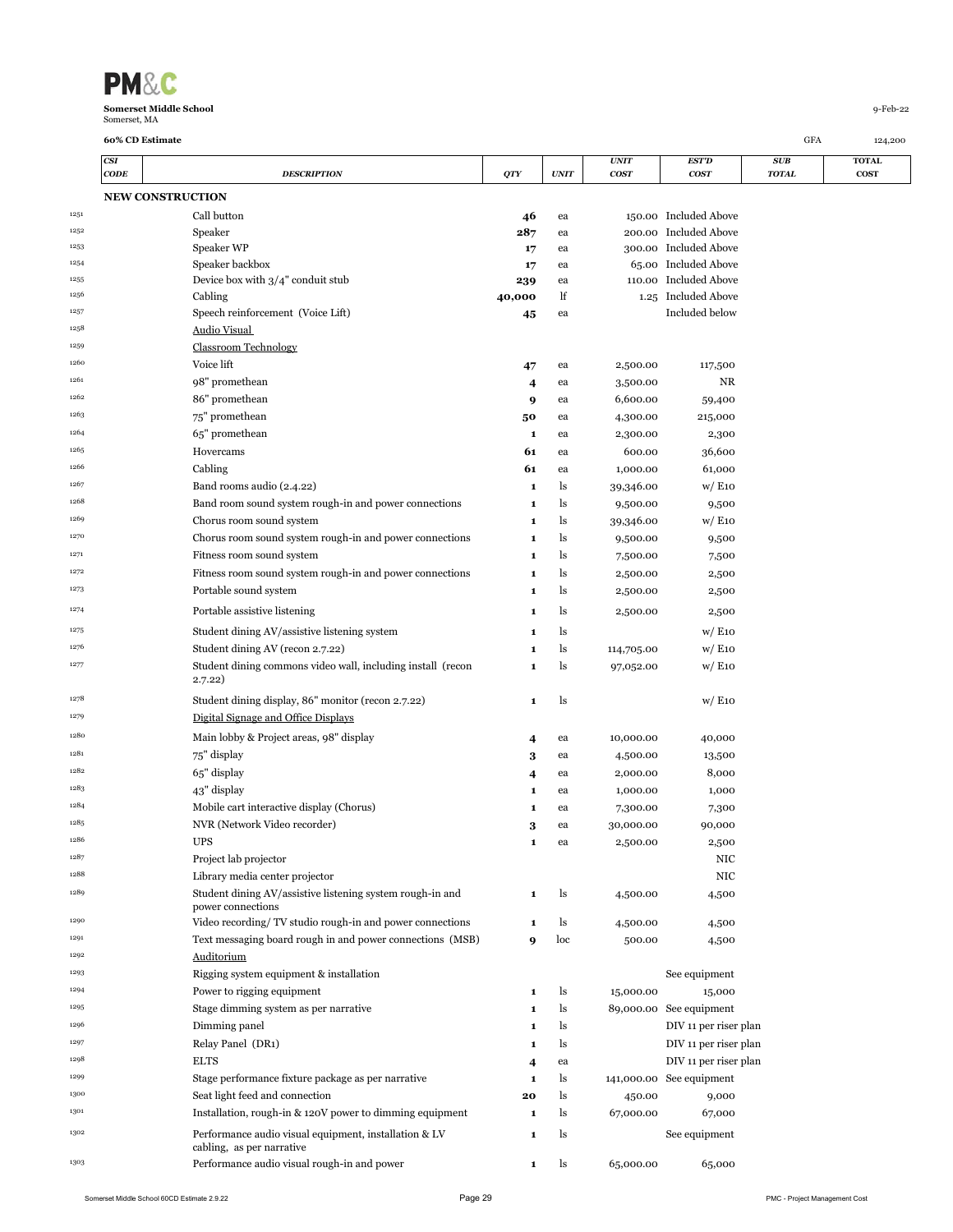**Somerset Middle School**
Somerset, MA

9-Feb-22

**60% CD Estimate**

GFA 124,200

| | CSI CODE | DESCRIPTION | QTY | UNIT | UNIT COST | EST'D COST | SUB TOTAL | TOTAL COST |
|---|---|---|---|---|---|---|---|---|
| | | **NEW CONSTRUCTION** | | | | | | |
| 1251 | | Call button | 46 | ea | 150.00 | Included Above | | |
| 1252 | | Speaker | 287 | ea | 200.00 | Included Above | | |
| 1253 | | Speaker WP | 17 | ea | 300.00 | Included Above | | |
| 1254 | | Speaker backbox | 17 | ea | 65.00 | Included Above | | |
| 1255 | | Device box with 3/4" conduit stub | 239 | ea | 110.00 | Included Above | | |
| 1256 | | Cabling | 40,000 | lf | 1.25 | Included Above | | |
| 1257 | | Speech reinforcement (Voice Lift) | 45 | ea | | Included below | | |
| 1258 | | Audio Visual | | | | | | |
| 1259 | | Classroom Technology | | | | | | |
| 1260 | | Voice lift | 47 | ea | 2,500.00 | 117,500 | | |
| 1261 | | 98" promethean | 4 | ea | 3,500.00 | NR | | |
| 1262 | | 86" promethean | 9 | ea | 6,600.00 | 59,400 | | |
| 1263 | | 75" promethean | 50 | ea | 4,300.00 | 215,000 | | |
| 1264 | | 65" promethean | 1 | ea | 2,300.00 | 2,300 | | |
| 1265 | | Hovercams | 61 | ea | 600.00 | 36,600 | | |
| 1266 | | Cabling | 61 | ea | 1,000.00 | 61,000 | | |
| 1267 | | Band rooms audio (2.4.22) | 1 | ls | 39,346.00 | w/ E10 | | |
| 1268 | | Band room sound system rough-in and power connections | 1 | ls | 9,500.00 | 9,500 | | |
| 1269 | | Chorus room sound system | 1 | ls | 39,346.00 | w/ E10 | | |
| 1270 | | Chorus room sound system rough-in and power connections | 1 | ls | 9,500.00 | 9,500 | | |
| 1271 | | Fitness room sound system | 1 | ls | 7,500.00 | 7,500 | | |
| 1272 | | Fitness room sound system rough-in and power connections | 1 | ls | 2,500.00 | 2,500 | | |
| 1273 | | Portable sound system | 1 | ls | 2,500.00 | 2,500 | | |
| 1274 | | Portable assistive listening | 1 | ls | 2,500.00 | 2,500 | | |
| 1275 | | Student dining AV/assistive listening system | 1 | ls | | w/ E10 | | |
| 1276 | | Student dining AV (recon 2.7.22) | 1 | ls | 114,705.00 | w/ E10 | | |
| 1277 | | Student dining commons video wall, including install (recon 2.7.22) | 1 | ls | 97,052.00 | w/ E10 | | |
| 1278 | | Student dining display, 86" monitor (recon 2.7.22) | 1 | ls | | w/ E10 | | |
| 1279 | | Digital Signage and Office Displays | | | | | | |
| 1280 | | Main lobby & Project areas, 98" display | 4 | ea | 10,000.00 | 40,000 | | |
| 1281 | | 75" display | 3 | ea | 4,500.00 | 13,500 | | |
| 1282 | | 65" display | 4 | ea | 2,000.00 | 8,000 | | |
| 1283 | | 43" display | 1 | ea | 1,000.00 | 1,000 | | |
| 1284 | | Mobile cart interactive display (Chorus) | 1 | ea | 7,300.00 | 7,300 | | |
| 1285 | | NVR (Network Video recorder) | 3 | ea | 30,000.00 | 90,000 | | |
| 1286 | | UPS | 1 | ea | 2,500.00 | 2,500 | | |
| 1287 | | Project lab projector | | | | NIC | | |
| 1288 | | Library media center projector | | | | NIC | | |
| 1289 | | Student dining AV/assistive listening system rough-in and power connections | 1 | ls | 4,500.00 | 4,500 | | |
| 1290 | | Video recording/ TV studio rough-in and power connections | 1 | ls | 4,500.00 | 4,500 | | |
| 1291 | | Text messaging board rough in and power connections (MSB) | 9 | loc | 500.00 | 4,500 | | |
| 1292 | | Auditorium | | | | | | |
| 1293 | | Rigging system equipment & installation | | | | See equipment | | |
| 1294 | | Power to rigging equipment | 1 | ls | 15,000.00 | 15,000 | | |
| 1295 | | Stage dimming system as per narrative | 1 | ls | 89,000.00 | See equipment | | |
| 1296 | | Dimming panel | 1 | ls | | DIV 11 per riser plan | | |
| 1297 | | Relay Panel (DR1) | 1 | ls | | DIV 11 per riser plan | | |
| 1298 | | ELTS | 4 | ea | | DIV 11 per riser plan | | |
| 1299 | | Stage performance fixture package as per narrative | 1 | ls | 141,000.00 | See equipment | | |
| 1300 | | Seat light feed and connection | 20 | ls | 450.00 | 9,000 | | |
| 1301 | | Installation, rough-in & 120V power to dimming equipment | 1 | ls | 67,000.00 | 67,000 | | |
| 1302 | | Performance audio visual equipment, installation & LV cabling, as per narrative | 1 | ls | | See equipment | | |
| 1303 | | Performance audio visual rough-in and power | 1 | ls | 65,000.00 | 65,000 | | |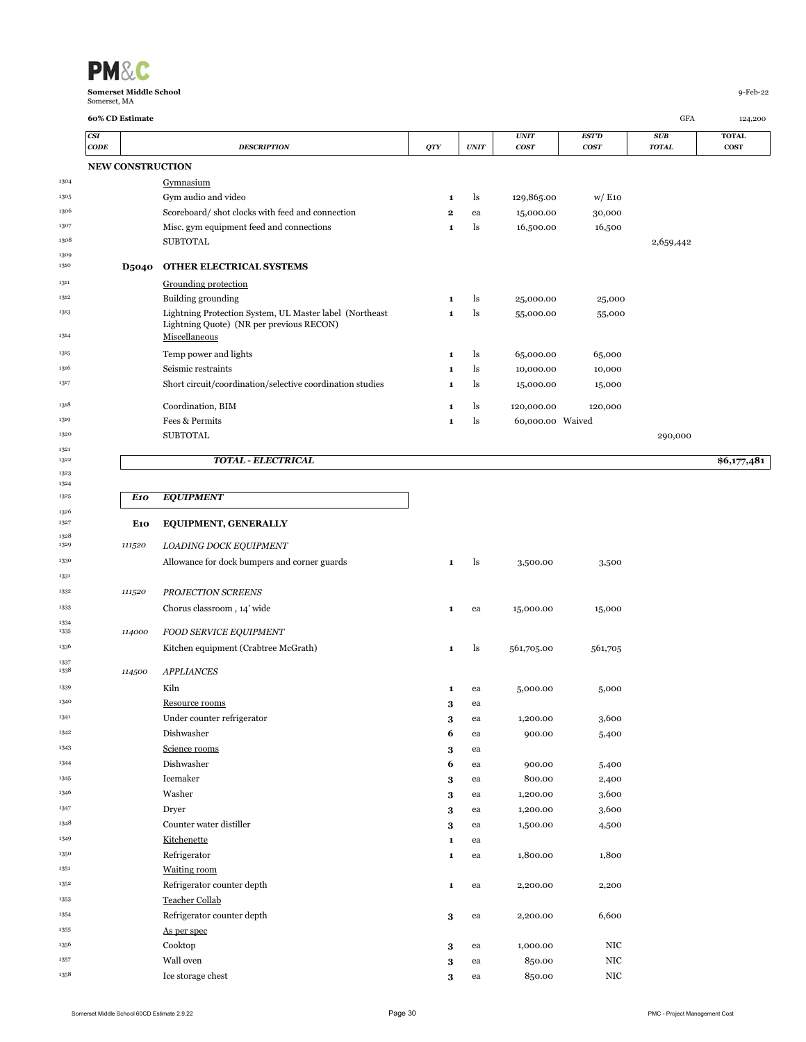**Somerset Middle School**
Somerset, MA

9-Feb-22

**60% CD Estimate** GFA 124,200

| | CSI CODE | DESCRIPTION | QTY | UNIT | UNIT COST | EST'D COST | SUB TOTAL | TOTAL COST |
|---|---|---|---|---|---|---|---|---|
| | **NEW CONSTRUCTION** | | | | | | | |
| 1304 | | Gymnasium | | | | | | |
| 1305 | | Gym audio and video | 1 | ls | 129,865.00 | w/ E10 | | |
| 1306 | | Scoreboard/ shot clocks with feed and connection | 2 | ea | 15,000.00 | 30,000 | | |
| 1307 | | Misc. gym equipment feed and connections | 1 | ls | 16,500.00 | 16,500 | | |
| 1308 | | SUBTOTAL | | | | | 2,659,442 | |
| 1309 | | | | | | | | |
| 1310 | **D5040** | **OTHER ELECTRICAL SYSTEMS** | | | | | | |
| 1311 | | Grounding protection | | | | | | |
| 1312 | | Building grounding | 1 | ls | 25,000.00 | 25,000 | | |
| 1313 | | Lightning Protection System, UL Master label (Northeast Lightning Quote) (NR per previous RECON) | 1 | ls | 55,000.00 | 55,000 | | |
| 1314 | | Miscellaneous | | | | | | |
| 1315 | | Temp power and lights | 1 | ls | 65,000.00 | 65,000 | | |
| 1316 | | Seismic restraints | 1 | ls | 10,000.00 | 10,000 | | |
| 1317 | | Short circuit/coordination/selective coordination studies | 1 | ls | 15,000.00 | 15,000 | | |
| 1318 | | Coordination, BIM | 1 | ls | 120,000.00 | 120,000 | | |
| 1319 | | Fees & Permits | 1 | ls | 60,000.00 | Waived | | |
| 1320 | | SUBTOTAL | | | | | 290,000 | |
| 1321 | | | | | | | | |
| 1322 | | ***TOTAL - ELECTRICAL*** | | | | | | **$6,177,481** |
| 1323 | | | | | | | | |
| 1324 | | | | | | | | |
| 1325 | ***E10*** | ***EQUIPMENT*** | | | | | | |
| 1326 | | | | | | | | |
| 1327 | **E10** | **EQUIPMENT, GENERALLY** | | | | | | |
| 1328 | | | | | | | | |
| 1329 | *111520* | *LOADING DOCK EQUIPMENT* | | | | | | |
| 1330 | | Allowance for dock bumpers and corner guards | 1 | ls | 3,500.00 | 3,500 | | |
| 1331 | | | | | | | | |
| 1332 | *111520* | *PROJECTION SCREENS* | | | | | | |
| 1333 | | Chorus classroom , 14' wide | 1 | ea | 15,000.00 | 15,000 | | |
| 1334 | | | | | | | | |
| 1335 | *114000* | *FOOD SERVICE EQUIPMENT* | | | | | | |
| 1336 | | Kitchen equipment (Crabtree McGrath) | 1 | ls | 561,705.00 | 561,705 | | |
| 1337 | | | | | | | | |
| 1338 | *114500* | *APPLIANCES* | | | | | | |
| 1339 | | Kiln | 1 | ea | 5,000.00 | 5,000 | | |
| 1340 | | Resource rooms | 3 | ea | | | | |
| 1341 | | Under counter refrigerator | 3 | ea | 1,200.00 | 3,600 | | |
| 1342 | | Dishwasher | 6 | ea | 900.00 | 5,400 | | |
| 1343 | | Science rooms | 3 | ea | | | | |
| 1344 | | Dishwasher | 6 | ea | 900.00 | 5,400 | | |
| 1345 | | Icemaker | 3 | ea | 800.00 | 2,400 | | |
| 1346 | | Washer | 3 | ea | 1,200.00 | 3,600 | | |
| 1347 | | Dryer | 3 | ea | 1,200.00 | 3,600 | | |
| 1348 | | Counter water distiller | 3 | ea | 1,500.00 | 4,500 | | |
| 1349 | | Kitchenette | 1 | ea | | | | |
| 1350 | | Refrigerator | 1 | ea | 1,800.00 | 1,800 | | |
| 1351 | | Waiting room | | | | | | |
| 1352 | | Refrigerator counter depth | 1 | ea | 2,200.00 | 2,200 | | |
| 1353 | | Teacher Collab | | | | | | |
| 1354 | | Refrigerator counter depth | 3 | ea | 2,200.00 | 6,600 | | |
| 1355 | | As per spec | | | | | | |
| 1356 | | Cooktop | 3 | ea | 1,000.00 | NIC | | |
| 1357 | | Wall oven | 3 | ea | 850.00 | NIC | | |
| 1358 | | Ice storage chest | 3 | ea | 850.00 | NIC | | |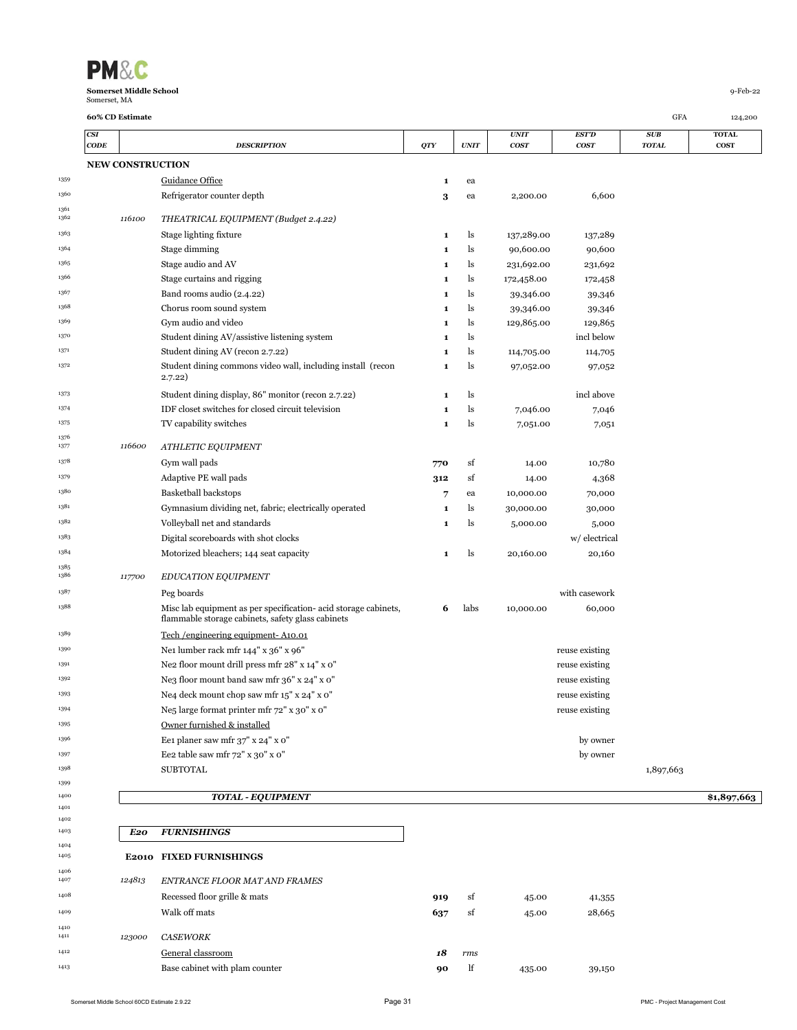**Somerset Middle School**
Somerset, MA

9-Feb-22

**60% CD Estimate**

GFA 124,200

| | CSI CODE | DESCRIPTION | QTY | UNIT | UNIT COST | EST'D COST | SUB TOTAL | TOTAL COST |
|---|---|---|---|---|---|---|---|---|
| | **NEW CONSTRUCTION** | | | | | | | |
| 1359 | | Guidance Office | 1 | ea | | | | |
| 1360 | | Refrigerator counter depth | 3 | ea | 2,200.00 | 6,600 | | |
| 1361 | | | | | | | | |
| 1362 | *116100* | *THEATRICAL EQUIPMENT (Budget 2.4.22)* | | | | | | |
| 1363 | | Stage lighting fixture | 1 | ls | 137,289.00 | 137,289 | | |
| 1364 | | Stage dimming | 1 | ls | 90,600.00 | 90,600 | | |
| 1365 | | Stage audio and AV | 1 | ls | 231,692.00 | 231,692 | | |
| 1366 | | Stage curtains and rigging | 1 | ls | 172,458.00 | 172,458 | | |
| 1367 | | Band rooms audio (2.4.22) | 1 | ls | 39,346.00 | 39,346 | | |
| 1368 | | Chorus room sound system | 1 | ls | 39,346.00 | 39,346 | | |
| 1369 | | Gym audio and video | 1 | ls | 129,865.00 | 129,865 | | |
| 1370 | | Student dining AV/assistive listening system | 1 | ls | | incl below | | |
| 1371 | | Student dining AV (recon 2.7.22) | 1 | ls | 114,705.00 | 114,705 | | |
| 1372 | | Student dining commons video wall, including install (recon 2.7.22) | 1 | ls | 97,052.00 | 97,052 | | |
| 1373 | | Student dining display, 86" monitor (recon 2.7.22) | 1 | ls | | incl above | | |
| 1374 | | IDF closet switches for closed circuit television | 1 | ls | 7,046.00 | 7,046 | | |
| 1375 | | TV capability switches | 1 | ls | 7,051.00 | 7,051 | | |
| 1376 | | | | | | | | |
| 1377 | *116600* | *ATHLETIC EQUIPMENT* | | | | | | |
| 1378 | | Gym wall pads | 770 | sf | 14.00 | 10,780 | | |
| 1379 | | Adaptive PE wall pads | 312 | sf | 14.00 | 4,368 | | |
| 1380 | | Basketball backstops | 7 | ea | 10,000.00 | 70,000 | | |
| 1381 | | Gymnasium dividing net, fabric; electrically operated | 1 | ls | 30,000.00 | 30,000 | | |
| 1382 | | Volleyball net and standards | 1 | ls | 5,000.00 | 5,000 | | |
| 1383 | | Digital scoreboards with shot clocks | | | | w/ electrical | | |
| 1384 | | Motorized bleachers; 144 seat capacity | 1 | ls | 20,160.00 | 20,160 | | |
| 1385 | | | | | | | | |
| 1386 | *117700* | *EDUCATION EQUIPMENT* | | | | | | |
| 1387 | | Peg boards | | | | with casework | | |
| 1388 | | Misc lab equipment as per specification- acid storage cabinets, flammable storage cabinets, safety glass cabinets | 6 | labs | 10,000.00 | 60,000 | | |
| 1389 | | Tech /engineering equipment- A10.01 | | | | | | |
| 1390 | | Ne1 lumber rack mfr 144" x 36" x 96" | | | | reuse existing | | |
| 1391 | | Ne2 floor mount drill press mfr 28" x 14" x 0" | | | | reuse existing | | |
| 1392 | | Ne3 floor mount band saw mfr 36" x 24" x 0" | | | | reuse existing | | |
| 1393 | | Ne4 deck mount chop saw mfr 15" x 24" x 0" | | | | reuse existing | | |
| 1394 | | Ne5 large format printer mfr 72" x 30" x 0" | | | | reuse existing | | |
| 1395 | | Owner furnished & installed | | | | | | |
| 1396 | | Ee1 planer saw mfr 37" x 24" x 0" | | | | by owner | | |
| 1397 | | Ee2 table saw mfr 72" x 30" x 0" | | | | by owner | | |
| 1398 | | SUBTOTAL | | | | | 1,897,663 | |
| 1399 | | | | | | | | |
| 1400 | | ***TOTAL - EQUIPMENT*** | | | | | | **$1,897,663** |
| 1401 | | | | | | | | |
| 1402 | | | | | | | | |
| 1403 | ***E20*** | ***FURNISHINGS*** | | | | | | |
| 1404 | | | | | | | | |
| 1405 | **E2010** | **FIXED FURNISHINGS** | | | | | | |
| 1406 | | | | | | | | |
| 1407 | *124813* | *ENTRANCE FLOOR MAT AND FRAMES* | | | | | | |
| 1408 | | Recessed floor grille & mats | 919 | sf | 45.00 | 41,355 | | |
| 1409 | | Walk off mats | 637 | sf | 45.00 | 28,665 | | |
| 1410 | | | | | | | | |
| 1411 | *123000* | *CASEWORK* | | | | | | |
| 1412 | | General classroom | *18* | *rms* | | | | |
| 1413 | | Base cabinet with plam counter | 90 | lf | 435.00 | 39,150 | | |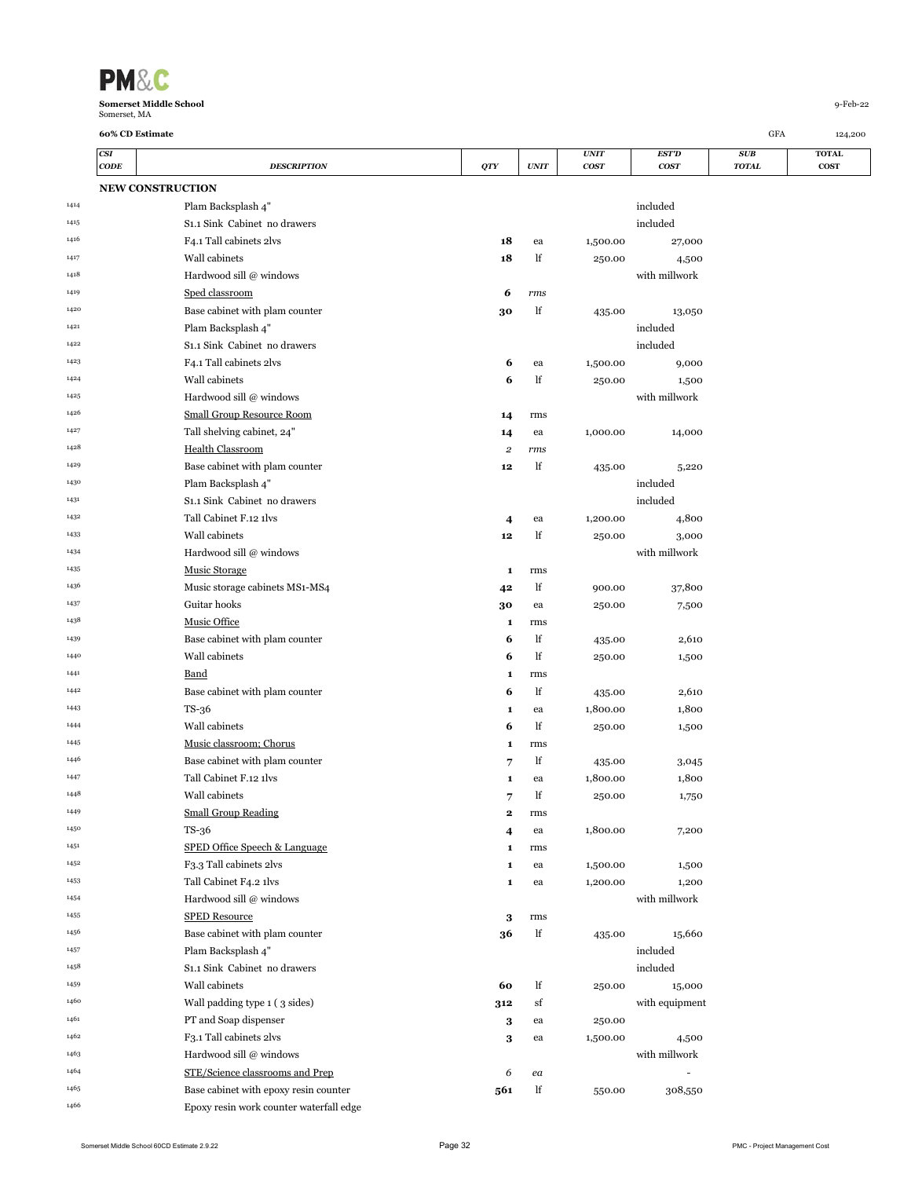**Somerset Middle School**
Somerset, MA

9-Feb-22

**60% CD Estimate**

GFA 124,200

| | CSI CODE | DESCRIPTION | QTY | UNIT | UNIT COST | EST'D COST | SUB TOTAL | TOTAL COST |
|---|---|---|---|---|---|---|---|---|
| | **NEW CONSTRUCTION** | | | | | | | |
| 1414 | | Plam Backsplash 4" | | | | included | | |
| 1415 | | S1.1 Sink Cabinet no drawers | | | | included | | |
| 1416 | | F4.1 Tall cabinets 2lvs | **18** | ea | 1,500.00 | 27,000 | | |
| 1417 | | Wall cabinets | **18** | lf | 250.00 | 4,500 | | |
| 1418 | | Hardwood sill @ windows | | | | with millwork | | |
| 1419 | | Sped classroom | *6* | *rms* | | | | |
| 1420 | | Base cabinet with plam counter | **30** | lf | 435.00 | 13,050 | | |
| 1421 | | Plam Backsplash 4" | | | | included | | |
| 1422 | | S1.1 Sink Cabinet no drawers | | | | included | | |
| 1423 | | F4.1 Tall cabinets 2lvs | **6** | ea | 1,500.00 | 9,000 | | |
| 1424 | | Wall cabinets | **6** | lf | 250.00 | 1,500 | | |
| 1425 | | Hardwood sill @ windows | | | | with millwork | | |
| 1426 | | Small Group Resource Room | **14** | rms | | | | |
| 1427 | | Tall shelving cabinet, 24" | **14** | ea | 1,000.00 | 14,000 | | |
| 1428 | | Health Classroom | *2* | *rms* | | | | |
| 1429 | | Base cabinet with plam counter | **12** | lf | 435.00 | 5,220 | | |
| 1430 | | Plam Backsplash 4" | | | | included | | |
| 1431 | | S1.1 Sink Cabinet no drawers | | | | included | | |
| 1432 | | Tall Cabinet F.12 1lvs | **4** | ea | 1,200.00 | 4,800 | | |
| 1433 | | Wall cabinets | **12** | lf | 250.00 | 3,000 | | |
| 1434 | | Hardwood sill @ windows | | | | with millwork | | |
| 1435 | | Music Storage | **1** | rms | | | | |
| 1436 | | Music storage cabinets MS1-MS4 | **42** | lf | 900.00 | 37,800 | | |
| 1437 | | Guitar hooks | **30** | ea | 250.00 | 7,500 | | |
| 1438 | | Music Office | **1** | rms | | | | |
| 1439 | | Base cabinet with plam counter | **6** | lf | 435.00 | 2,610 | | |
| 1440 | | Wall cabinets | **6** | lf | 250.00 | 1,500 | | |
| 1441 | | Band | **1** | rms | | | | |
| 1442 | | Base cabinet with plam counter | **6** | lf | 435.00 | 2,610 | | |
| 1443 | | TS-36 | **1** | ea | 1,800.00 | 1,800 | | |
| 1444 | | Wall cabinets | **6** | lf | 250.00 | 1,500 | | |
| 1445 | | Music classroom; Chorus | **1** | rms | | | | |
| 1446 | | Base cabinet with plam counter | **7** | lf | 435.00 | 3,045 | | |
| 1447 | | Tall Cabinet F.12 1lvs | **1** | ea | 1,800.00 | 1,800 | | |
| 1448 | | Wall cabinets | **7** | lf | 250.00 | 1,750 | | |
| 1449 | | Small Group Reading | **2** | rms | | | | |
| 1450 | | TS-36 | **4** | ea | 1,800.00 | 7,200 | | |
| 1451 | | SPED Office Speech & Language | **1** | rms | | | | |
| 1452 | | F3.3 Tall cabinets 2lvs | **1** | ea | 1,500.00 | 1,500 | | |
| 1453 | | Tall Cabinet F4.2 1lvs | **1** | ea | 1,200.00 | 1,200 | | |
| 1454 | | Hardwood sill @ windows | | | | with millwork | | |
| 1455 | | SPED Resource | **3** | rms | | | | |
| 1456 | | Base cabinet with plam counter | **36** | lf | 435.00 | 15,660 | | |
| 1457 | | Plam Backsplash 4" | | | | included | | |
| 1458 | | S1.1 Sink Cabinet no drawers | | | | included | | |
| 1459 | | Wall cabinets | **60** | lf | 250.00 | 15,000 | | |
| 1460 | | Wall padding type 1 ( 3 sides) | **312** | sf | | with equipment | | |
| 1461 | | PT and Soap dispenser | **3** | ea | 250.00 | | | |
| 1462 | | F3.1 Tall cabinets 2lvs | **3** | ea | 1,500.00 | 4,500 | | |
| 1463 | | Hardwood sill @ windows | | | | with millwork | | |
| 1464 | | STE/Science classrooms and Prep | *6* | *ea* | | - | | |
| 1465 | | Base cabinet with epoxy resin counter | **561** | lf | 550.00 | 308,550 | | |
| 1466 | | Epoxy resin work counter waterfall edge | | | | | | |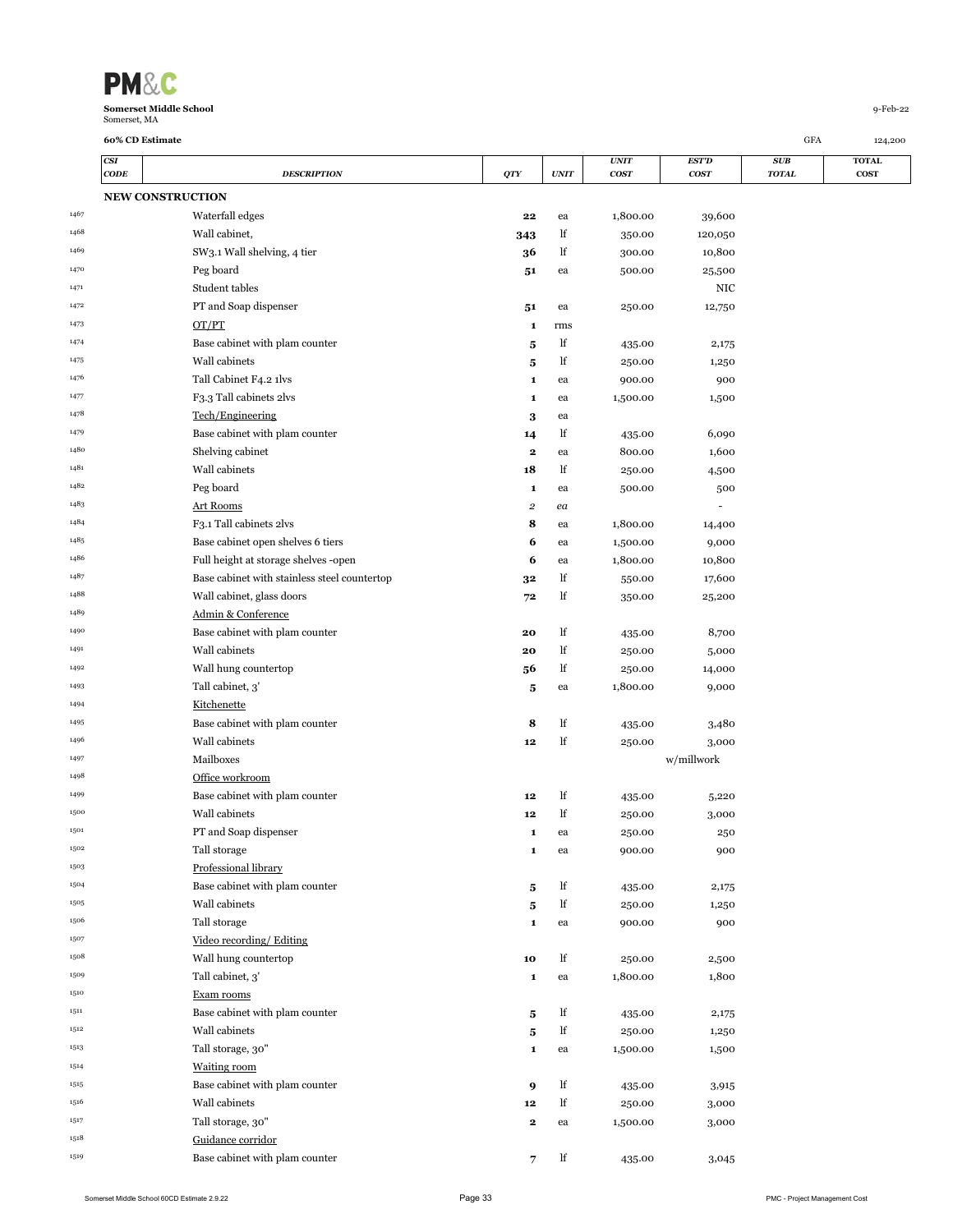**Somerset Middle School**
Somerset, MA

9-Feb-22

**60% CD Estimate**

GFA 124,200

| | CSI CODE | DESCRIPTION | QTY | UNIT | UNIT COST | EST'D COST | SUB TOTAL | TOTAL COST |
|---|---|---|---|---|---|---|---|---|
| | **NEW CONSTRUCTION** | | | | | | | |
| 1467 | | Waterfall edges | **22** | ea | 1,800.00 | 39,600 | | |
| 1468 | | Wall cabinet, | **343** | lf | 350.00 | 120,050 | | |
| 1469 | | SW3.1 Wall shelving, 4 tier | **36** | lf | 300.00 | 10,800 | | |
| 1470 | | Peg board | **51** | ea | 500.00 | 25,500 | | |
| 1471 | | Student tables | | | | NIC | | |
| 1472 | | PT and Soap dispenser | **51** | ea | 250.00 | 12,750 | | |
| 1473 | | OT/PT | **1** | rms | | | | |
| 1474 | | Base cabinet with plam counter | **5** | lf | 435.00 | 2,175 | | |
| 1475 | | Wall cabinets | **5** | lf | 250.00 | 1,250 | | |
| 1476 | | Tall Cabinet F4.2 1lvs | **1** | ea | 900.00 | 900 | | |
| 1477 | | F3.3 Tall cabinets 2lvs | **1** | ea | 1,500.00 | 1,500 | | |
| 1478 | | Tech/Engineering | **3** | ea | | | | |
| 1479 | | Base cabinet with plam counter | **14** | lf | 435.00 | 6,090 | | |
| 1480 | | Shelving cabinet | **2** | ea | 800.00 | 1,600 | | |
| 1481 | | Wall cabinets | **18** | lf | 250.00 | 4,500 | | |
| 1482 | | Peg board | **1** | ea | 500.00 | 500 | | |
| 1483 | | Art Rooms | *2* | *ea* | | - | | |
| 1484 | | F3.1 Tall cabinets 2lvs | **8** | ea | 1,800.00 | 14,400 | | |
| 1485 | | Base cabinet open shelves 6 tiers | **6** | ea | 1,500.00 | 9,000 | | |
| 1486 | | Full height at storage shelves -open | **6** | ea | 1,800.00 | 10,800 | | |
| 1487 | | Base cabinet with stainless steel countertop | **32** | lf | 550.00 | 17,600 | | |
| 1488 | | Wall cabinet, glass doors | **72** | lf | 350.00 | 25,200 | | |
| 1489 | | Admin & Conference | | | | | | |
| 1490 | | Base cabinet with plam counter | **20** | lf | 435.00 | 8,700 | | |
| 1491 | | Wall cabinets | **20** | lf | 250.00 | 5,000 | | |
| 1492 | | Wall hung countertop | **56** | lf | 250.00 | 14,000 | | |
| 1493 | | Tall cabinet, 3' | **5** | ea | 1,800.00 | 9,000 | | |
| 1494 | | Kitchenette | | | | | | |
| 1495 | | Base cabinet with plam counter | **8** | lf | 435.00 | 3,480 | | |
| 1496 | | Wall cabinets | **12** | lf | 250.00 | 3,000 | | |
| 1497 | | Mailboxes | | | | w/millwork | | |
| 1498 | | Office workroom | | | | | | |
| 1499 | | Base cabinet with plam counter | **12** | lf | 435.00 | 5,220 | | |
| 1500 | | Wall cabinets | **12** | lf | 250.00 | 3,000 | | |
| 1501 | | PT and Soap dispenser | **1** | ea | 250.00 | 250 | | |
| 1502 | | Tall storage | **1** | ea | 900.00 | 900 | | |
| 1503 | | Professional library | | | | | | |
| 1504 | | Base cabinet with plam counter | **5** | lf | 435.00 | 2,175 | | |
| 1505 | | Wall cabinets | **5** | lf | 250.00 | 1,250 | | |
| 1506 | | Tall storage | **1** | ea | 900.00 | 900 | | |
| 1507 | | Video recording/ Editing | | | | | | |
| 1508 | | Wall hung countertop | **10** | lf | 250.00 | 2,500 | | |
| 1509 | | Tall cabinet, 3' | **1** | ea | 1,800.00 | 1,800 | | |
| 1510 | | Exam rooms | | | | | | |
| 1511 | | Base cabinet with plam counter | **5** | lf | 435.00 | 2,175 | | |
| 1512 | | Wall cabinets | **5** | lf | 250.00 | 1,250 | | |
| 1513 | | Tall storage, 30" | **1** | ea | 1,500.00 | 1,500 | | |
| 1514 | | Waiting room | | | | | | |
| 1515 | | Base cabinet with plam counter | **9** | lf | 435.00 | 3,915 | | |
| 1516 | | Wall cabinets | **12** | lf | 250.00 | 3,000 | | |
| 1517 | | Tall storage, 30" | **2** | ea | 1,500.00 | 3,000 | | |
| 1518 | | Guidance corridor | | | | | | |
| 1519 | | Base cabinet with plam counter | **7** | lf | 435.00 | 3,045 | | |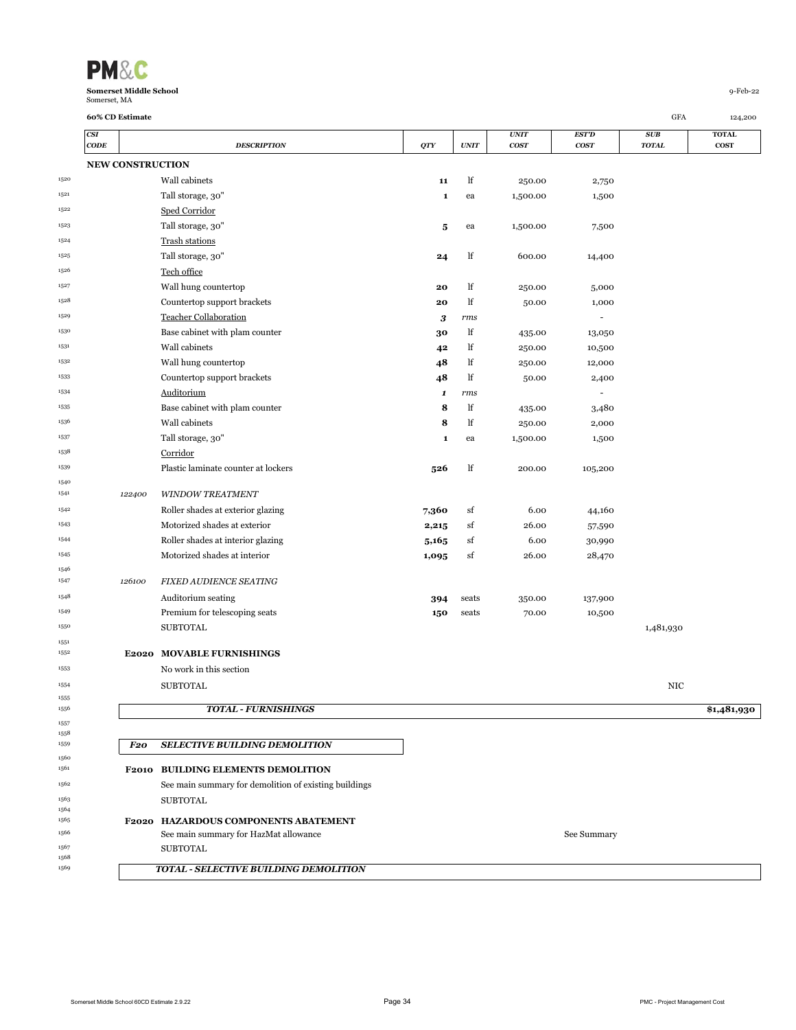**Somerset Middle School**
Somerset, MA

9-Feb-22

**60% CD Estimate**

GFA 124,200

| CSI CODE | DESCRIPTION | QTY | UNIT | UNIT COST | EST'D COST | SUB TOTAL | TOTAL COST |
|---|---|---|---|---|---|---|---|
| **NEW CONSTRUCTION** | | | | | | | |
| | Wall cabinets | 11 | lf | 250.00 | 2,750 | | |
| | Tall storage, 30" | 1 | ea | 1,500.00 | 1,500 | | |
| | Sped Corridor | | | | | | |
| | Tall storage, 30" | 5 | ea | 1,500.00 | 7,500 | | |
| | Trash stations | | | | | | |
| | Tall storage, 30" | 24 | lf | 600.00 | 14,400 | | |
| | Tech office | | | | | | |
| | Wall hung countertop | 20 | lf | 250.00 | 5,000 | | |
| | Countertop support brackets | 20 | lf | 50.00 | 1,000 | | |
| | Teacher Collaboration | *3* | *rms* | | - | | |
| | Base cabinet with plam counter | 30 | lf | 435.00 | 13,050 | | |
| | Wall cabinets | 42 | lf | 250.00 | 10,500 | | |
| | Wall hung countertop | 48 | lf | 250.00 | 12,000 | | |
| | Countertop support brackets | 48 | lf | 50.00 | 2,400 | | |
| | Auditorium | *1* | *rms* | | - | | |
| | Base cabinet with plam counter | 8 | lf | 435.00 | 3,480 | | |
| | Wall cabinets | 8 | lf | 250.00 | 2,000 | | |
| | Tall storage, 30" | 1 | ea | 1,500.00 | 1,500 | | |
| | Corridor | | | | | | |
| | Plastic laminate counter at lockers | 526 | lf | 200.00 | 105,200 | | |
| *122400* | *WINDOW TREATMENT* | | | | | | |
| | Roller shades at exterior glazing | 7,360 | sf | 6.00 | 44,160 | | |
| | Motorized shades at exterior | 2,215 | sf | 26.00 | 57,590 | | |
| | Roller shades at interior glazing | 5,165 | sf | 6.00 | 30,990 | | |
| | Motorized shades at interior | 1,095 | sf | 26.00 | 28,470 | | |
| *126100* | *FIXED AUDIENCE SEATING* | | | | | | |
| | Auditorium seating | 394 | seats | 350.00 | 137,900 | | |
| | Premium for telescoping seats | 150 | seats | 70.00 | 10,500 | | |
| | SUBTOTAL | | | | | 1,481,930 | |
| **E2020** | **MOVABLE FURNISHINGS** | | | | | | |
| | No work in this section | | | | | | |
| | SUBTOTAL | | | | | NIC | |
| | ***TOTAL - FURNISHINGS*** | | | | | | **$1,481,930** |
| ***F20*** | ***SELECTIVE BUILDING DEMOLITION*** | | | | | | |
| **F2010** | **BUILDING ELEMENTS DEMOLITION** | | | | | | |
| | See main summary for demolition of existing buildings | | | | | | |
| | SUBTOTAL | | | | | | |
| **F2020** | **HAZARDOUS COMPONENTS ABATEMENT** | | | | | | |
| | See main summary for HazMat allowance | | | | See Summary | | |
| | SUBTOTAL | | | | | | |
| | ***TOTAL - SELECTIVE BUILDING DEMOLITION*** | | | | | | |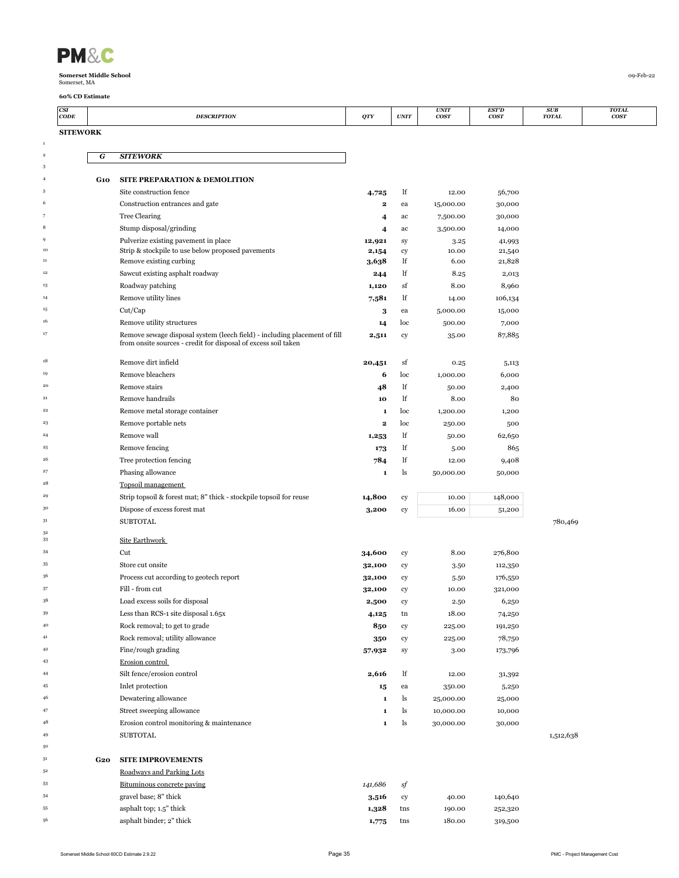**PM&C**

**Somerset Middle School**
Somerset, MA

**60% CD Estimate**

09-Feb-22

| CSI CODE | DESCRIPTION | QTY | UNIT | UNIT COST | EST'D COST | SUB TOTAL | TOTAL COST |
|---|---|---|---|---|---|---|---|
| **SITEWORK** | | | | | | | |
| | | | | | | | |
| ***G*** | ***SITEWORK*** | | | | | | |
| | | | | | | | |
| **G10** | **SITE PREPARATION & DEMOLITION** | | | | | | |
| | Site construction fence | **4,725** | lf | 12.00 | 56,700 | | |
| | Construction entrances and gate | **2** | ea | 15,000.00 | 30,000 | | |
| | Tree Clearing | **4** | ac | 7,500.00 | 30,000 | | |
| | Stump disposal/grinding | **4** | ac | 3,500.00 | 14,000 | | |
| | Pulverize existing pavement in place | **12,921** | sy | 3.25 | 41,993 | | |
| | Strip & stockpile to use below proposed pavements | **2,154** | cy | 10.00 | 21,540 | | |
| | Remove existing curbing | **3,638** | lf | 6.00 | 21,828 | | |
| | Sawcut existing asphalt roadway | **244** | lf | 8.25 | 2,013 | | |
| | Roadway patching | **1,120** | sf | 8.00 | 8,960 | | |
| | Remove utility lines | **7,581** | lf | 14.00 | 106,134 | | |
| | Cut/Cap | **3** | ea | 5,000.00 | 15,000 | | |
| | Remove utility structures | **14** | loc | 500.00 | 7,000 | | |
| | Remove sewage disposal system (leech field) - including placement of fill from onsite sources - credit for disposal of excess soil taken | **2,511** | cy | 35.00 | 87,885 | | |
| | Remove dirt infield | **20,451** | sf | 0.25 | 5,113 | | |
| | Remove bleachers | **6** | loc | 1,000.00 | 6,000 | | |
| | Remove stairs | **48** | lf | 50.00 | 2,400 | | |
| | Remove handrails | **10** | lf | 8.00 | 80 | | |
| | Remove metal storage container | **1** | loc | 1,200.00 | 1,200 | | |
| | Remove portable nets | **2** | loc | 250.00 | 500 | | |
| | Remove wall | **1,253** | lf | 50.00 | 62,650 | | |
| | Remove fencing | **173** | lf | 5.00 | 865 | | |
| | Tree protection fencing | **784** | lf | 12.00 | 9,408 | | |
| | Phasing allowance | **1** | ls | 50,000.00 | 50,000 | | |
| | Topsoil management | | | | | | |
| | Strip topsoil & forest mat; 8" thick - stockpile topsoil for reuse | **14,800** | cy | 10.00 | 148,000 | | |
| | Dispose of excess forest mat | **3,200** | cy | 16.00 | 51,200 | | |
| | SUBTOTAL | | | | | 780,469 | |
| | | | | | | | |
| | Site Earthwork | | | | | | |
| | Cut | **34,600** | cy | 8.00 | 276,800 | | |
| | Store cut onsite | **32,100** | cy | 3.50 | 112,350 | | |
| | Process cut according to geotech report | **32,100** | cy | 5.50 | 176,550 | | |
| | Fill - from cut | **32,100** | cy | 10.00 | 321,000 | | |
| | Load excess soils for disposal | **2,500** | cy | 2.50 | 6,250 | | |
| | Less than RCS-1 site disposal 1.65x | **4,125** | tn | 18.00 | 74,250 | | |
| | Rock removal; to get to grade | **850** | cy | 225.00 | 191,250 | | |
| | Rock removal; utility allowance | **350** | cy | 225.00 | 78,750 | | |
| | Fine/rough grading | **57,932** | sy | 3.00 | 173,796 | | |
| | Erosion control | | | | | | |
| | Silt fence/erosion control | **2,616** | lf | 12.00 | 31,392 | | |
| | Inlet protection | **15** | ea | 350.00 | 5,250 | | |
| | Dewatering allowance | **1** | ls | 25,000.00 | 25,000 | | |
| | Street sweeping allowance | **1** | ls | 10,000.00 | 10,000 | | |
| | Erosion control monitoring & maintenance | **1** | ls | 30,000.00 | 30,000 | | |
| | SUBTOTAL | | | | | 1,512,638 | |
| | | | | | | | |
| **G20** | **SITE IMPROVEMENTS** | | | | | | |
| | Roadways and Parking Lots | | | | | | |
| | Bituminous concrete paving | *141,686* | *sf* | | | | |
| | gravel base; 8" thick | **3,516** | cy | 40.00 | 140,640 | | |
| | asphalt top; 1.5" thick | **1,328** | tns | 190.00 | 252,320 | | |
| | asphalt binder; 2" thick | **1,775** | tns | 180.00 | 319,500 | | |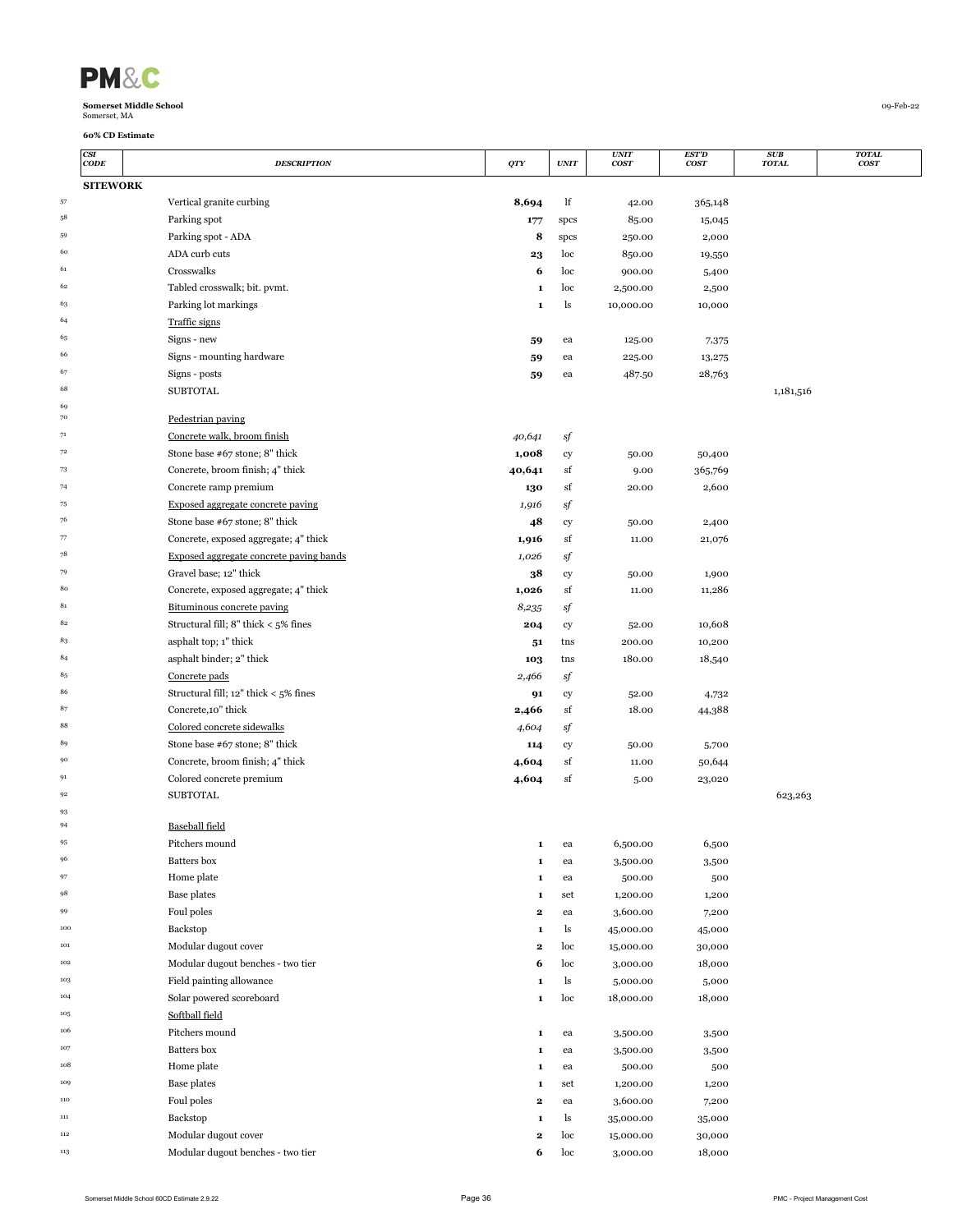**Somerset Middle School**
Somerset, MA

09-Feb-22

**60% CD Estimate**

| | CSI CODE | DESCRIPTION | QTY | UNIT | UNIT COST | EST'D COST | SUB TOTAL | TOTAL COST |
|---|---|---|---|---|---|---|---|---|
| | **SITEWORK** | | | | | | | |
| 57 | | Vertical granite curbing | **8,694** | lf | 42.00 | 365,148 | | |
| 58 | | Parking spot | **177** | spcs | 85.00 | 15,045 | | |
| 59 | | Parking spot - ADA | **8** | spcs | 250.00 | 2,000 | | |
| 60 | | ADA curb cuts | **23** | loc | 850.00 | 19,550 | | |
| 61 | | Crosswalks | **6** | loc | 900.00 | 5,400 | | |
| 62 | | Tabled crosswalk; bit. pvmt. | **1** | loc | 2,500.00 | 2,500 | | |
| 63 | | Parking lot markings | **1** | ls | 10,000.00 | 10,000 | | |
| 64 | | Traffic signs | | | | | | |
| 65 | | Signs - new | **59** | ea | 125.00 | 7,375 | | |
| 66 | | Signs - mounting hardware | **59** | ea | 225.00 | 13,275 | | |
| 67 | | Signs - posts | **59** | ea | 487.50 | 28,763 | | |
| 68 | | SUBTOTAL | | | | | 1,181,516 | |
| 69 | | | | | | | | |
| 70 | | Pedestrian paving | | | | | | |
| 71 | | Concrete walk, broom finish | *40,641* | *sf* | | | | |
| 72 | | Stone base #67 stone; 8" thick | **1,008** | cy | 50.00 | 50,400 | | |
| 73 | | Concrete, broom finish; 4" thick | **40,641** | sf | 9.00 | 365,769 | | |
| 74 | | Concrete ramp premium | **130** | sf | 20.00 | 2,600 | | |
| 75 | | Exposed aggregate concrete paving | *1,916* | *sf* | | | | |
| 76 | | Stone base #67 stone; 8" thick | **48** | cy | 50.00 | 2,400 | | |
| 77 | | Concrete, exposed aggregate; 4" thick | **1,916** | sf | 11.00 | 21,076 | | |
| 78 | | Exposed aggregate concrete paving bands | *1,026* | *sf* | | | | |
| 79 | | Gravel base; 12" thick | **38** | cy | 50.00 | 1,900 | | |
| 80 | | Concrete, exposed aggregate; 4" thick | **1,026** | sf | 11.00 | 11,286 | | |
| 81 | | Bituminous concrete paving | *8,235* | *sf* | | | | |
| 82 | | Structural fill; 8" thick < 5% fines | **204** | cy | 52.00 | 10,608 | | |
| 83 | | asphalt top; 1" thick | **51** | tns | 200.00 | 10,200 | | |
| 84 | | asphalt binder; 2" thick | **103** | tns | 180.00 | 18,540 | | |
| 85 | | Concrete pads | *2,466* | *sf* | | | | |
| 86 | | Structural fill; 12" thick < 5% fines | **91** | cy | 52.00 | 4,732 | | |
| 87 | | Concrete,10" thick | **2,466** | sf | 18.00 | 44,388 | | |
| 88 | | Colored concrete sidewalks | *4,604* | *sf* | | | | |
| 89 | | Stone base #67 stone; 8" thick | **114** | cy | 50.00 | 5,700 | | |
| 90 | | Concrete, broom finish; 4" thick | **4,604** | sf | 11.00 | 50,644 | | |
| 91 | | Colored concrete premium | **4,604** | sf | 5.00 | 23,020 | | |
| 92 | | SUBTOTAL | | | | | 623,263 | |
| 93 | | | | | | | | |
| 94 | | Baseball field | | | | | | |
| 95 | | Pitchers mound | **1** | ea | 6,500.00 | 6,500 | | |
| 96 | | Batters box | **1** | ea | 3,500.00 | 3,500 | | |
| 97 | | Home plate | **1** | ea | 500.00 | 500 | | |
| 98 | | Base plates | **1** | set | 1,200.00 | 1,200 | | |
| 99 | | Foul poles | **2** | ea | 3,600.00 | 7,200 | | |
| 100 | | Backstop | **1** | ls | 45,000.00 | 45,000 | | |
| 101 | | Modular dugout cover | **2** | loc | 15,000.00 | 30,000 | | |
| 102 | | Modular dugout benches - two tier | **6** | loc | 3,000.00 | 18,000 | | |
| 103 | | Field painting allowance | **1** | ls | 5,000.00 | 5,000 | | |
| 104 | | Solar powered scoreboard | **1** | loc | 18,000.00 | 18,000 | | |
| 105 | | Softball field | | | | | | |
| 106 | | Pitchers mound | **1** | ea | 3,500.00 | 3,500 | | |
| 107 | | Batters box | **1** | ea | 3,500.00 | 3,500 | | |
| 108 | | Home plate | **1** | ea | 500.00 | 500 | | |
| 109 | | Base plates | **1** | set | 1,200.00 | 1,200 | | |
| 110 | | Foul poles | **2** | ea | 3,600.00 | 7,200 | | |
| 111 | | Backstop | **1** | ls | 35,000.00 | 35,000 | | |
| 112 | | Modular dugout cover | **2** | loc | 15,000.00 | 30,000 | | |
| 113 | | Modular dugout benches - two tier | **6** | loc | 3,000.00 | 18,000 | | |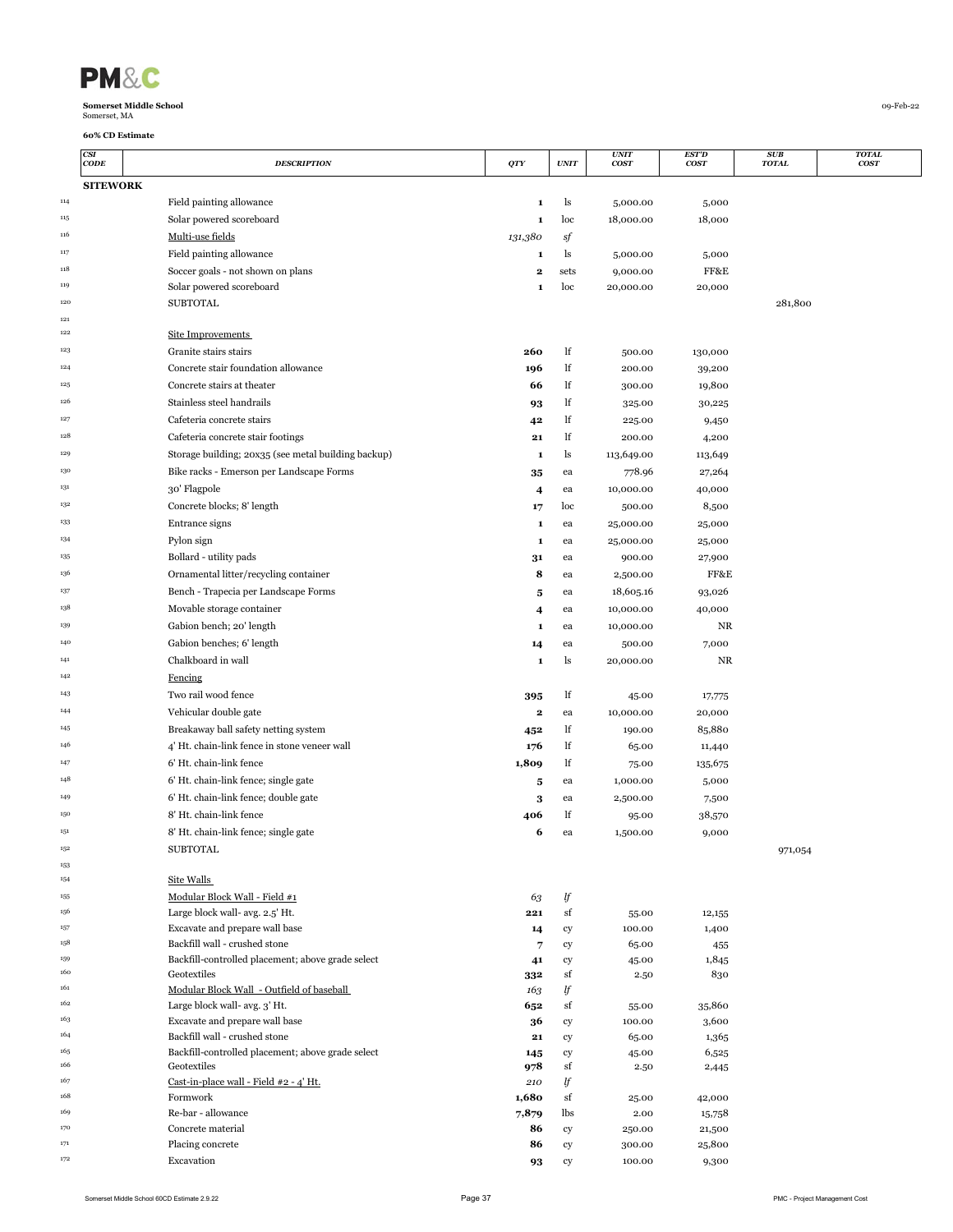**Somerset Middle School**
Somerset, MA

**60% CD Estimate**

09-Feb-22

| | CSI CODE | DESCRIPTION | QTY | UNIT | UNIT COST | EST'D COST | SUB TOTAL | TOTAL COST |
|---|---|---|---|---|---|---|---|---|
| | **SITEWORK** | | | | | | | |
| 114 | | Field painting allowance | 1 | ls | 5,000.00 | 5,000 | | |
| 115 | | Solar powered scoreboard | 1 | loc | 18,000.00 | 18,000 | | |
| 116 | | Multi-use fields | *131,380* | *sf* | | | | |
| 117 | | Field painting allowance | 1 | ls | 5,000.00 | 5,000 | | |
| 118 | | Soccer goals - not shown on plans | 2 | sets | 9,000.00 | FF&E | | |
| 119 | | Solar powered scoreboard | 1 | loc | 20,000.00 | 20,000 | | |
| 120 | | SUBTOTAL | | | | | 281,800 | |
| 121 | | | | | | | | |
| 122 | | Site Improvements | | | | | | |
| 123 | | Granite stairs stairs | 260 | lf | 500.00 | 130,000 | | |
| 124 | | Concrete stair foundation allowance | 196 | lf | 200.00 | 39,200 | | |
| 125 | | Concrete stairs at theater | 66 | lf | 300.00 | 19,800 | | |
| 126 | | Stainless steel handrails | 93 | lf | 325.00 | 30,225 | | |
| 127 | | Cafeteria concrete stairs | 42 | lf | 225.00 | 9,450 | | |
| 128 | | Cafeteria concrete stair footings | 21 | lf | 200.00 | 4,200 | | |
| 129 | | Storage building; 20x35 (see metal building backup) | 1 | ls | 113,649.00 | 113,649 | | |
| 130 | | Bike racks - Emerson per Landscape Forms | 35 | ea | 778.96 | 27,264 | | |
| 131 | | 30' Flagpole | 4 | ea | 10,000.00 | 40,000 | | |
| 132 | | Concrete blocks; 8' length | 17 | loc | 500.00 | 8,500 | | |
| 133 | | Entrance signs | 1 | ea | 25,000.00 | 25,000 | | |
| 134 | | Pylon sign | 1 | ea | 25,000.00 | 25,000 | | |
| 135 | | Bollard - utility pads | 31 | ea | 900.00 | 27,900 | | |
| 136 | | Ornamental litter/recycling container | 8 | ea | 2,500.00 | FF&E | | |
| 137 | | Bench - Trapecia per Landscape Forms | 5 | ea | 18,605.16 | 93,026 | | |
| 138 | | Movable storage container | 4 | ea | 10,000.00 | 40,000 | | |
| 139 | | Gabion bench; 20' length | 1 | ea | 10,000.00 | NR | | |
| 140 | | Gabion benches; 6' length | 14 | ea | 500.00 | 7,000 | | |
| 141 | | Chalkboard in wall | 1 | ls | 20,000.00 | NR | | |
| 142 | | Fencing | | | | | | |
| 143 | | Two rail wood fence | 395 | lf | 45.00 | 17,775 | | |
| 144 | | Vehicular double gate | 2 | ea | 10,000.00 | 20,000 | | |
| 145 | | Breakaway ball safety netting system | 452 | lf | 190.00 | 85,880 | | |
| 146 | | 4' Ht. chain-link fence in stone veneer wall | 176 | lf | 65.00 | 11,440 | | |
| 147 | | 6' Ht. chain-link fence | 1,809 | lf | 75.00 | 135,675 | | |
| 148 | | 6' Ht. chain-link fence; single gate | 5 | ea | 1,000.00 | 5,000 | | |
| 149 | | 6' Ht. chain-link fence; double gate | 3 | ea | 2,500.00 | 7,500 | | |
| 150 | | 8' Ht. chain-link fence | 406 | lf | 95.00 | 38,570 | | |
| 151 | | 8' Ht. chain-link fence; single gate | 6 | ea | 1,500.00 | 9,000 | | |
| 152 | | SUBTOTAL | | | | | 971,054 | |
| 153 | | | | | | | | |
| 154 | | Site Walls | | | | | | |
| 155 | | Modular Block Wall - Field #1 | *63* | *lf* | | | | |
| 156 | | Large block wall- avg. 2.5' Ht. | 221 | sf | 55.00 | 12,155 | | |
| 157 | | Excavate and prepare wall base | 14 | cy | 100.00 | 1,400 | | |
| 158 | | Backfill wall - crushed stone | 7 | cy | 65.00 | 455 | | |
| 159 | | Backfill-controlled placement; above grade select | 41 | cy | 45.00 | 1,845 | | |
| 160 | | Geotextiles | 332 | sf | 2.50 | 830 | | |
| 161 | | Modular Block Wall - Outfield of baseball | *163* | *lf* | | | | |
| 162 | | Large block wall- avg. 3' Ht. | 652 | sf | 55.00 | 35,860 | | |
| 163 | | Excavate and prepare wall base | 36 | cy | 100.00 | 3,600 | | |
| 164 | | Backfill wall - crushed stone | 21 | cy | 65.00 | 1,365 | | |
| 165 | | Backfill-controlled placement; above grade select | 145 | cy | 45.00 | 6,525 | | |
| 166 | | Geotextiles | 978 | sf | 2.50 | 2,445 | | |
| 167 | | Cast-in-place wall - Field #2 - 4' Ht. | *210* | *lf* | | | | |
| 168 | | Formwork | 1,680 | sf | 25.00 | 42,000 | | |
| 169 | | Re-bar - allowance | 7,879 | lbs | 2.00 | 15,758 | | |
| 170 | | Concrete material | 86 | cy | 250.00 | 21,500 | | |
| 171 | | Placing concrete | 86 | cy | 300.00 | 25,800 | | |
| 172 | | Excavation | 93 | cy | 100.00 | 9,300 | | |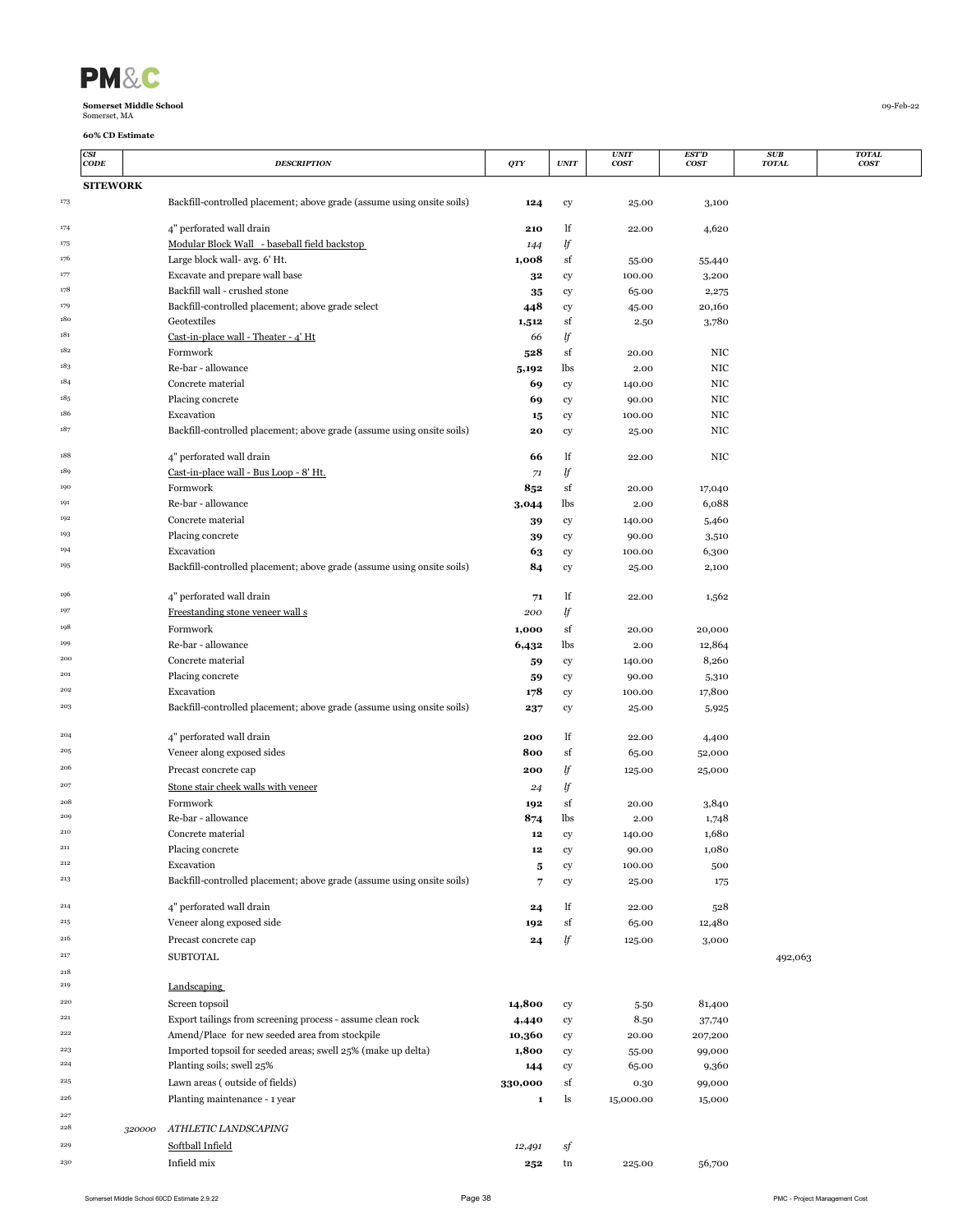**PM&C**

**Somerset Middle School**
Somerset, MA

09-Feb-22

**60% CD Estimate**

| | CSI CODE | DESCRIPTION | QTY | UNIT | UNIT COST | EST'D COST | SUB TOTAL | TOTAL COST |
|---|---|---|---|---|---|---|---|---|
| | **SITEWORK** | | | | | | | |
| 173 | | Backfill-controlled placement; above grade (assume using onsite soils) | **124** | cy | 25.00 | 3,100 | | |
| 174 | | 4" perforated wall drain | **210** | lf | 22.00 | 4,620 | | |
| 175 | | Modular Block Wall - baseball field backstop | *144* | *lf* | | | | |
| 176 | | Large block wall- avg. 6' Ht. | **1,008** | sf | 55.00 | 55,440 | | |
| 177 | | Excavate and prepare wall base | **32** | cy | 100.00 | 3,200 | | |
| 178 | | Backfill wall - crushed stone | **35** | cy | 65.00 | 2,275 | | |
| 179 | | Backfill-controlled placement; above grade select | **448** | cy | 45.00 | 20,160 | | |
| 180 | | Geotextiles | **1,512** | sf | 2.50 | 3,780 | | |
| 181 | | Cast-in-place wall - Theater - 4' Ht | *66* | *lf* | | | | |
| 182 | | Formwork | **528** | sf | 20.00 | NIC | | |
| 183 | | Re-bar - allowance | **5,192** | lbs | 2.00 | NIC | | |
| 184 | | Concrete material | **69** | cy | 140.00 | NIC | | |
| 185 | | Placing concrete | **69** | cy | 90.00 | NIC | | |
| 186 | | Excavation | **15** | cy | 100.00 | NIC | | |
| 187 | | Backfill-controlled placement; above grade (assume using onsite soils) | **20** | cy | 25.00 | NIC | | |
| 188 | | 4" perforated wall drain | **66** | lf | 22.00 | NIC | | |
| 189 | | Cast-in-place wall - Bus Loop - 8' Ht. | *71* | *lf* | | | | |
| 190 | | Formwork | **852** | sf | 20.00 | 17,040 | | |
| 191 | | Re-bar - allowance | **3,044** | lbs | 2.00 | 6,088 | | |
| 192 | | Concrete material | **39** | cy | 140.00 | 5,460 | | |
| 193 | | Placing concrete | **39** | cy | 90.00 | 3,510 | | |
| 194 | | Excavation | **63** | cy | 100.00 | 6,300 | | |
| 195 | | Backfill-controlled placement; above grade (assume using onsite soils) | **84** | cy | 25.00 | 2,100 | | |
| 196 | | 4" perforated wall drain | **71** | lf | 22.00 | 1,562 | | |
| 197 | | Freestanding stone veneer wall s | *200* | *lf* | | | | |
| 198 | | Formwork | **1,000** | sf | 20.00 | 20,000 | | |
| 199 | | Re-bar - allowance | **6,432** | lbs | 2.00 | 12,864 | | |
| 200 | | Concrete material | **59** | cy | 140.00 | 8,260 | | |
| 201 | | Placing concrete | **59** | cy | 90.00 | 5,310 | | |
| 202 | | Excavation | **178** | cy | 100.00 | 17,800 | | |
| 203 | | Backfill-controlled placement; above grade (assume using onsite soils) | **237** | cy | 25.00 | 5,925 | | |
| 204 | | 4" perforated wall drain | **200** | lf | 22.00 | 4,400 | | |
| 205 | | Veneer along exposed sides | **800** | sf | 65.00 | 52,000 | | |
| 206 | | Precast concrete cap | **200** | *lf* | 125.00 | 25,000 | | |
| 207 | | Stone stair cheek walls with veneer | *24* | *lf* | | | | |
| 208 | | Formwork | **192** | sf | 20.00 | 3,840 | | |
| 209 | | Re-bar - allowance | **874** | lbs | 2.00 | 1,748 | | |
| 210 | | Concrete material | **12** | cy | 140.00 | 1,680 | | |
| 211 | | Placing concrete | **12** | cy | 90.00 | 1,080 | | |
| 212 | | Excavation | **5** | cy | 100.00 | 500 | | |
| 213 | | Backfill-controlled placement; above grade (assume using onsite soils) | **7** | cy | 25.00 | 175 | | |
| 214 | | 4" perforated wall drain | **24** | lf | 22.00 | 528 | | |
| 215 | | Veneer along exposed side | **192** | sf | 65.00 | 12,480 | | |
| 216 | | Precast concrete cap | **24** | *lf* | 125.00 | 3,000 | | |
| 217 | | SUBTOTAL | | | | | 492,063 | |
| 218 | | | | | | | | |
| 219 | | Landscaping | | | | | | |
| 220 | | Screen topsoil | **14,800** | cy | 5.50 | 81,400 | | |
| 221 | | Export tailings from screening process - assume clean rock | **4,440** | cy | 8.50 | 37,740 | | |
| 222 | | Amend/Place for new seeded area from stockpile | **10,360** | cy | 20.00 | 207,200 | | |
| 223 | | Imported topsoil for seeded areas; swell 25% (make up delta) | **1,800** | cy | 55.00 | 99,000 | | |
| 224 | | Planting soils; swell 25% | **144** | cy | 65.00 | 9,360 | | |
| 225 | | Lawn areas ( outside of fields) | **330,000** | sf | 0.30 | 99,000 | | |
| 226 | | Planting maintenance - 1 year | **1** | ls | 15,000.00 | 15,000 | | |
| 227 | | | | | | | | |
| 228 | *320000* | *ATHLETIC LANDSCAPING* | | | | | | |
| 229 | | Softball Infield | *12,491* | *sf* | | | | |
| 230 | | Infield mix | **252** | tn | 225.00 | 56,700 | | |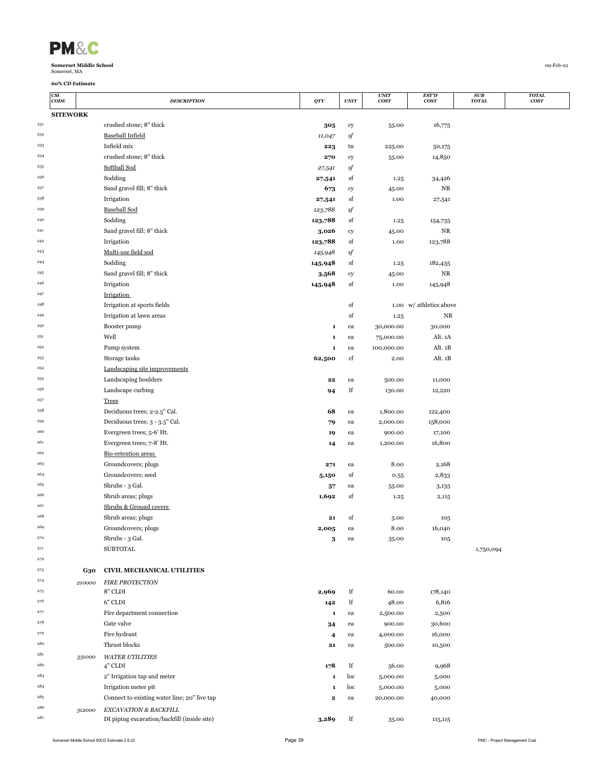**Somerset Middle School**
Somerset, MA

**60% CD Estimate**

09-Feb-22

| CSI CODE | DESCRIPTION | QTY | UNIT | UNIT COST | EST'D COST | SUB TOTAL | TOTAL COST |
|---|---|---|---|---|---|---|---|
| **SITEWORK** | | | | | | | |
| | crushed stone; 8" thick | **305** | cy | 55.00 | 16,775 | | |
| | Baseball Infield | *11,047* | *sf* | | | | |
| | Infield mix | **223** | tn | 225.00 | 50,175 | | |
| | crushed stone; 8" thick | **270** | cy | 55.00 | 14,850 | | |
| | Softball Sod | *27,541* | *sf* | | | | |
| | Sodding | **27,541** | sf | 1.25 | 34,426 | | |
| | Sand gravel fill; 8" thick | **673** | cy | 45.00 | NR | | |
| | Irrigation | **27,541** | sf | 1.00 | 27,541 | | |
| | Baseball Sod | *123,788* | *sf* | | | | |
| | Sodding | **123,788** | sf | 1.25 | 154,735 | | |
| | Sand gravel fill; 8" thick | **3,026** | cy | 45.00 | NR | | |
| | Irrigation | **123,788** | sf | 1.00 | 123,788 | | |
| | Multi-use field sod | *145,948* | *sf* | | | | |
| | Sodding | **145,948** | sf | 1.25 | 182,435 | | |
| | Sand gravel fill; 8" thick | **3,568** | cy | 45.00 | NR | | |
| | Irrigation | **145,948** | sf | 1.00 | 145,948 | | |
| | Irrigation | | | | | | |
| | Irrigation at sports fields | | sf | 1.00 | w/ athletics above | | |
| | Irrigation at lawn areas | | sf | 1.25 | NR | | |
| | Booster pump | **1** | ea | 30,000.00 | 30,000 | | |
| | Well | **1** | ea | 75,000.00 | Alt. 1A | | |
| | Pump system | **1** | ea | 100,000.00 | Alt. 1B | | |
| | Storage tanks | **62,500** | cf | 2.00 | Alt. 1B | | |
| | Landscaping site improvements | | | | | | |
| | Landscaping boulders | **22** | ea | 500.00 | 11,000 | | |
| | Landscape curbing | **94** | lf | 130.00 | 12,220 | | |
| | Trees | | | | | | |
| | Deciduous trees; 2-2.5" Cal. | **68** | ea | 1,800.00 | 122,400 | | |
| | Deciduous trees; 3 - 3.5" Cal. | **79** | ea | 2,000.00 | 158,000 | | |
| | Evergreen trees; 5-6' Ht. | **19** | ea | 900.00 | 17,100 | | |
| | Evergreen trees; 7-8' Ht. | **14** | ea | 1,200.00 | 16,800 | | |
| | Bio-retention areas | | | | | | |
| | Groundcovers; plugs | **271** | ea | 8.00 | 2,168 | | |
| | Groundcovers; seed | **5,150** | sf | 0.55 | 2,833 | | |
| | Shrubs - 3 Gal. | **57** | ea | 55.00 | 3,135 | | |
| | Shrub areas; plugs | **1,692** | sf | 1.25 | 2,115 | | |
| | Shrubs & Ground covers | | | | | | |
| | Shrub areas; plugs | **21** | sf | 5.00 | 105 | | |
| | Groundcovers; plugs | **2,005** | ea | 8.00 | 16,040 | | |
| | Shrubs - 3 Gal. | **3** | ea | 35.00 | 105 | | |
| | SUBTOTAL | | | | | 1,750,094 | |
| | | | | | | | |
| **G30** | **CIVIL MECHANICAL UTILITIES** | | | | | | |
| *210000* | *FIRE PROTECTION* | | | | | | |
| | 8" CLDI | **2,969** | lf | 60.00 | 178,140 | | |
| | 6" CLDI | **142** | lf | 48.00 | 6,816 | | |
| | Fire department connection | **1** | ea | 2,500.00 | 2,500 | | |
| | Gate valve | **34** | ea | 900.00 | 30,600 | | |
| | Fire hydrant | **4** | ea | 4,000.00 | 16,000 | | |
| | Thrust blocks | **21** | ea | 500.00 | 10,500 | | |
| *331000* | *WATER UTILITIES* | | | | | | |
| | 4" CLDI | **178** | lf | 56.00 | 9,968 | | |
| | 2" Irrigation tap and meter | **1** | loc | 5,000.00 | 5,000 | | |
| | Irrigation meter pit | **1** | loc | 5,000.00 | 5,000 | | |
| | Connect to existing water line; 20" live tap | **2** | ea | 20,000.00 | 40,000 | | |
| *312000* | *EXCAVATION & BACKFILL* | | | | | | |
| | DI piping excavation/backfill (inside site) | **3,289** | lf | 35.00 | 115,115 | | |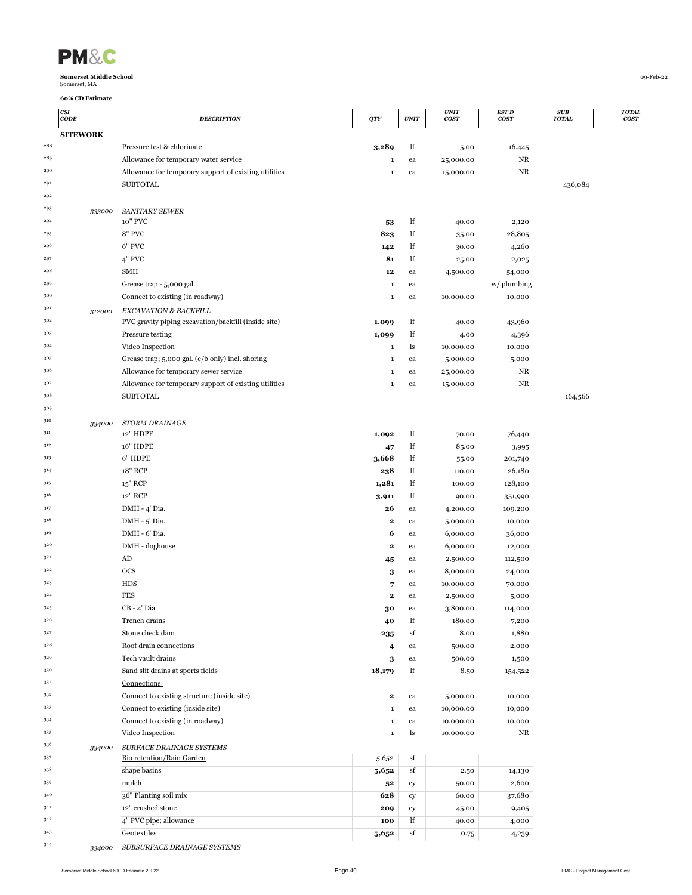**Somerset Middle School**
Somerset, MA

09-Feb-22

**60% CD Estimate**

| | CSI CODE | DESCRIPTION | QTY | UNIT | UNIT COST | EST'D COST | SUB TOTAL | TOTAL COST |
|---|---|---|---|---|---|---|---|---|
| | **SITEWORK** | | | | | | | |
| 288 | | Pressure test & chlorinate | **3,289** | lf | 5.00 | 16,445 | | |
| 289 | | Allowance for temporary water service | **1** | ea | 25,000.00 | NR | | |
| 290 | | Allowance for temporary support of existing utilities | **1** | ea | 15,000.00 | NR | | |
| 291 | | SUBTOTAL | | | | | 436,084 | |
| 292 | | | | | | | | |
| 293 | *333000* | *SANITARY SEWER* | | | | | | |
| 294 | | 10" PVC | **53** | lf | 40.00 | 2,120 | | |
| 295 | | 8" PVC | **823** | lf | 35.00 | 28,805 | | |
| 296 | | 6" PVC | **142** | lf | 30.00 | 4,260 | | |
| 297 | | 4" PVC | **81** | lf | 25.00 | 2,025 | | |
| 298 | | SMH | **12** | ea | 4,500.00 | 54,000 | | |
| 299 | | Grease trap - 5,000 gal. | **1** | ea | | w/ plumbing | | |
| 300 | | Connect to existing (in roadway) | **1** | ea | 10,000.00 | 10,000 | | |
| 301 | *312000* | *EXCAVATION & BACKFILL* | | | | | | |
| 302 | | PVC gravity piping excavation/backfill (inside site) | **1,099** | lf | 40.00 | 43,960 | | |
| 303 | | Pressure testing | **1,099** | lf | 4.00 | 4,396 | | |
| 304 | | Video Inspection | **1** | ls | 10,000.00 | 10,000 | | |
| 305 | | Grease trap; 5,000 gal. (e/b only) incl. shoring | **1** | ea | 5,000.00 | 5,000 | | |
| 306 | | Allowance for temporary sewer service | **1** | ea | 25,000.00 | NR | | |
| 307 | | Allowance for temporary support of existing utilities | **1** | ea | 15,000.00 | NR | | |
| 308 | | SUBTOTAL | | | | | 164,566 | |
| 309 | | | | | | | | |
| 310 | *334000* | *STORM DRAINAGE* | | | | | | |
| 311 | | 12" HDPE | **1,092** | lf | 70.00 | 76,440 | | |
| 312 | | 16" HDPE | **47** | lf | 85.00 | 3,995 | | |
| 313 | | 6" HDPE | **3,668** | lf | 55.00 | 201,740 | | |
| 314 | | 18" RCP | **238** | lf | 110.00 | 26,180 | | |
| 315 | | 15" RCP | **1,281** | lf | 100.00 | 128,100 | | |
| 316 | | 12" RCP | **3,911** | lf | 90.00 | 351,990 | | |
| 317 | | DMH - 4' Dia. | **26** | ea | 4,200.00 | 109,200 | | |
| 318 | | DMH - 5' Dia. | **2** | ea | 5,000.00 | 10,000 | | |
| 319 | | DMH - 6' Dia. | **6** | ea | 6,000.00 | 36,000 | | |
| 320 | | DMH - doghouse | **2** | ea | 6,000.00 | 12,000 | | |
| 321 | | AD | **45** | ea | 2,500.00 | 112,500 | | |
| 322 | | OCS | **3** | ea | 8,000.00 | 24,000 | | |
| 323 | | HDS | **7** | ea | 10,000.00 | 70,000 | | |
| 324 | | FES | **2** | ea | 2,500.00 | 5,000 | | |
| 325 | | CB - 4' Dia. | **30** | ea | 3,800.00 | 114,000 | | |
| 326 | | Trench drains | **40** | lf | 180.00 | 7,200 | | |
| 327 | | Stone check dam | **235** | sf | 8.00 | 1,880 | | |
| 328 | | Roof drain connections | **4** | ea | 500.00 | 2,000 | | |
| 329 | | Tech vault drains | **3** | ea | 500.00 | 1,500 | | |
| 330 | | Sand slit drains at sports fields | **18,179** | lf | 8.50 | 154,522 | | |
| 331 | | Connections | | | | | | |
| 332 | | Connect to existing structure (inside site) | **2** | ea | 5,000.00 | 10,000 | | |
| 333 | | Connect to existing (inside site) | **1** | ea | 10,000.00 | 10,000 | | |
| 334 | | Connect to existing (in roadway) | **1** | ea | 10,000.00 | 10,000 | | |
| 335 | | Video Inspection | **1** | ls | 10,000.00 | NR | | |
| 336 | *334000* | *SURFACE DRAINAGE SYSTEMS* | | | | | | |
| 337 | | Bio retention/Rain Garden | *5,652* | sf | | | | |
| 338 | | shape basins | **5,652** | sf | 2.50 | 14,130 | | |
| 339 | | mulch | **52** | cy | 50.00 | 2,600 | | |
| 340 | | 36" Planting soil mix | **628** | cy | 60.00 | 37,680 | | |
| 341 | | 12" crushed stone | **209** | cy | 45.00 | 9,405 | | |
| 342 | | 4" PVC pipe; allowance | **100** | lf | 40.00 | 4,000 | | |
| 343 | | Geotextiles | **5,652** | sf | 0.75 | 4,239 | | |
| 344 | *334000* | *SUBSURFACE DRAINAGE SYSTEMS* | | | | | | |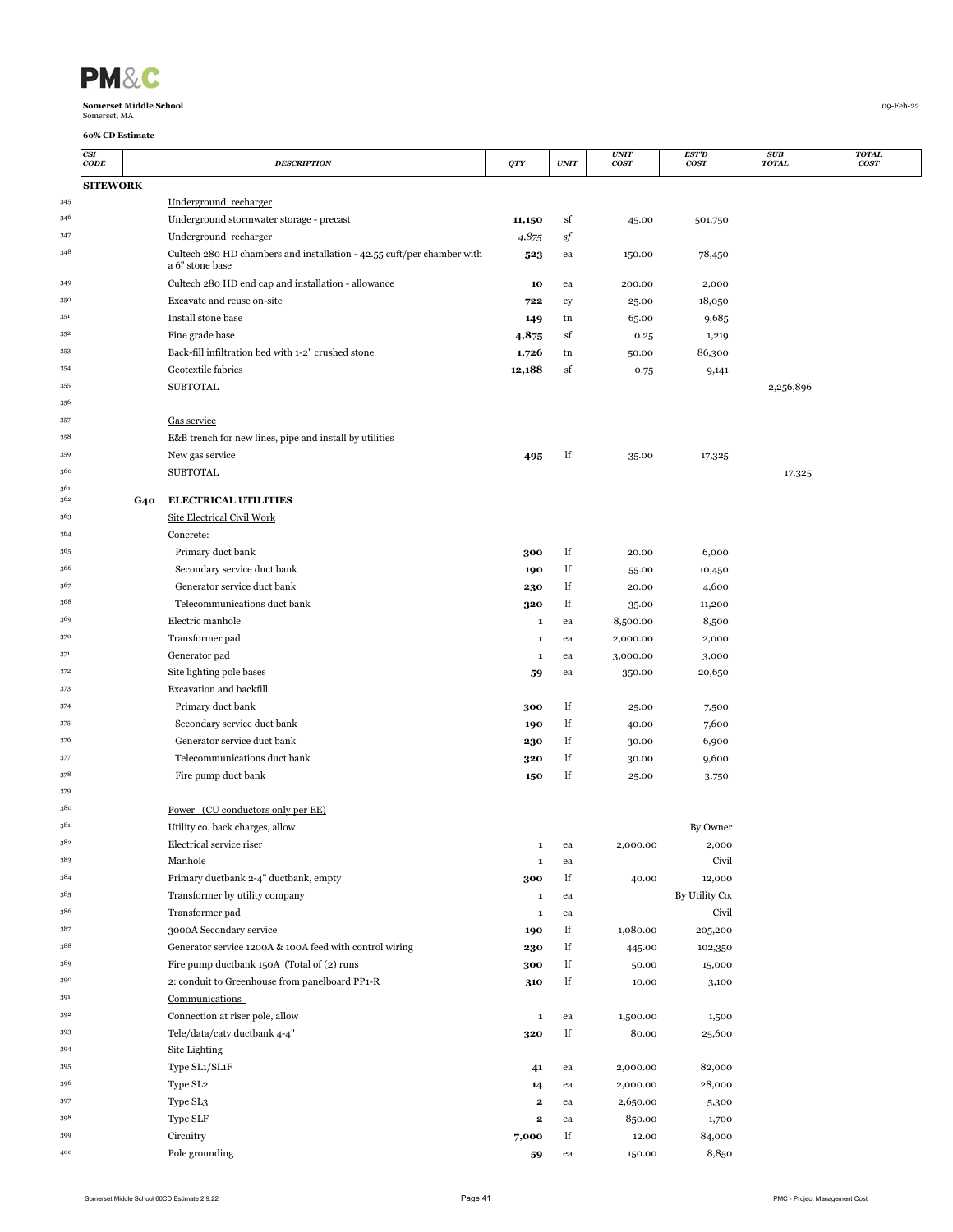**Somerset Middle School**
Somerset, MA

09-Feb-22

**60% CD Estimate**

| | CSI CODE | DESCRIPTION | QTY | UNIT | UNIT COST | EST'D COST | SUB TOTAL | TOTAL COST |
|---|---|---|---|---|---|---|---|---|
| | **SITEWORK** | | | | | | | |
| 345 | | Underground recharger | | | | | | |
| 346 | | Underground stormwater storage - precast | **11,150** | sf | 45.00 | 501,750 | | |
| 347 | | Underground recharger | *4,875* | *sf* | | | | |
| 348 | | Cultech 280 HD chambers and installation - 42.55 cuft/per chamber with a 6" stone base | **523** | ea | 150.00 | 78,450 | | |
| 349 | | Cultech 280 HD end cap and installation - allowance | **10** | ea | 200.00 | 2,000 | | |
| 350 | | Excavate and reuse on-site | **722** | cy | 25.00 | 18,050 | | |
| 351 | | Install stone base | **149** | tn | 65.00 | 9,685 | | |
| 352 | | Fine grade base | **4,875** | sf | 0.25 | 1,219 | | |
| 353 | | Back-fill infiltration bed with 1-2" crushed stone | **1,726** | tn | 50.00 | 86,300 | | |
| 354 | | Geotextile fabrics | **12,188** | sf | 0.75 | 9,141 | | |
| 355 | | SUBTOTAL | | | | | 2,256,896 | |
| 356 | | | | | | | | |
| 357 | | Gas service | | | | | | |
| 358 | | E&B trench for new lines, pipe and install by utilities | | | | | | |
| 359 | | New gas service | **495** | lf | 35.00 | 17,325 | | |
| 360 | | SUBTOTAL | | | | | 17,325 | |
| 361 | | | | | | | | |
| 362 | **G40** | **ELECTRICAL UTILITIES** | | | | | | |
| 363 | | Site Electrical Civil Work | | | | | | |
| 364 | | Concrete: | | | | | | |
| 365 | | Primary duct bank | **300** | lf | 20.00 | 6,000 | | |
| 366 | | Secondary service duct bank | **190** | lf | 55.00 | 10,450 | | |
| 367 | | Generator service duct bank | **230** | lf | 20.00 | 4,600 | | |
| 368 | | Telecommunications duct bank | **320** | lf | 35.00 | 11,200 | | |
| 369 | | Electric manhole | **1** | ea | 8,500.00 | 8,500 | | |
| 370 | | Transformer pad | **1** | ea | 2,000.00 | 2,000 | | |
| 371 | | Generator pad | **1** | ea | 3,000.00 | 3,000 | | |
| 372 | | Site lighting pole bases | **59** | ea | 350.00 | 20,650 | | |
| 373 | | Excavation and backfill | | | | | | |
| 374 | | Primary duct bank | **300** | lf | 25.00 | 7,500 | | |
| 375 | | Secondary service duct bank | **190** | lf | 40.00 | 7,600 | | |
| 376 | | Generator service duct bank | **230** | lf | 30.00 | 6,900 | | |
| 377 | | Telecommunications duct bank | **320** | lf | 30.00 | 9,600 | | |
| 378 | | Fire pump duct bank | **150** | lf | 25.00 | 3,750 | | |
| 379 | | | | | | | | |
| 380 | | Power (CU conductors only per EE) | | | | | | |
| 381 | | Utility co. back charges, allow | | | | By Owner | | |
| 382 | | Electrical service riser | **1** | ea | 2,000.00 | 2,000 | | |
| 383 | | Manhole | **1** | ea | | Civil | | |
| 384 | | Primary ductbank 2-4" ductbank, empty | **300** | lf | 40.00 | 12,000 | | |
| 385 | | Transformer by utility company | **1** | ea | | By Utility Co. | | |
| 386 | | Transformer pad | **1** | ea | | Civil | | |
| 387 | | 3000A Secondary service | **190** | lf | 1,080.00 | 205,200 | | |
| 388 | | Generator service 1200A & 100A feed with control wiring | **230** | lf | 445.00 | 102,350 | | |
| 389 | | Fire pump ductbank 150A (Total of (2) runs | **300** | lf | 50.00 | 15,000 | | |
| 390 | | 2: conduit to Greenhouse from panelboard PP1-R | **310** | lf | 10.00 | 3,100 | | |
| 391 | | Communications | | | | | | |
| 392 | | Connection at riser pole, allow | **1** | ea | 1,500.00 | 1,500 | | |
| 393 | | Tele/data/catv ductbank 4-4" | **320** | lf | 80.00 | 25,600 | | |
| 394 | | Site Lighting | | | | | | |
| 395 | | Type SL1/SL1F | **41** | ea | 2,000.00 | 82,000 | | |
| 396 | | Type SL2 | **14** | ea | 2,000.00 | 28,000 | | |
| 397 | | Type SL3 | **2** | ea | 2,650.00 | 5,300 | | |
| 398 | | Type SLF | **2** | ea | 850.00 | 1,700 | | |
| 399 | | Circuitry | **7,000** | lf | 12.00 | 84,000 | | |
| 400 | | Pole grounding | **59** | ea | 150.00 | 8,850 | | |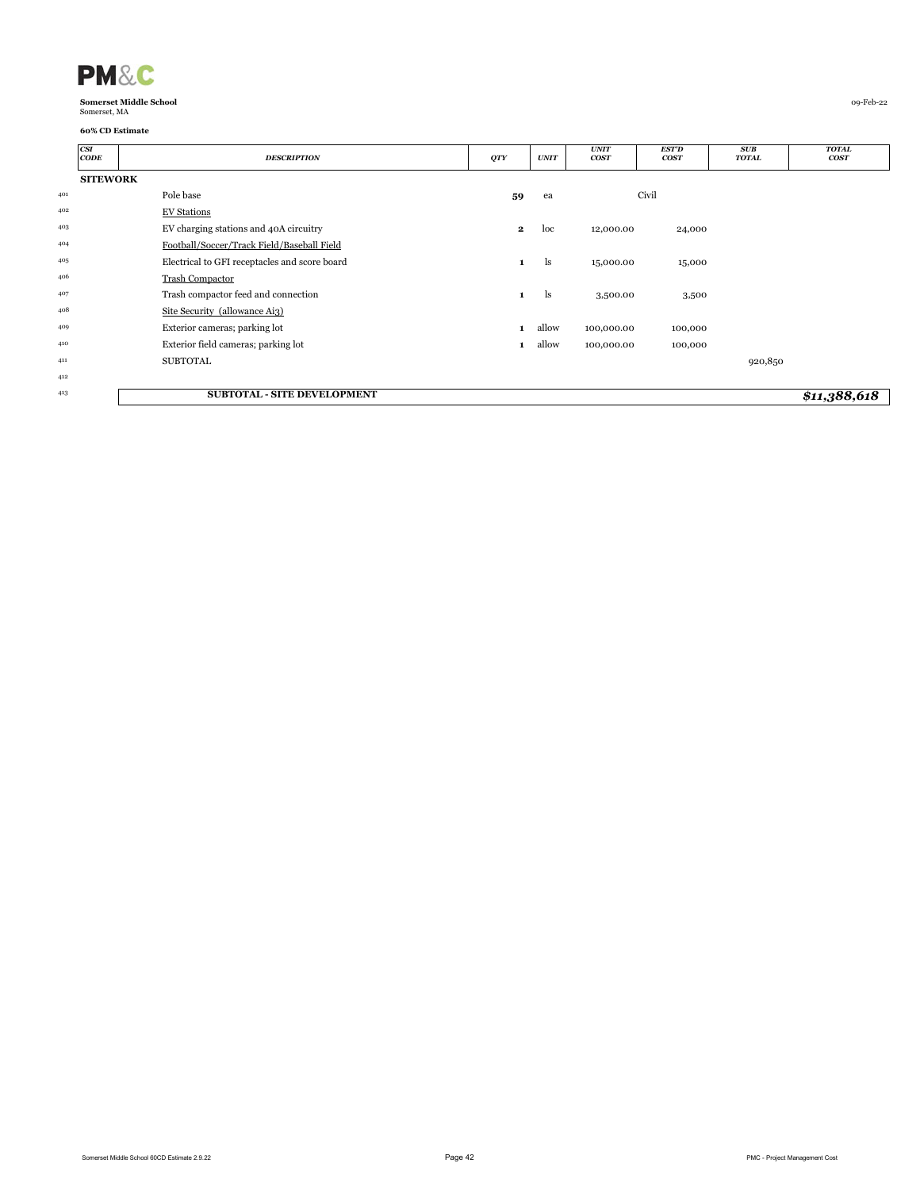**Somerset Middle School**
Somerset, MA

09-Feb-22

**60% CD Estimate**

| CSI CODE | DESCRIPTION | QTY | UNIT | UNIT COST | EST'D COST | SUB TOTAL | TOTAL COST |
|---|---|---|---|---|---|---|---|
| **SITEWORK** | | | | | | | |
| | Pole base | **59** | ea | | Civil | | |
| | EV Stations | | | | | | |
| | EV charging stations and 40A circuitry | **2** | loc | 12,000.00 | 24,000 | | |
| | Football/Soccer/Track Field/Baseball Field | | | | | | |
| | Electrical to GFI receptacles and score board | **1** | ls | 15,000.00 | 15,000 | | |
| | Trash Compactor | | | | | | |
| | Trash compactor feed and connection | **1** | ls | 3,500.00 | 3,500 | | |
| | Site Security (allowance Ai3) | | | | | | |
| | Exterior cameras; parking lot | **1** | allow | 100,000.00 | 100,000 | | |
| | Exterior field cameras; parking lot | **1** | allow | 100,000.00 | 100,000 | | |
| | SUBTOTAL | | | | | 920,850 | |
| | | | | | | | |
| | **SUBTOTAL - SITE DEVELOPMENT** | | | | | | ***$11,388,618*** |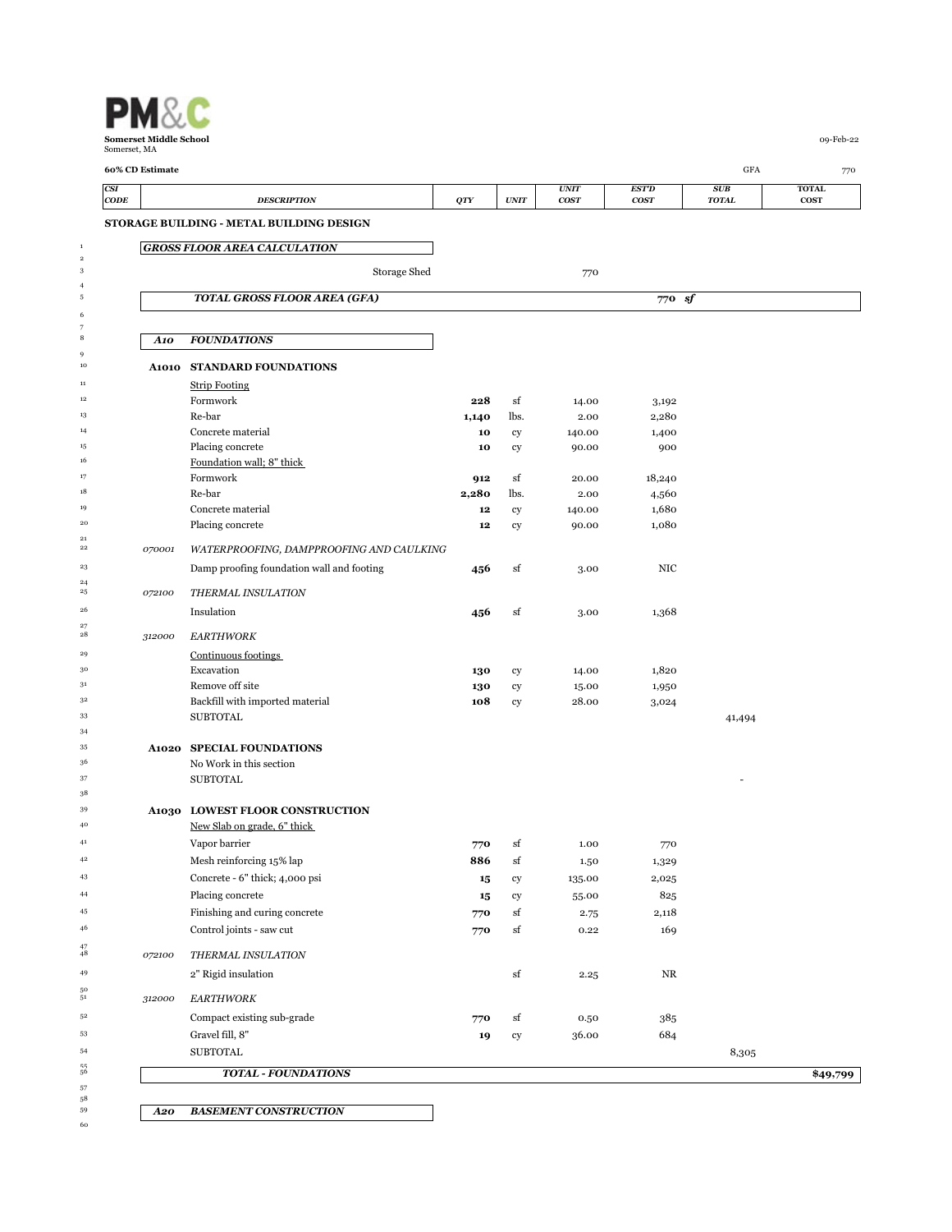**PM&C**

**Somerset Middle School**
Somerset, MA

09-Feb-22

**60% CD Estimate** GFA 770

| CSI CODE | DESCRIPTION | QTY | UNIT | UNIT COST | EST'D COST | SUB TOTAL | TOTAL COST |
|---|---|---|---|---|---|---|---|
| **STORAGE BUILDING - METAL BUILDING DESIGN** | | | | | | | |
| | ***GROSS FLOOR AREA CALCULATION*** | | | | | | |
| | Storage Shed | | | 770 | | | |
| | ***TOTAL GROSS FLOOR AREA (GFA)*** | | | | 770 sf | | |
| ***A10*** | ***FOUNDATIONS*** | | | | | | |
| **A1010** | **STANDARD FOUNDATIONS** | | | | | | |
| | Strip Footing | | | | | | |
| | Formwork | **228** | sf | 14.00 | 3,192 | | |
| | Re-bar | **1,140** | lbs. | 2.00 | 2,280 | | |
| | Concrete material | **10** | cy | 140.00 | 1,400 | | |
| | Placing concrete | **10** | cy | 90.00 | 900 | | |
| | Foundation wall; 8" thick | | | | | | |
| | Formwork | **912** | sf | 20.00 | 18,240 | | |
| | Re-bar | **2,280** | lbs. | 2.00 | 4,560 | | |
| | Concrete material | **12** | cy | 140.00 | 1,680 | | |
| | Placing concrete | **12** | cy | 90.00 | 1,080 | | |
| *070001* | *WATERPROOFING, DAMPPROOFING AND CAULKING* | | | | | | |
| | Damp proofing foundation wall and footing | **456** | sf | 3.00 | NIC | | |
| *072100* | *THERMAL INSULATION* | | | | | | |
| | Insulation | **456** | sf | 3.00 | 1,368 | | |
| *312000* | *EARTHWORK* | | | | | | |
| | Continuous footings | | | | | | |
| | Excavation | **130** | cy | 14.00 | 1,820 | | |
| | Remove off site | **130** | cy | 15.00 | 1,950 | | |
| | Backfill with imported material | **108** | cy | 28.00 | 3,024 | | |
| | SUBTOTAL | | | | | 41,494 | |
| **A1020** | **SPECIAL FOUNDATIONS** | | | | | | |
| | No Work in this section | | | | | | |
| | SUBTOTAL | | | | | - | |
| **A1030** | **LOWEST FLOOR CONSTRUCTION** | | | | | | |
| | New Slab on grade, 6" thick | | | | | | |
| | Vapor barrier | **770** | sf | 1.00 | 770 | | |
| | Mesh reinforcing 15% lap | **886** | sf | 1.50 | 1,329 | | |
| | Concrete - 6" thick; 4,000 psi | **15** | cy | 135.00 | 2,025 | | |
| | Placing concrete | **15** | cy | 55.00 | 825 | | |
| | Finishing and curing concrete | **770** | sf | 2.75 | 2,118 | | |
| | Control joints - saw cut | **770** | sf | 0.22 | 169 | | |
| *072100* | *THERMAL INSULATION* | | | | | | |
| | 2" Rigid insulation | | sf | 2.25 | NR | | |
| *312000* | *EARTHWORK* | | | | | | |
| | Compact existing sub-grade | **770** | sf | 0.50 | 385 | | |
| | Gravel fill, 8" | **19** | cy | 36.00 | 684 | | |
| | SUBTOTAL | | | | | 8,305 | |
| | ***TOTAL - FOUNDATIONS*** | | | | | | **$49,799** |
| ***A20*** | ***BASEMENT CONSTRUCTION*** | | | | | | |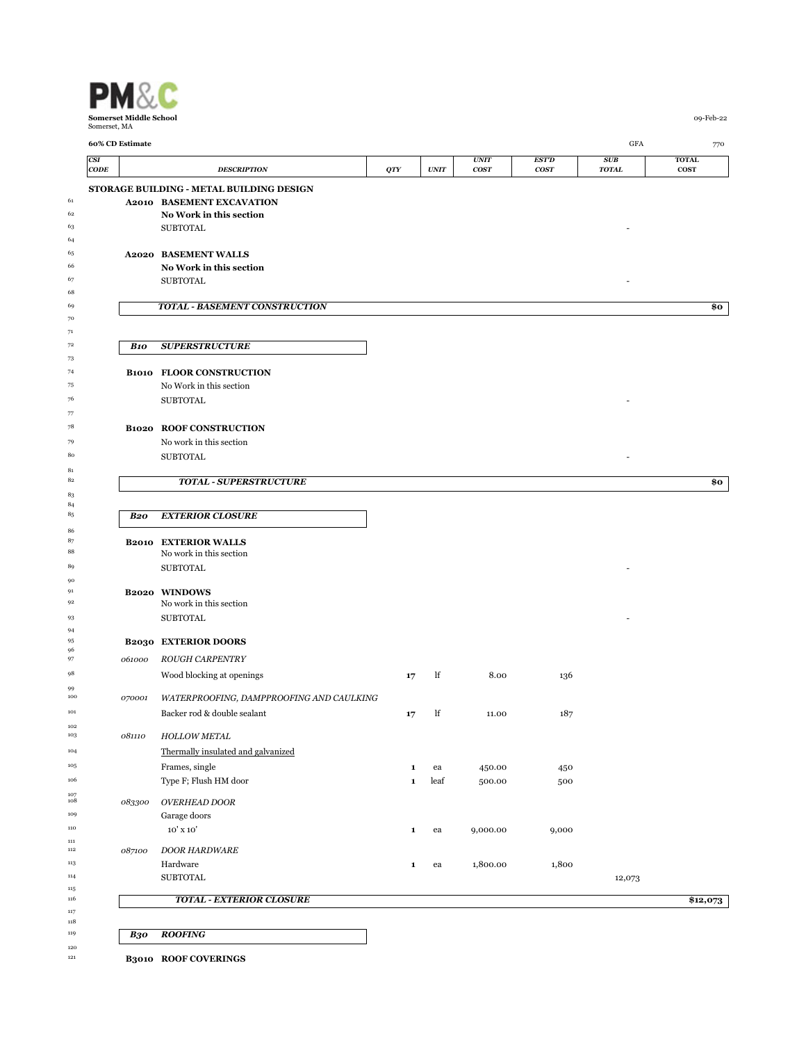**Somerset Middle School**
Somerset, MA

09-Feb-22

**60% CD Estimate** GFA 770

| CSI CODE | DESCRIPTION | QTY | UNIT | UNIT COST | EST'D COST | SUB TOTAL | TOTAL COST |
|---|---|---|---|---|---|---|---|
| | **STORAGE BUILDING - METAL BUILDING DESIGN** | | | | | | |
| **A2010** | **BASEMENT EXCAVATION** | | | | | | |
| | **No Work in this section** | | | | | | |
| | SUBTOTAL | | | | | - | |
| **A2020** | **BASEMENT WALLS** | | | | | | |
| | **No Work in this section** | | | | | | |
| | SUBTOTAL | | | | | - | |
| | ***TOTAL - BASEMENT CONSTRUCTION*** | | | | | | **$0** |
| ***B10*** | ***SUPERSTRUCTURE*** | | | | | | |
| **B1010** | **FLOOR CONSTRUCTION** | | | | | | |
| | No Work in this section | | | | | | |
| | SUBTOTAL | | | | | - | |
| **B1020** | **ROOF CONSTRUCTION** | | | | | | |
| | No work in this section | | | | | | |
| | SUBTOTAL | | | | | - | |
| | ***TOTAL - SUPERSTRUCTURE*** | | | | | | **$0** |
| ***B20*** | ***EXTERIOR CLOSURE*** | | | | | | |
| **B2010** | **EXTERIOR WALLS** | | | | | | |
| | No work in this section | | | | | | |
| | SUBTOTAL | | | | | - | |
| **B2020** | **WINDOWS** | | | | | | |
| | No work in this section | | | | | | |
| | SUBTOTAL | | | | | - | |
| **B2030** | **EXTERIOR DOORS** | | | | | | |
| *061000* | *ROUGH CARPENTRY* | | | | | | |
| | Wood blocking at openings | 17 | lf | 8.00 | 136 | | |
| *070001* | *WATERPROOFING, DAMPPROOFING AND CAULKING* | | | | | | |
| | Backer rod & double sealant | 17 | lf | 11.00 | 187 | | |
| *081110* | *HOLLOW METAL* | | | | | | |
| | Thermally insulated and galvanized | | | | | | |
| | Frames, single | 1 | ea | 450.00 | 450 | | |
| | Type F; Flush HM door | 1 | leaf | 500.00 | 500 | | |
| *083300* | *OVERHEAD DOOR* | | | | | | |
| | Garage doors | | | | | | |
| | 10' x 10' | 1 | ea | 9,000.00 | 9,000 | | |
| *087100* | *DOOR HARDWARE* | | | | | | |
| | Hardware | 1 | ea | 1,800.00 | 1,800 | | |
| | SUBTOTAL | | | | | 12,073 | |
| | ***TOTAL - EXTERIOR CLOSURE*** | | | | | | **$12,073** |
| ***B30*** | ***ROOFING*** | | | | | | |
| **B3010** | **ROOF COVERINGS** | | | | | | |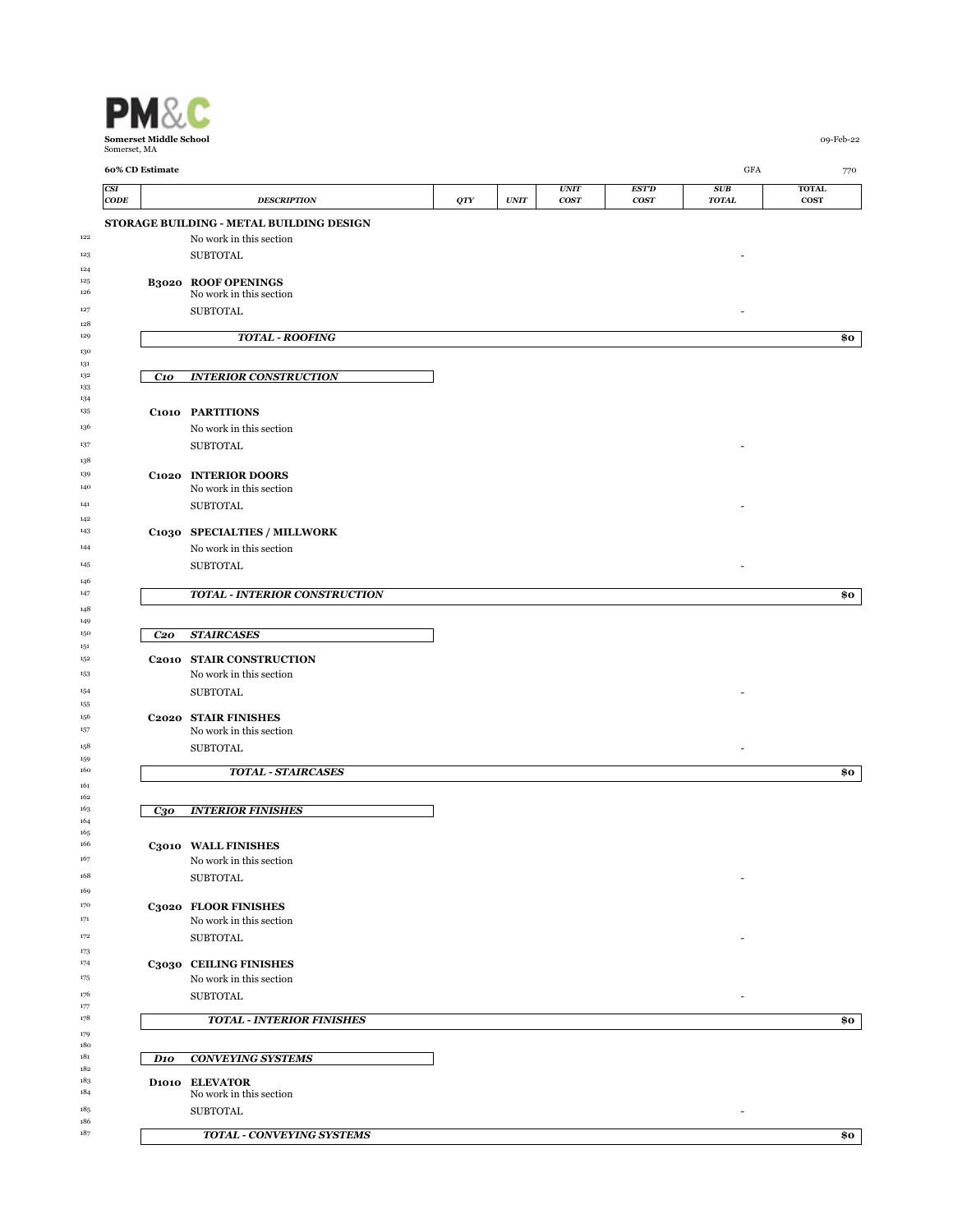**PM&C**

**Somerset Middle School**
Somerset, MA

09-Feb-22

**60% CD Estimate** GFA 770

| CSI CODE | DESCRIPTION | QTY | UNIT | UNIT COST | EST'D COST | SUB TOTAL | TOTAL COST |
|---|---|---|---|---|---|---|---|
| | **STORAGE BUILDING - METAL BUILDING DESIGN** | | | | | | |
| | No work in this section | | | | | | |
| | SUBTOTAL | | | | | - | |
| **B3020** | **ROOF OPENINGS** | | | | | | |
| | No work in this section | | | | | | |
| | SUBTOTAL | | | | | - | |
| | ***TOTAL - ROOFING*** | | | | | | **$0** |
| ***C10*** | ***INTERIOR CONSTRUCTION*** | | | | | | |
| **C1010** | **PARTITIONS** | | | | | | |
| | No work in this section | | | | | | |
| | SUBTOTAL | | | | | - | |
| **C1020** | **INTERIOR DOORS** | | | | | | |
| | No work in this section | | | | | | |
| | SUBTOTAL | | | | | - | |
| **C1030** | **SPECIALTIES / MILLWORK** | | | | | | |
| | No work in this section | | | | | | |
| | SUBTOTAL | | | | | - | |
| | ***TOTAL - INTERIOR CONSTRUCTION*** | | | | | | **$0** |
| ***C20*** | ***STAIRCASES*** | | | | | | |
| **C2010** | **STAIR CONSTRUCTION** | | | | | | |
| | No work in this section | | | | | | |
| | SUBTOTAL | | | | | - | |
| **C2020** | **STAIR FINISHES** | | | | | | |
| | No work in this section | | | | | | |
| | SUBTOTAL | | | | | - | |
| | ***TOTAL - STAIRCASES*** | | | | | | **$0** |
| ***C30*** | ***INTERIOR FINISHES*** | | | | | | |
| **C3010** | **WALL FINISHES** | | | | | | |
| | No work in this section | | | | | | |
| | SUBTOTAL | | | | | - | |
| **C3020** | **FLOOR FINISHES** | | | | | | |
| | No work in this section | | | | | | |
| | SUBTOTAL | | | | | - | |
| **C3030** | **CEILING FINISHES** | | | | | | |
| | No work in this section | | | | | | |
| | SUBTOTAL | | | | | - | |
| | ***TOTAL - INTERIOR FINISHES*** | | | | | | **$0** |
| ***D10*** | ***CONVEYING SYSTEMS*** | | | | | | |
| **D1010** | **ELEVATOR** | | | | | | |
| | No work in this section | | | | | | |
| | SUBTOTAL | | | | | - | |
| | ***TOTAL - CONVEYING SYSTEMS*** | | | | | | **$0** |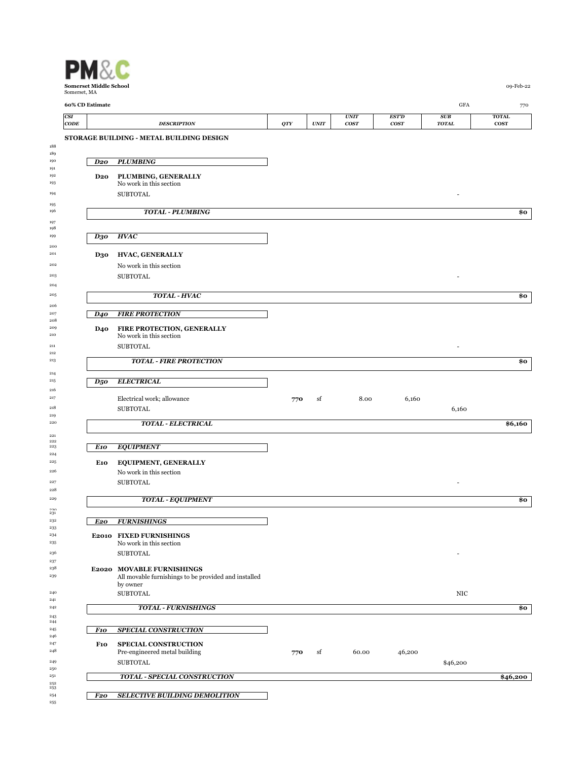**PM&C**

**Somerset Middle School**
Somerset, MA

09-Feb-22

**60% CD Estimate** GFA 770

| CSI CODE | DESCRIPTION | QTY | UNIT | UNIT COST | EST'D COST | SUB TOTAL | TOTAL COST |
|---|---|---|---|---|---|---|---|
| | **STORAGE BUILDING - METAL BUILDING DESIGN** | | | | | | |
| ***D20*** | ***PLUMBING*** | | | | | | |
| **D20** | **PLUMBING, GENERALLY** | | | | | | |
| | No work in this section | | | | | | |
| | SUBTOTAL | | | | | - | |
| | ***TOTAL - PLUMBING*** | | | | | | **$0** |
| ***D30*** | ***HVAC*** | | | | | | |
| **D30** | **HVAC, GENERALLY** | | | | | | |
| | No work in this section | | | | | | |
| | SUBTOTAL | | | | | - | |
| | ***TOTAL - HVAC*** | | | | | | **$0** |
| ***D40*** | ***FIRE PROTECTION*** | | | | | | |
| **D40** | **FIRE PROTECTION, GENERALLY** | | | | | | |
| | No work in this section | | | | | | |
| | SUBTOTAL | | | | | - | |
| | ***TOTAL - FIRE PROTECTION*** | | | | | | **$0** |
| ***D50*** | ***ELECTRICAL*** | | | | | | |
| | Electrical work; allowance | **770** | sf | 8.00 | 6,160 | | |
| | SUBTOTAL | | | | | 6,160 | |
| | ***TOTAL - ELECTRICAL*** | | | | | | **$6,160** |
| ***E10*** | ***EQUIPMENT*** | | | | | | |
| **E10** | **EQUIPMENT, GENERALLY** | | | | | | |
| | No work in this section | | | | | | |
| | SUBTOTAL | | | | | - | |
| | ***TOTAL - EQUIPMENT*** | | | | | | **$0** |
| ***E20*** | ***FURNISHINGS*** | | | | | | |
| **E2010** | **FIXED FURNISHINGS** | | | | | | |
| | No work in this section | | | | | | |
| | SUBTOTAL | | | | | - | |
| **E2020** | **MOVABLE FURNISHINGS** | | | | | | |
| | All movable furnishings to be provided and installed by owner | | | | | | |
| | SUBTOTAL | | | | | NIC | |
| | ***TOTAL - FURNISHINGS*** | | | | | | **$0** |
| ***F10*** | ***SPECIAL CONSTRUCTION*** | | | | | | |
| **F10** | **SPECIAL CONSTRUCTION** | | | | | | |
| | Pre-engineered metal building | **770** | sf | 60.00 | 46,200 | | |
| | SUBTOTAL | | | | | $46,200 | |
| | ***TOTAL - SPECIAL CONSTRUCTION*** | | | | | | **$46,200** |
| ***F20*** | ***SELECTIVE BUILDING DEMOLITION*** | | | | | | |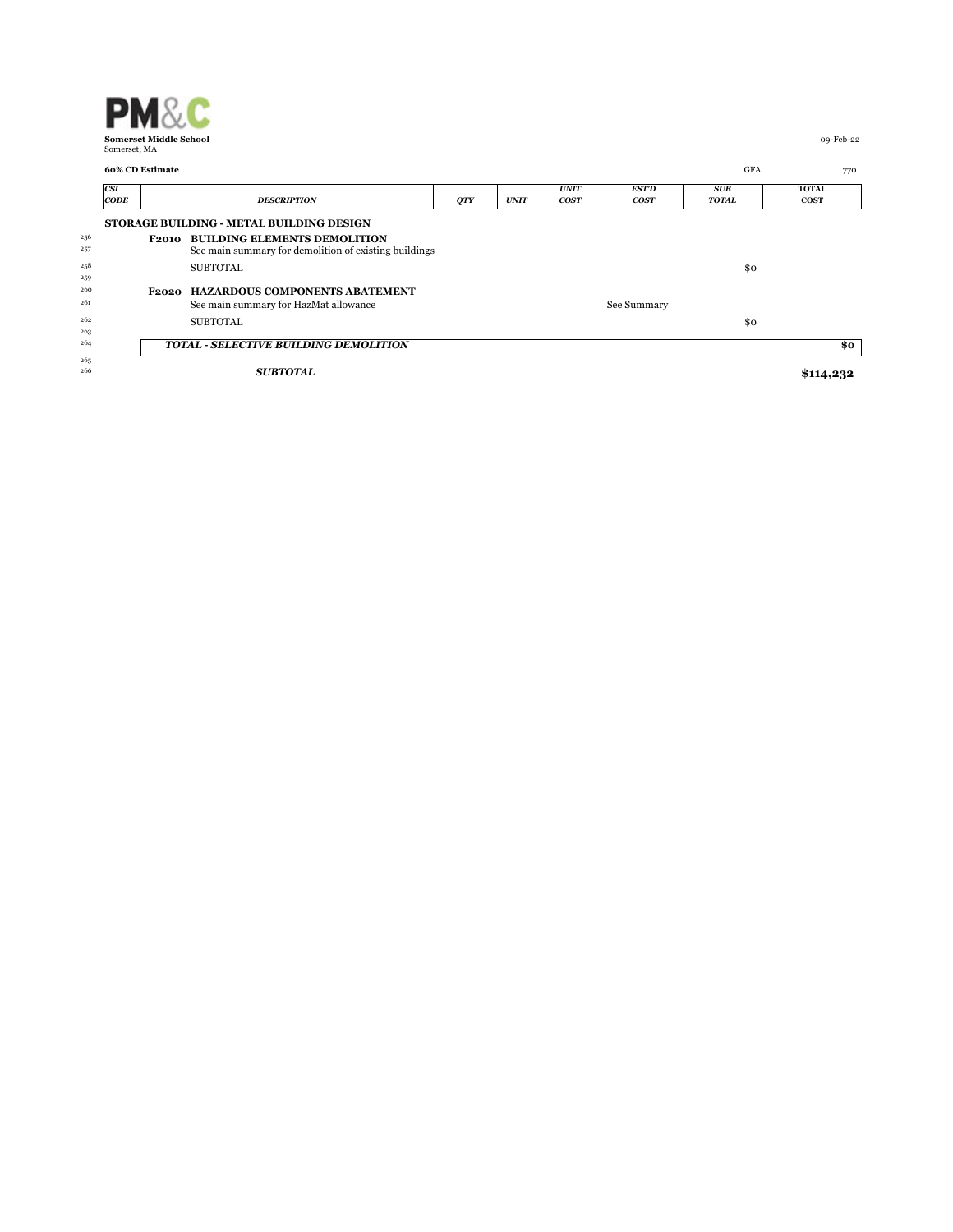**Somerset Middle School**
Somerset, MA

09-Feb-22

**60% CD Estimate**

GFA 770

| CSI CODE | DESCRIPTION | QTY | UNIT | UNIT COST | EST'D COST | SUB TOTAL | TOTAL COST |
|---|---|---|---|---|---|---|---|
| | **STORAGE BUILDING - METAL BUILDING DESIGN** | | | | | | |
| **F2010** | **BUILDING ELEMENTS DEMOLITION** | | | | | | |
| | See main summary for demolition of existing buildings | | | | | | |
| | SUBTOTAL | | | | | $0 | |
| **F2020** | **HAZARDOUS COMPONENTS ABATEMENT** | | | | | | |
| | See main summary for HazMat allowance | | | | See Summary | | |
| | SUBTOTAL | | | | | $0 | |
| | ***TOTAL - SELECTIVE BUILDING DEMOLITION*** | | | | | | **$0** |
| | ***SUBTOTAL*** | | | | | | **$114,232** |